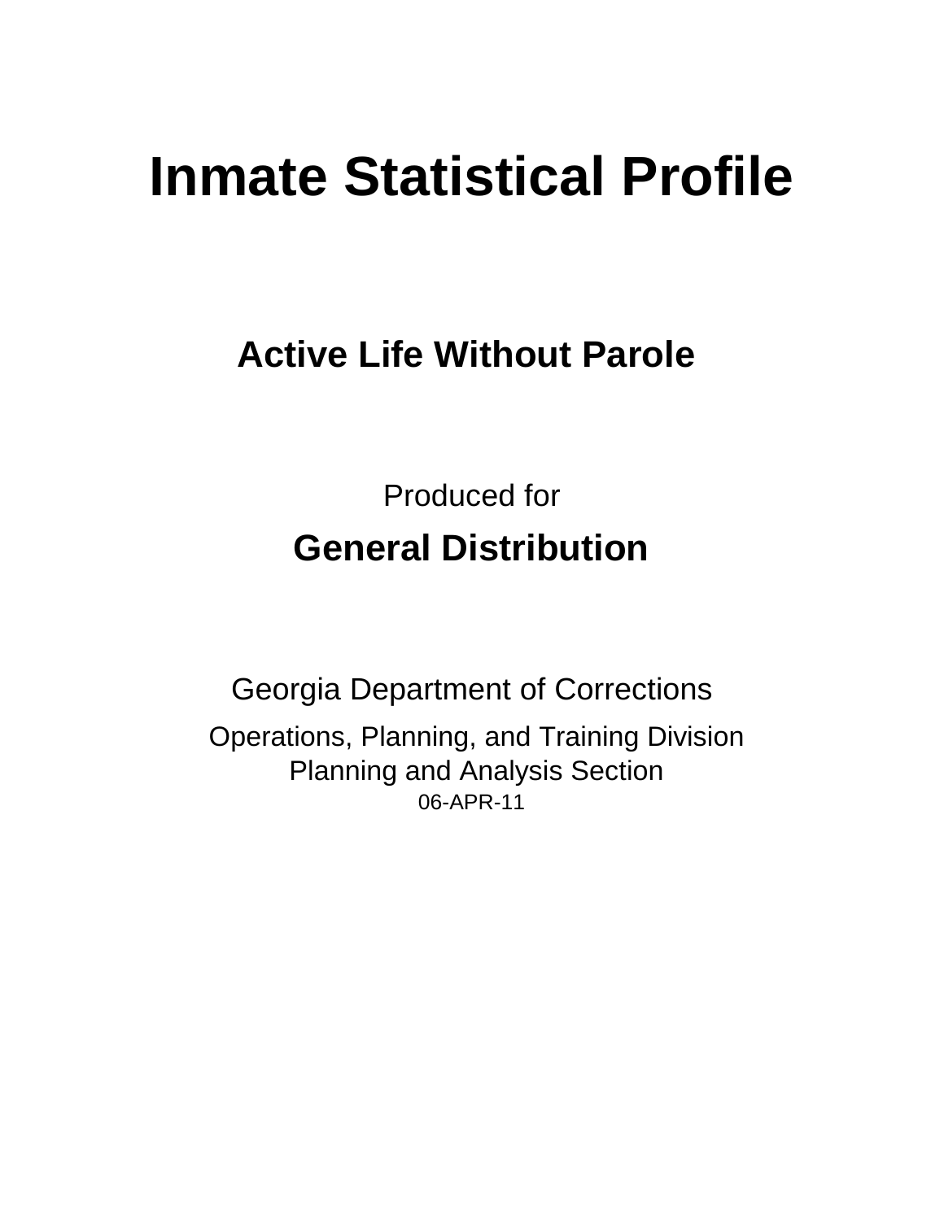# Inmate Statistical Profile

## Active Life Without Parole

Produced for

**General Distribution**

Georgia Department of Corrections

Operations, Planning, and Training Division
Planning and Analysis Section
06-APR-11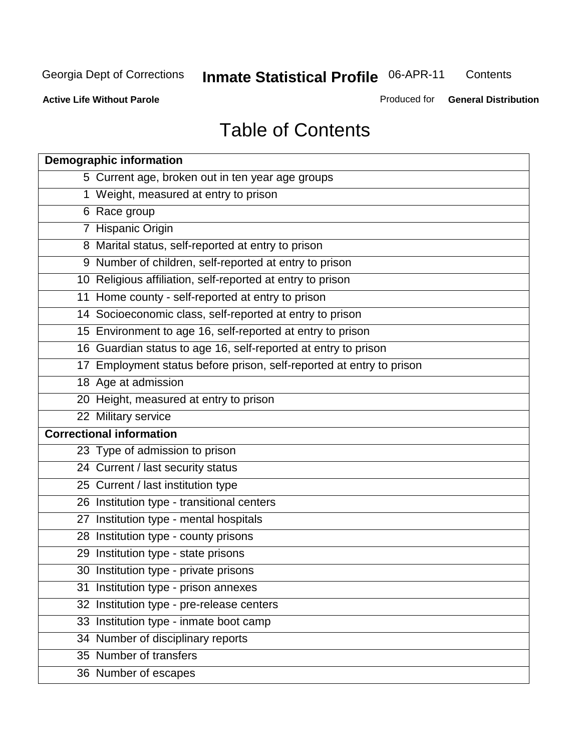Georgia Dept of Corrections **Inmate Statistical Profile** 06-APR-11 Contents

**Active Life Without Parole** Produced for **General Distribution**

# Table of Contents

| **Demographic information** | |
|---|---|
| 5 | Current age, broken out in ten year age groups |
| 1 | Weight, measured at entry to prison |
| 6 | Race group |
| 7 | Hispanic Origin |
| 8 | Marital status, self-reported at entry to prison |
| 9 | Number of children, self-reported at entry to prison |
| 10 | Religious affiliation, self-reported at entry to prison |
| 11 | Home county - self-reported at entry to prison |
| 14 | Socioeconomic class, self-reported at entry to prison |
| 15 | Environment to age 16, self-reported at entry to prison |
| 16 | Guardian status to age 16, self-reported at entry to prison |
| 17 | Employment status before prison, self-reported at entry to prison |
| 18 | Age at admission |
| 20 | Height, measured at entry to prison |
| 22 | Military service |
| **Correctional information** | |
| 23 | Type of admission to prison |
| 24 | Current / last security status |
| 25 | Current / last institution type |
| 26 | Institution type - transitional centers |
| 27 | Institution type - mental hospitals |
| 28 | Institution type - county prisons |
| 29 | Institution type - state prisons |
| 30 | Institution type - private prisons |
| 31 | Institution type - prison annexes |
| 32 | Institution type - pre-release centers |
| 33 | Institution type - inmate boot camp |
| 34 | Number of disciplinary reports |
| 35 | Number of transfers |
| 36 | Number of escapes |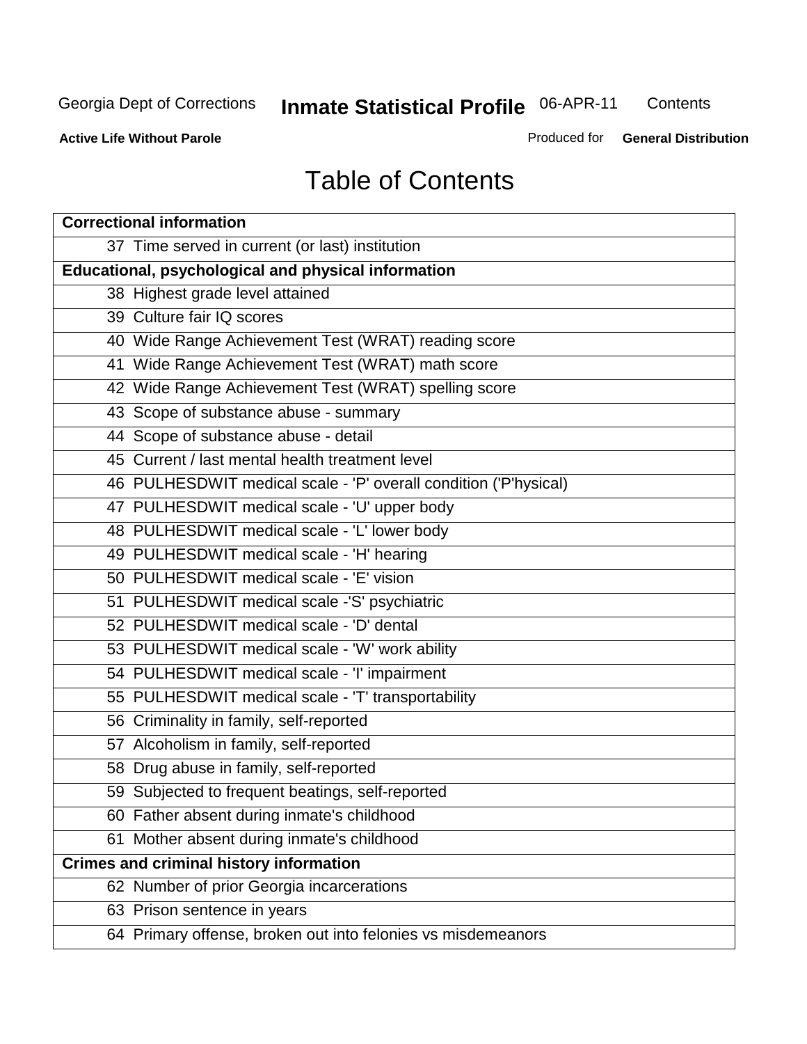# Table of Contents

| Correctional information |
|---|
| 37 Time served in current (or last) institution |
| **Educational, psychological and physical information** |
| 38 Highest grade level attained |
| 39 Culture fair IQ scores |
| 40 Wide Range Achievement Test (WRAT) reading score |
| 41 Wide Range Achievement Test (WRAT) math score |
| 42 Wide Range Achievement Test (WRAT) spelling score |
| 43 Scope of substance abuse - summary |
| 44 Scope of substance abuse - detail |
| 45 Current / last mental health treatment level |
| 46 PULHESDWIT medical scale - 'P' overall condition ('P'hysical) |
| 47 PULHESDWIT medical scale - 'U' upper body |
| 48 PULHESDWIT medical scale - 'L' lower body |
| 49 PULHESDWIT medical scale - 'H' hearing |
| 50 PULHESDWIT medical scale - 'E' vision |
| 51 PULHESDWIT medical scale -'S' psychiatric |
| 52 PULHESDWIT medical scale - 'D' dental |
| 53 PULHESDWIT medical scale - 'W' work ability |
| 54 PULHESDWIT medical scale - 'I' impairment |
| 55 PULHESDWIT medical scale - 'T' transportability |
| 56 Criminality in family, self-reported |
| 57 Alcoholism in family, self-reported |
| 58 Drug abuse in family, self-reported |
| 59 Subjected to frequent beatings, self-reported |
| 60 Father absent during inmate's childhood |
| 61 Mother absent during inmate's childhood |
| **Crimes and criminal history information** |
| 62 Number of prior Georgia incarcerations |
| 63 Prison sentence in years |
| 64 Primary offense, broken out into felonies vs misdemeanors |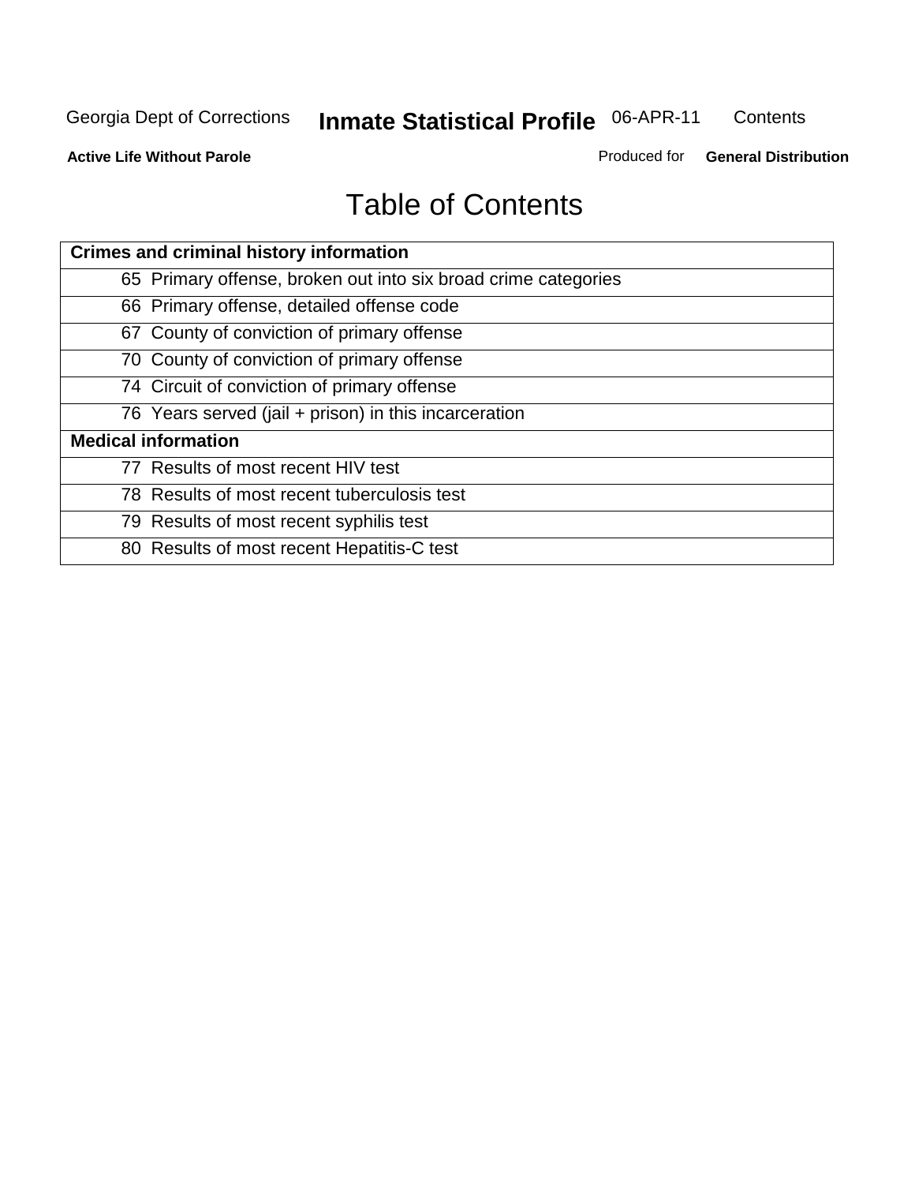# Table of Contents

| Crimes and criminal history information |
|---|
| 65 Primary offense, broken out into six broad crime categories |
| 66 Primary offense, detailed offense code |
| 67 County of conviction of primary offense |
| 70 County of conviction of primary offense |
| 74 Circuit of conviction of primary offense |
| 76 Years served (jail + prison) in this incarceration |
| **Medical information** |
| 77 Results of most recent HIV test |
| 78 Results of most recent tuberculosis test |
| 79 Results of most recent syphilis test |
| 80 Results of most recent Hepatitis-C test |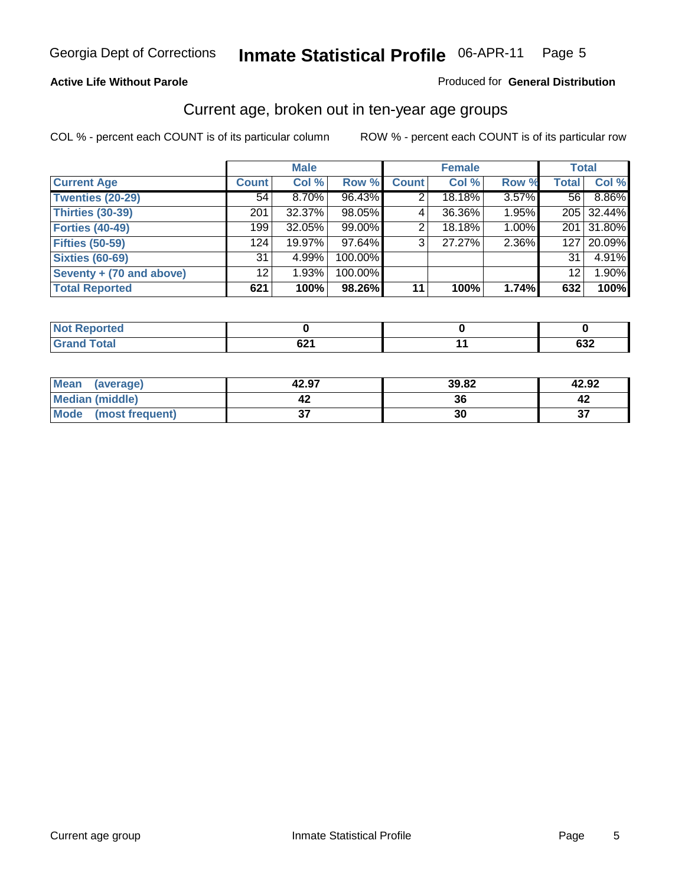Georgia Dept of Corrections **Inmate Statistical Profile** 06-APR-11

**Active Life Without Parole** Produced for **General Distribution**

## Current age, broken out in ten-year age groups

COL % - percent each COUNT is of its particular column    ROW % - percent each COUNT is of its particular row

| | Male | | | Female | | | Total | |
|---|---|---|---|---|---|---|---|---|
| **Current Age** | **Count** | **Col %** | **Row %** | **Count** | **Col %** | **Row %** | **Total** | **Col %** |
| **Twenties (20-29)** | 54 | 8.70% | 96.43% | 2 | 18.18% | 3.57% | 56 | 8.86% |
| **Thirties (30-39)** | 201 | 32.37% | 98.05% | 4 | 36.36% | 1.95% | 205 | 32.44% |
| **Forties (40-49)** | 199 | 32.05% | 99.00% | 2 | 18.18% | 1.00% | 201 | 31.80% |
| **Fifties (50-59)** | 124 | 19.97% | 97.64% | 3 | 27.27% | 2.36% | 127 | 20.09% |
| **Sixties (60-69)** | 31 | 4.99% | 100.00% | | | | 31 | 4.91% |
| **Seventy + (70 and above)** | 12 | 1.93% | 100.00% | | | | 12 | 1.90% |
| **Total Reported** | **621** | **100%** | **98.26%** | **11** | **100%** | **1.74%** | **632** | **100%** |

| | Male | Female | Total |
|---|---|---|---|
| **Not Reported** | **0** | **0** | **0** |
| **Grand Total** | **621** | **11** | **632** |

| | Male | Female | Total |
|---|---|---|---|
| **Mean (average)** | **42.97** | **39.82** | **42.92** |
| **Median (middle)** | **42** | **36** | **42** |
| **Mode (most frequent)** | **37** | **30** | **37** |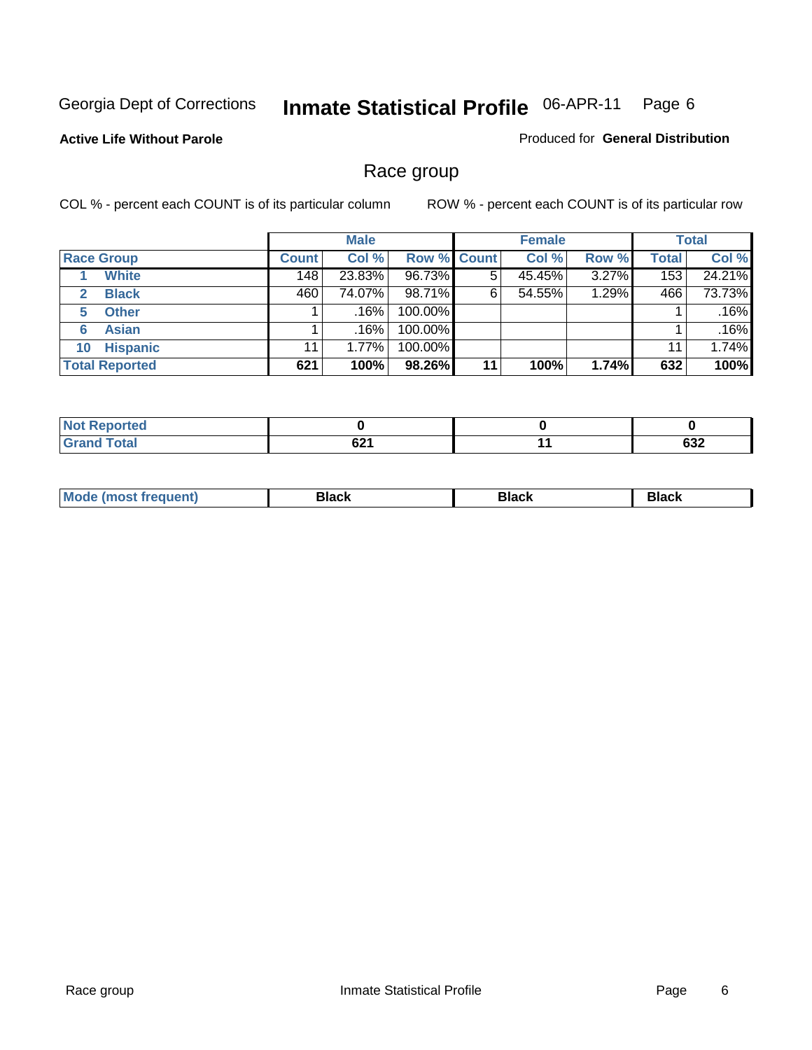Georgia Dept of Corrections **Inmate Statistical Profile** 06-APR-11 Page 6

**Active Life Without Parole**

Produced for **General Distribution**

## Race group

COL % - percent each COUNT is of its particular column

ROW % - percent each COUNT is of its particular row

| | Male | | | Female | | | Total | |
|---|---|---|---|---|---|---|---|---|
| **Race Group** | **Count** | **Col %** | **Row %** | **Count** | **Col %** | **Row %** | **Total** | **Col %** |
| 1 **White** | 148 | 23.83% | 96.73% | 5 | 45.45% | 3.27% | 153 | 24.21% |
| 2 **Black** | 460 | 74.07% | 98.71% | 6 | 54.55% | 1.29% | 466 | 73.73% |
| 5 **Other** | 1 | .16% | 100.00% | | | | 1 | .16% |
| 6 **Asian** | 1 | .16% | 100.00% | | | | 1 | .16% |
| 10 **Hispanic** | 11 | 1.77% | 100.00% | | | | 11 | 1.74% |
| **Total Reported** | **621** | **100%** | **98.26%** | **11** | **100%** | **1.74%** | **632** | **100%** |

| | Male | Female | Total |
|---|---|---|---|
| **Not Reported** | **0** | **0** | **0** |
| **Grand Total** | **621** | **11** | **632** |

| | Male | Female | Total |
|---|---|---|---|
| **Mode (most frequent)** | **Black** | **Black** | **Black** |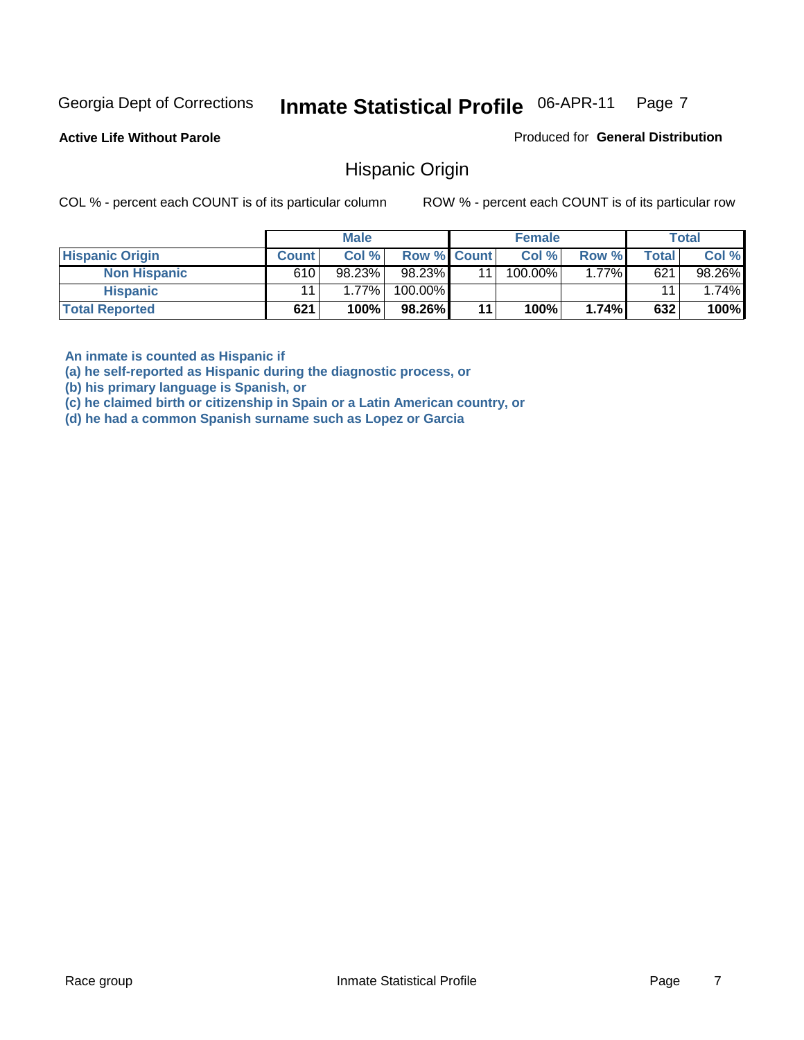Georgia Dept of Corrections **Inmate Statistical Profile** 06-APR-11 Page 7

**Active Life Without Parole**

Produced for **General Distribution**

## Hispanic Origin

COL % - percent each COUNT is of its particular column ROW % - percent each COUNT is of its particular row

| | Male | | | Female | | | Total | |
|---|---|---|---|---|---|---|---|---|
| **Hispanic Origin** | **Count** | **Col %** | **Row %** | **Count** | **Col %** | **Row %** | **Total** | **Col %** |
| **Non Hispanic** | 610 | 98.23% | 98.23% | 11 | 100.00% | 1.77% | 621 | 98.26% |
| **Hispanic** | 11 | 1.77% | 100.00% | | | | 11 | 1.74% |
| **Total Reported** | **621** | **100%** | **98.26%** | **11** | **100%** | **1.74%** | **632** | **100%** |

**An inmate is counted as Hispanic if**
**(a) he self-reported as Hispanic during the diagnostic process, or**
**(b) his primary language is Spanish, or**
**(c) he claimed birth or citizenship in Spain or a Latin American country, or**
**(d) he had a common Spanish surname such as Lopez or Garcia**

Race group Inmate Statistical Profile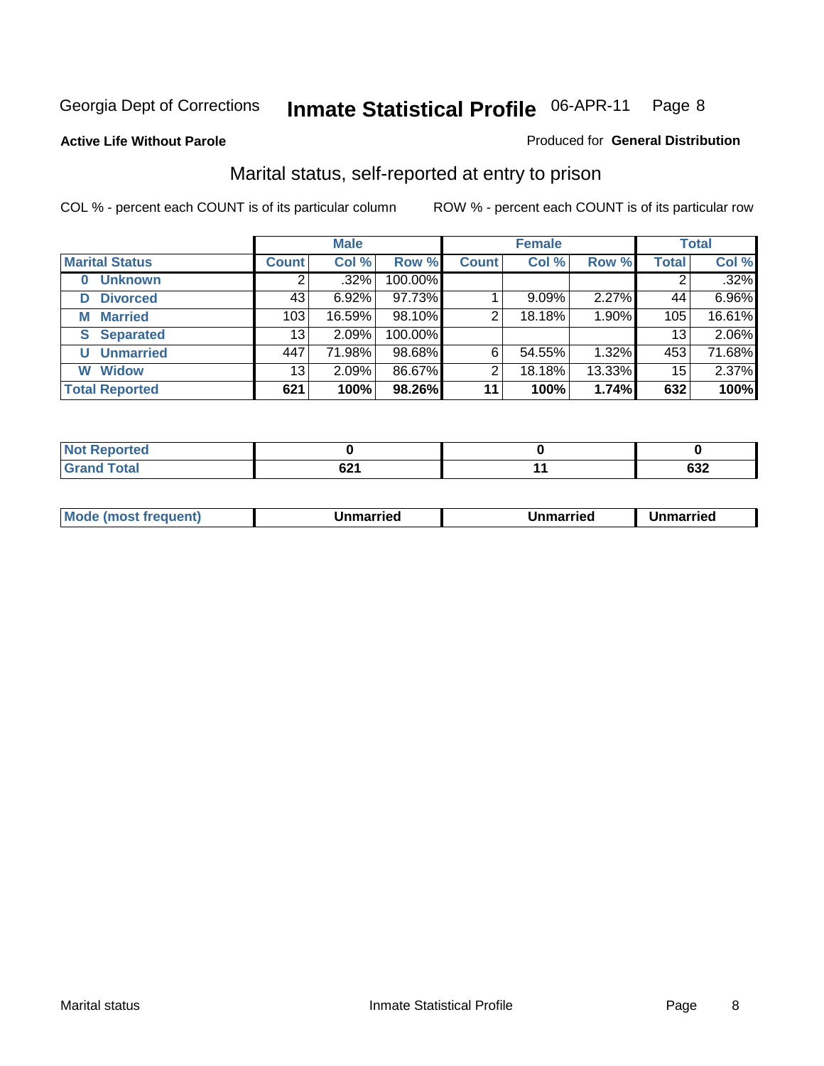# Inmate Statistical Profile

Georgia Dept of Corrections — 06-APR-11

**Active Life Without Parole** — Produced for **General Distribution**

## Marital status, self-reported at entry to prison

COL % - percent each COUNT is of its particular column    ROW % - percent each COUNT is of its particular row

| | Male | | | Female | | | Total | |
|---|---|---|---|---|---|---|---|---|
| **Marital Status** | **Count** | **Col %** | **Row %** | **Count** | **Col %** | **Row %** | **Total** | **Col %** |
| **0 Unknown** | 2 | .32% | 100.00% | | | | 2 | .32% |
| **D Divorced** | 43 | 6.92% | 97.73% | 1 | 9.09% | 2.27% | 44 | 6.96% |
| **M Married** | 103 | 16.59% | 98.10% | 2 | 18.18% | 1.90% | 105 | 16.61% |
| **S Separated** | 13 | 2.09% | 100.00% | | | | 13 | 2.06% |
| **U Unmarried** | 447 | 71.98% | 98.68% | 6 | 54.55% | 1.32% | 453 | 71.68% |
| **W Widow** | 13 | 2.09% | 86.67% | 2 | 18.18% | 13.33% | 15 | 2.37% |
| **Total Reported** | **621** | **100%** | **98.26%** | **11** | **100%** | **1.74%** | **632** | **100%** |

| | Male | Female | Total |
|---|---|---|---|
| **Not Reported** | **0** | **0** | **0** |
| **Grand Total** | **621** | **11** | **632** |

| | Male | Female | Total |
|---|---|---|---|
| **Mode (most frequent)** | **Unmarried** | **Unmarried** | **Unmarried** |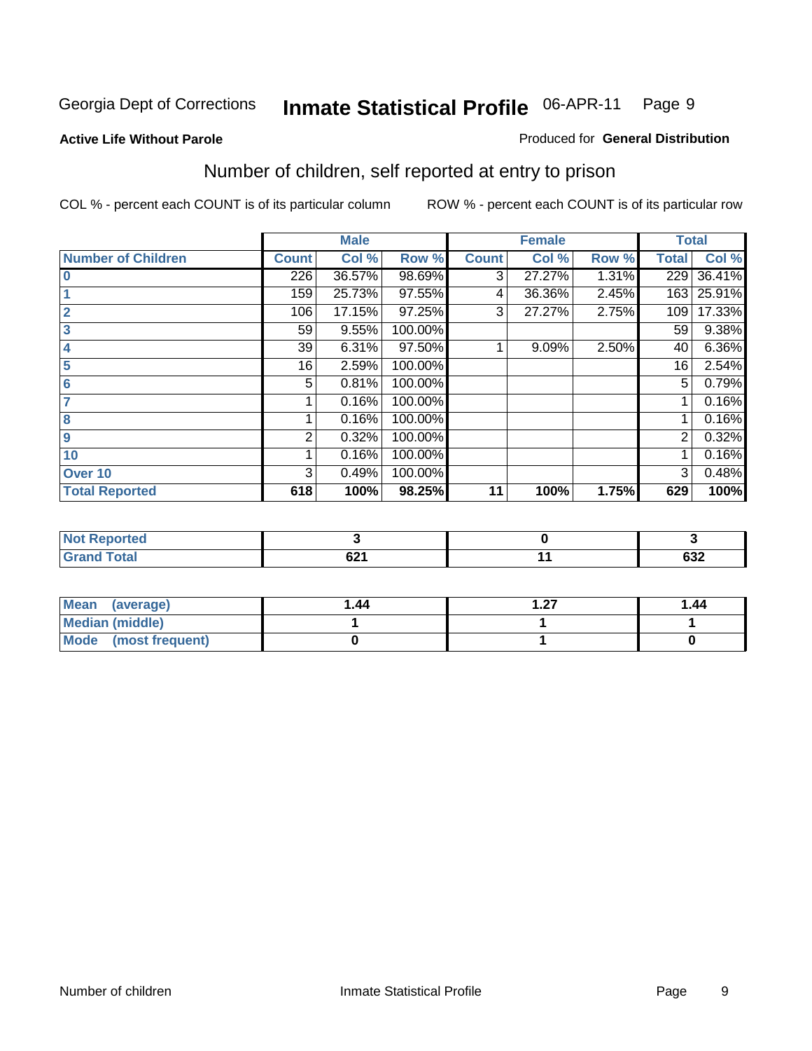Georgia Dept of Corrections **Inmate Statistical Profile** 06-APR-11

**Active Life Without Parole**

Produced for **General Distribution**

## Number of children, self reported at entry to prison

COL % - percent each COUNT is of its particular column ROW % - percent each COUNT is of its particular row

| | Male | | | Female | | | Total | |
|---|---|---|---|---|---|---|---|---|
| **Number of Children** | **Count** | **Col %** | **Row %** | **Count** | **Col %** | **Row %** | **Total** | **Col %** |
| **0** | 226 | 36.57% | 98.69% | 3 | 27.27% | 1.31% | 229 | 36.41% |
| **1** | 159 | 25.73% | 97.55% | 4 | 36.36% | 2.45% | 163 | 25.91% |
| **2** | 106 | 17.15% | 97.25% | 3 | 27.27% | 2.75% | 109 | 17.33% |
| **3** | 59 | 9.55% | 100.00% | | | | 59 | 9.38% |
| **4** | 39 | 6.31% | 97.50% | 1 | 9.09% | 2.50% | 40 | 6.36% |
| **5** | 16 | 2.59% | 100.00% | | | | 16 | 2.54% |
| **6** | 5 | 0.81% | 100.00% | | | | 5 | 0.79% |
| **7** | 1 | 0.16% | 100.00% | | | | 1 | 0.16% |
| **8** | 1 | 0.16% | 100.00% | | | | 1 | 0.16% |
| **9** | 2 | 0.32% | 100.00% | | | | 2 | 0.32% |
| **10** | 1 | 0.16% | 100.00% | | | | 1 | 0.16% |
| **Over 10** | 3 | 0.49% | 100.00% | | | | 3 | 0.48% |
| **Total Reported** | **618** | **100%** | **98.25%** | **11** | **100%** | **1.75%** | **629** | **100%** |

| | Male | Female | Total |
|---|---|---|---|
| **Not Reported** | **3** | **0** | **3** |
| **Grand Total** | **621** | **11** | **632** |

| | Male | Female | Total |
|---|---|---|---|
| **Mean (average)** | **1.44** | **1.27** | **1.44** |
| **Median (middle)** | **1** | **1** | **1** |
| **Mode (most frequent)** | **0** | **1** | **0** |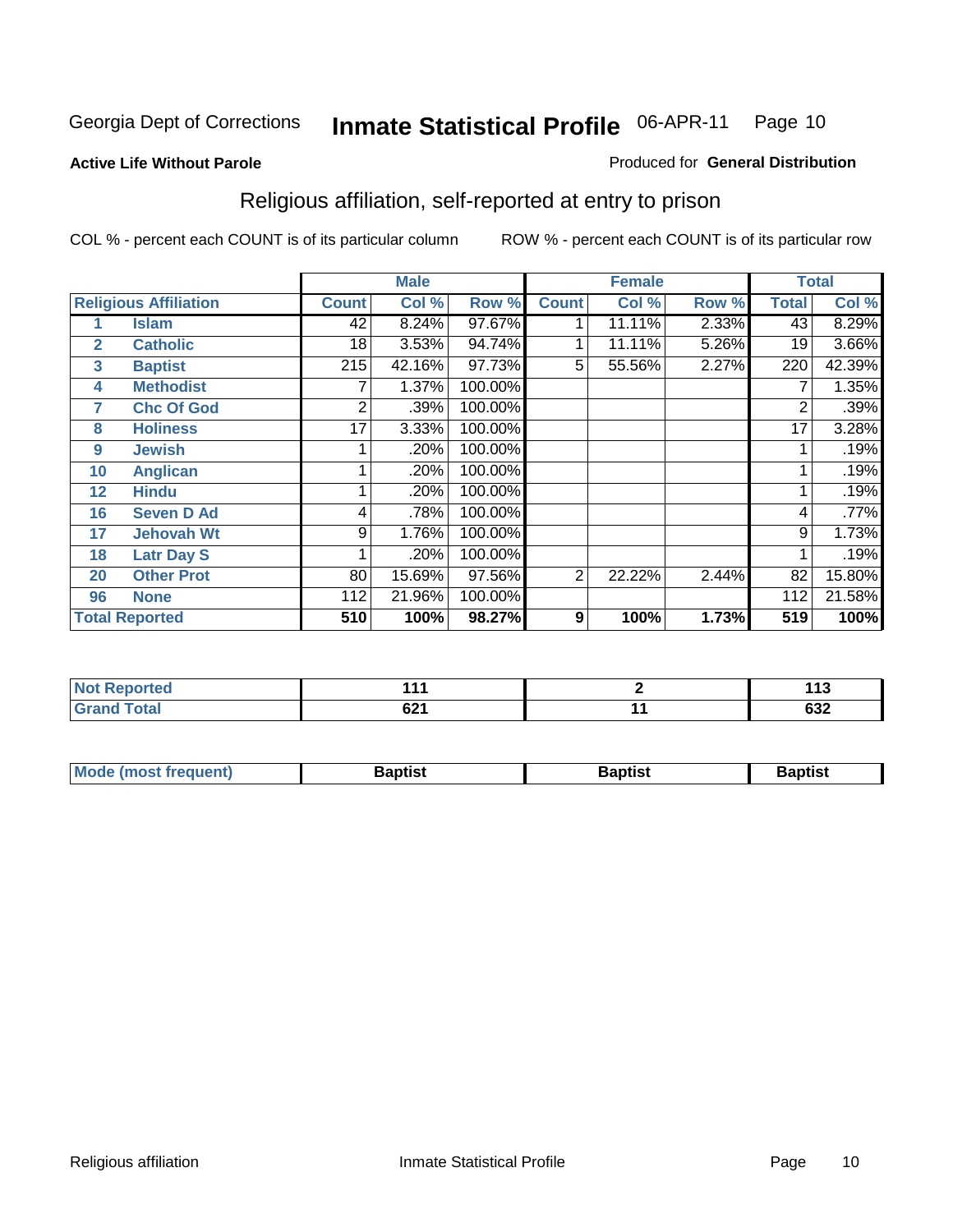Georgia Dept of Corrections **Inmate Statistical Profile** 06-APR-11

**Active Life Without Parole**

Produced for **General Distribution**

## Religious affiliation, self-reported at entry to prison

COL % - percent each COUNT is of its particular column

ROW % - percent each COUNT is of its particular row

| Religious Affiliation | | Male | | | Female | | | Total | |
|---|---|---|---|---|---|---|---|---|---|
| | | Count | Col % | Row % | Count | Col % | Row % | Total | Col % |
| 1 | Islam | 42 | 8.24% | 97.67% | 1 | 11.11% | 2.33% | 43 | 8.29% |
| 2 | Catholic | 18 | 3.53% | 94.74% | 1 | 11.11% | 5.26% | 19 | 3.66% |
| 3 | Baptist | 215 | 42.16% | 97.73% | 5 | 55.56% | 2.27% | 220 | 42.39% |
| 4 | Methodist | 7 | 1.37% | 100.00% | | | | 7 | 1.35% |
| 7 | Chc Of God | 2 | .39% | 100.00% | | | | 2 | .39% |
| 8 | Holiness | 17 | 3.33% | 100.00% | | | | 17 | 3.28% |
| 9 | Jewish | 1 | .20% | 100.00% | | | | 1 | .19% |
| 10 | Anglican | 1 | .20% | 100.00% | | | | 1 | .19% |
| 12 | Hindu | 1 | .20% | 100.00% | | | | 1 | .19% |
| 16 | Seven D Ad | 4 | .78% | 100.00% | | | | 4 | .77% |
| 17 | Jehovah Wt | 9 | 1.76% | 100.00% | | | | 9 | 1.73% |
| 18 | Latr Day S | 1 | .20% | 100.00% | | | | 1 | .19% |
| 20 | Other Prot | 80 | 15.69% | 97.56% | 2 | 22.22% | 2.44% | 82 | 15.80% |
| 96 | None | 112 | 21.96% | 100.00% | | | | 112 | 21.58% |
| **Total Reported** | | **510** | **100%** | **98.27%** | **9** | **100%** | **1.73%** | **519** | **100%** |

| | Male | Female | Total |
|---|---|---|---|
| Not Reported | 111 | 2 | 113 |
| Grand Total | 621 | 11 | 632 |

| | Male | Female | Total |
|---|---|---|---|
| Mode (most frequent) | Baptist | Baptist | Baptist |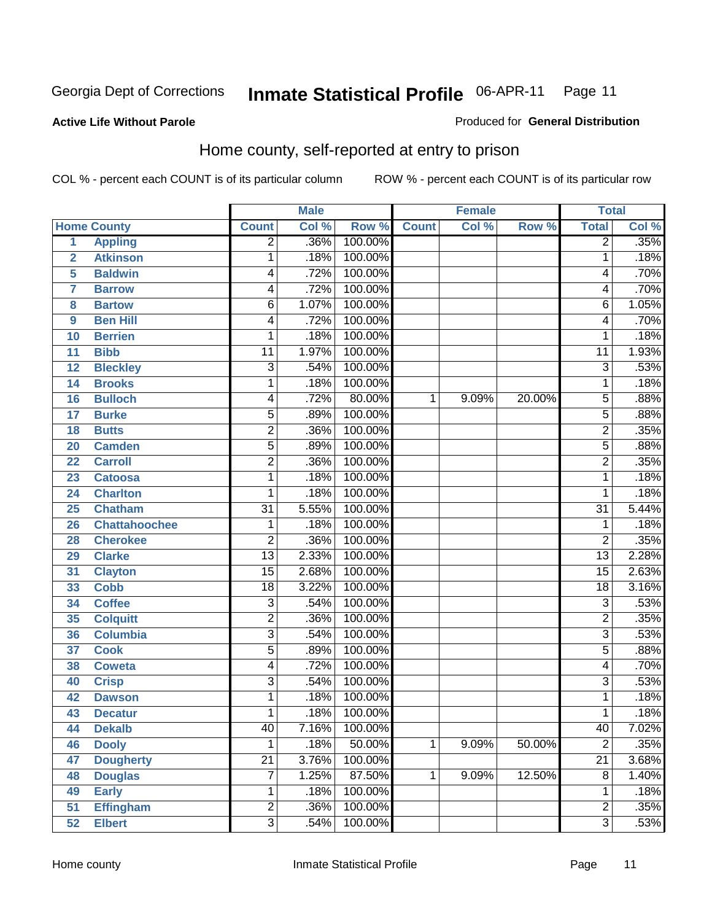Georgia Dept of Corrections **Inmate Statistical Profile** 06-APR-11

**Active Life Without Parole**

Produced for **General Distribution**

## Home county, self-reported at entry to prison

COL % - percent each COUNT is of its particular column ROW % - percent each COUNT is of its particular row

| | | Male | | | Female | | | Total | |
|---|---|---|---|---|---|---|---|---|---|
| **Home County** | | **Count** | **Col %** | **Row %** | **Count** | **Col %** | **Row %** | **Total** | **Col %** |
| 1 | Appling | 2 | .36% | 100.00% | | | | 2 | .35% |
| 2 | Atkinson | 1 | .18% | 100.00% | | | | 1 | .18% |
| 5 | Baldwin | 4 | .72% | 100.00% | | | | 4 | .70% |
| 7 | Barrow | 4 | .72% | 100.00% | | | | 4 | .70% |
| 8 | Bartow | 6 | 1.07% | 100.00% | | | | 6 | 1.05% |
| 9 | Ben Hill | 4 | .72% | 100.00% | | | | 4 | .70% |
| 10 | Berrien | 1 | .18% | 100.00% | | | | 1 | .18% |
| 11 | Bibb | 11 | 1.97% | 100.00% | | | | 11 | 1.93% |
| 12 | Bleckley | 3 | .54% | 100.00% | | | | 3 | .53% |
| 14 | Brooks | 1 | .18% | 100.00% | | | | 1 | .18% |
| 16 | Bulloch | 4 | .72% | 80.00% | 1 | 9.09% | 20.00% | 5 | .88% |
| 17 | Burke | 5 | .89% | 100.00% | | | | 5 | .88% |
| 18 | Butts | 2 | .36% | 100.00% | | | | 2 | .35% |
| 20 | Camden | 5 | .89% | 100.00% | | | | 5 | .88% |
| 22 | Carroll | 2 | .36% | 100.00% | | | | 2 | .35% |
| 23 | Catoosa | 1 | .18% | 100.00% | | | | 1 | .18% |
| 24 | Charlton | 1 | .18% | 100.00% | | | | 1 | .18% |
| 25 | Chatham | 31 | 5.55% | 100.00% | | | | 31 | 5.44% |
| 26 | Chattahoochee | 1 | .18% | 100.00% | | | | 1 | .18% |
| 28 | Cherokee | 2 | .36% | 100.00% | | | | 2 | .35% |
| 29 | Clarke | 13 | 2.33% | 100.00% | | | | 13 | 2.28% |
| 31 | Clayton | 15 | 2.68% | 100.00% | | | | 15 | 2.63% |
| 33 | Cobb | 18 | 3.22% | 100.00% | | | | 18 | 3.16% |
| 34 | Coffee | 3 | .54% | 100.00% | | | | 3 | .53% |
| 35 | Colquitt | 2 | .36% | 100.00% | | | | 2 | .35% |
| 36 | Columbia | 3 | .54% | 100.00% | | | | 3 | .53% |
| 37 | Cook | 5 | .89% | 100.00% | | | | 5 | .88% |
| 38 | Coweta | 4 | .72% | 100.00% | | | | 4 | .70% |
| 40 | Crisp | 3 | .54% | 100.00% | | | | 3 | .53% |
| 42 | Dawson | 1 | .18% | 100.00% | | | | 1 | .18% |
| 43 | Decatur | 1 | .18% | 100.00% | | | | 1 | .18% |
| 44 | Dekalb | 40 | 7.16% | 100.00% | | | | 40 | 7.02% |
| 46 | Dooly | 1 | .18% | 50.00% | 1 | 9.09% | 50.00% | 2 | .35% |
| 47 | Dougherty | 21 | 3.76% | 100.00% | | | | 21 | 3.68% |
| 48 | Douglas | 7 | 1.25% | 87.50% | 1 | 9.09% | 12.50% | 8 | 1.40% |
| 49 | Early | 1 | .18% | 100.00% | | | | 1 | .18% |
| 51 | Effingham | 2 | .36% | 100.00% | | | | 2 | .35% |
| 52 | Elbert | 3 | .54% | 100.00% | | | | 3 | .53% |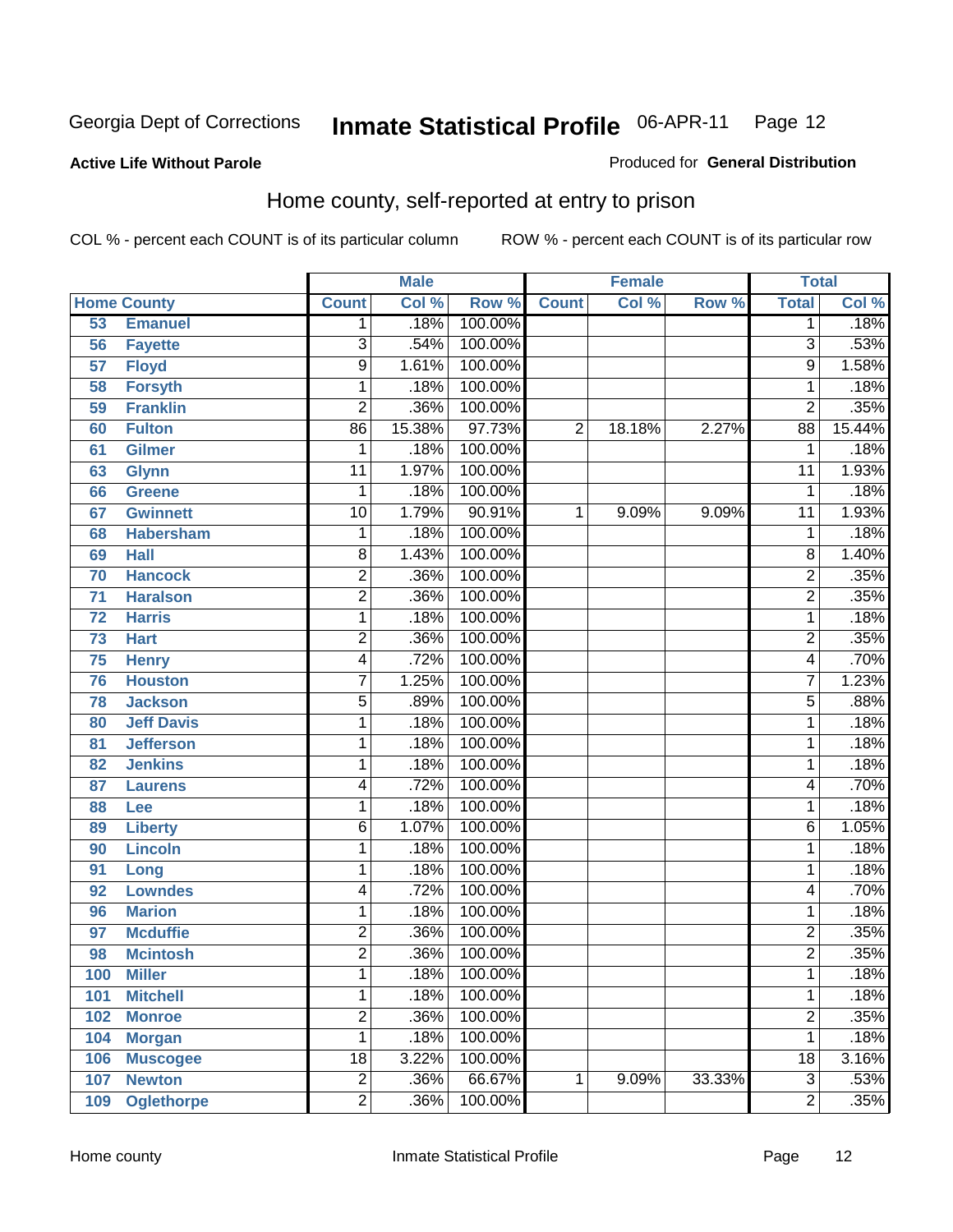Georgia Dept of Corrections **Inmate Statistical Profile** 06-APR-11 Page 12

**Active Life Without Parole**

Produced for **General Distribution**

## Home county, self-reported at entry to prison

COL % - percent each COUNT is of its particular column ROW % - percent each COUNT is of its particular row

| Home County | | Male | | | Female | | | Total | |
|---|---|---|---|---|---|---|---|---|---|
| | | Count | Col % | Row % | Count | Col % | Row % | Total | Col % |
| 53 | Emanuel | 1 | .18% | 100.00% | | | | 1 | .18% |
| 56 | Fayette | 3 | .54% | 100.00% | | | | 3 | .53% |
| 57 | Floyd | 9 | 1.61% | 100.00% | | | | 9 | 1.58% |
| 58 | Forsyth | 1 | .18% | 100.00% | | | | 1 | .18% |
| 59 | Franklin | 2 | .36% | 100.00% | | | | 2 | .35% |
| 60 | Fulton | 86 | 15.38% | 97.73% | 2 | 18.18% | 2.27% | 88 | 15.44% |
| 61 | Gilmer | 1 | .18% | 100.00% | | | | 1 | .18% |
| 63 | Glynn | 11 | 1.97% | 100.00% | | | | 11 | 1.93% |
| 66 | Greene | 1 | .18% | 100.00% | | | | 1 | .18% |
| 67 | Gwinnett | 10 | 1.79% | 90.91% | 1 | 9.09% | 9.09% | 11 | 1.93% |
| 68 | Habersham | 1 | .18% | 100.00% | | | | 1 | .18% |
| 69 | Hall | 8 | 1.43% | 100.00% | | | | 8 | 1.40% |
| 70 | Hancock | 2 | .36% | 100.00% | | | | 2 | .35% |
| 71 | Haralson | 2 | .36% | 100.00% | | | | 2 | .35% |
| 72 | Harris | 1 | .18% | 100.00% | | | | 1 | .18% |
| 73 | Hart | 2 | .36% | 100.00% | | | | 2 | .35% |
| 75 | Henry | 4 | .72% | 100.00% | | | | 4 | .70% |
| 76 | Houston | 7 | 1.25% | 100.00% | | | | 7 | 1.23% |
| 78 | Jackson | 5 | .89% | 100.00% | | | | 5 | .88% |
| 80 | Jeff Davis | 1 | .18% | 100.00% | | | | 1 | .18% |
| 81 | Jefferson | 1 | .18% | 100.00% | | | | 1 | .18% |
| 82 | Jenkins | 1 | .18% | 100.00% | | | | 1 | .18% |
| 87 | Laurens | 4 | .72% | 100.00% | | | | 4 | .70% |
| 88 | Lee | 1 | .18% | 100.00% | | | | 1 | .18% |
| 89 | Liberty | 6 | 1.07% | 100.00% | | | | 6 | 1.05% |
| 90 | Lincoln | 1 | .18% | 100.00% | | | | 1 | .18% |
| 91 | Long | 1 | .18% | 100.00% | | | | 1 | .18% |
| 92 | Lowndes | 4 | .72% | 100.00% | | | | 4 | .70% |
| 96 | Marion | 1 | .18% | 100.00% | | | | 1 | .18% |
| 97 | Mcduffie | 2 | .36% | 100.00% | | | | 2 | .35% |
| 98 | Mcintosh | 2 | .36% | 100.00% | | | | 2 | .35% |
| 100 | Miller | 1 | .18% | 100.00% | | | | 1 | .18% |
| 101 | Mitchell | 1 | .18% | 100.00% | | | | 1 | .18% |
| 102 | Monroe | 2 | .36% | 100.00% | | | | 2 | .35% |
| 104 | Morgan | 1 | .18% | 100.00% | | | | 1 | .18% |
| 106 | Muscogee | 18 | 3.22% | 100.00% | | | | 18 | 3.16% |
| 107 | Newton | 2 | .36% | 66.67% | 1 | 9.09% | 33.33% | 3 | .53% |
| 109 | Oglethorpe | 2 | .36% | 100.00% | | | | 2 | .35% |

Home county Inmate Statistical Profile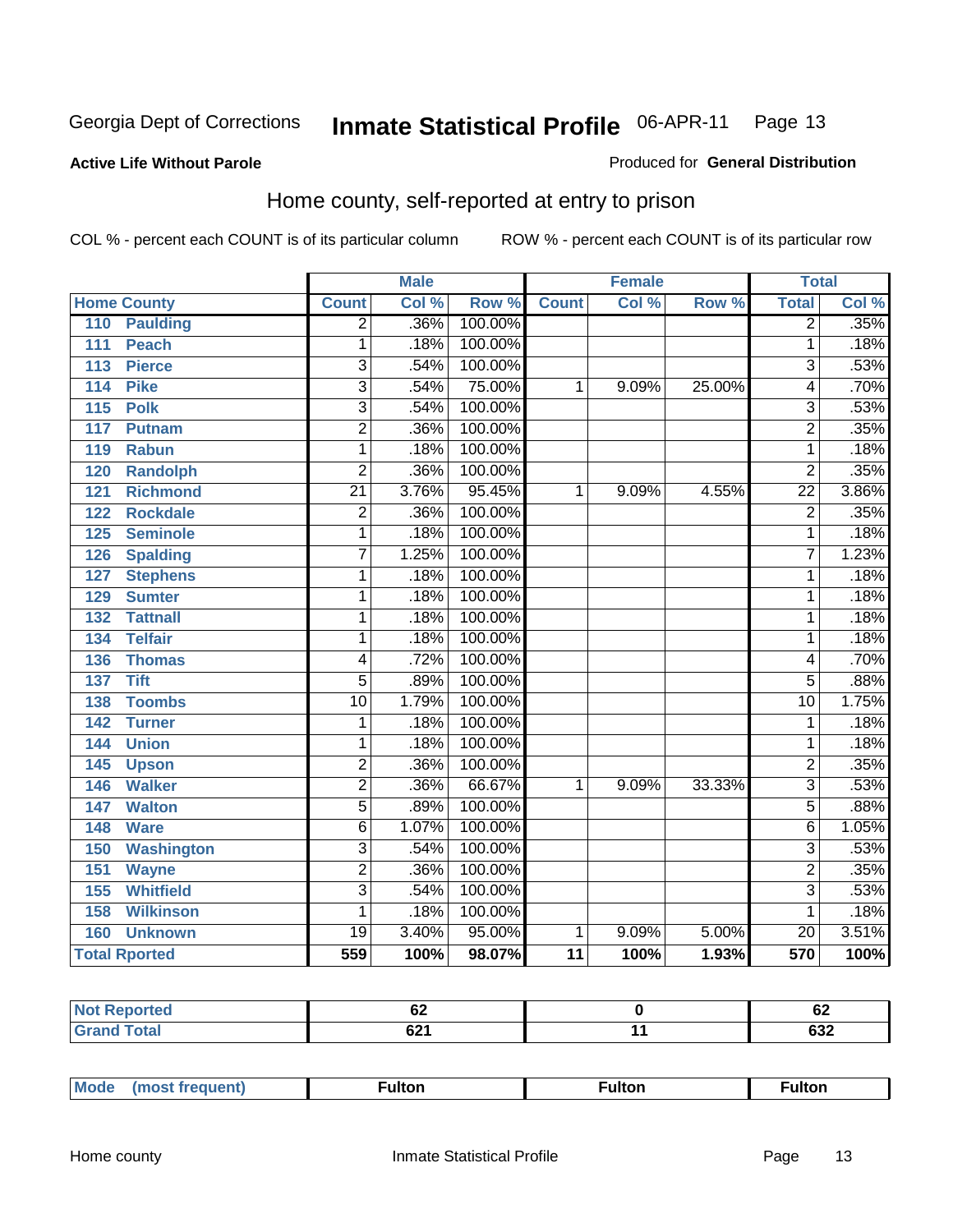Georgia Dept of Corrections **Inmate Statistical Profile** 06-APR-11

**Active Life Without Parole**

Produced for **General Distribution**

## Home county, self-reported at entry to prison

COL % - percent each COUNT is of its particular column      ROW % - percent each COUNT is of its particular row

| Home County | Male | | | Female | | | Total | |
|---|---|---|---|---|---|---|---|---|
| | Count | Col % | Row % | Count | Col % | Row % | Total | Col % |
| 110 Paulding | 2 | .36% | 100.00% | | | | 2 | .35% |
| 111 Peach | 1 | .18% | 100.00% | | | | 1 | .18% |
| 113 Pierce | 3 | .54% | 100.00% | | | | 3 | .53% |
| 114 Pike | 3 | .54% | 75.00% | 1 | 9.09% | 25.00% | 4 | .70% |
| 115 Polk | 3 | .54% | 100.00% | | | | 3 | .53% |
| 117 Putnam | 2 | .36% | 100.00% | | | | 2 | .35% |
| 119 Rabun | 1 | .18% | 100.00% | | | | 1 | .18% |
| 120 Randolph | 2 | .36% | 100.00% | | | | 2 | .35% |
| 121 Richmond | 21 | 3.76% | 95.45% | 1 | 9.09% | 4.55% | 22 | 3.86% |
| 122 Rockdale | 2 | .36% | 100.00% | | | | 2 | .35% |
| 125 Seminole | 1 | .18% | 100.00% | | | | 1 | .18% |
| 126 Spalding | 7 | 1.25% | 100.00% | | | | 7 | 1.23% |
| 127 Stephens | 1 | .18% | 100.00% | | | | 1 | .18% |
| 129 Sumter | 1 | .18% | 100.00% | | | | 1 | .18% |
| 132 Tattnall | 1 | .18% | 100.00% | | | | 1 | .18% |
| 134 Telfair | 1 | .18% | 100.00% | | | | 1 | .18% |
| 136 Thomas | 4 | .72% | 100.00% | | | | 4 | .70% |
| 137 Tift | 5 | .89% | 100.00% | | | | 5 | .88% |
| 138 Toombs | 10 | 1.79% | 100.00% | | | | 10 | 1.75% |
| 142 Turner | 1 | .18% | 100.00% | | | | 1 | .18% |
| 144 Union | 1 | .18% | 100.00% | | | | 1 | .18% |
| 145 Upson | 2 | .36% | 100.00% | | | | 2 | .35% |
| 146 Walker | 2 | .36% | 66.67% | 1 | 9.09% | 33.33% | 3 | .53% |
| 147 Walton | 5 | .89% | 100.00% | | | | 5 | .88% |
| 148 Ware | 6 | 1.07% | 100.00% | | | | 6 | 1.05% |
| 150 Washington | 3 | .54% | 100.00% | | | | 3 | .53% |
| 151 Wayne | 2 | .36% | 100.00% | | | | 2 | .35% |
| 155 Whitfield | 3 | .54% | 100.00% | | | | 3 | .53% |
| 158 Wilkinson | 1 | .18% | 100.00% | | | | 1 | .18% |
| 160 Unknown | 19 | 3.40% | 95.00% | 1 | 9.09% | 5.00% | 20 | 3.51% |
| **Total Rported** | **559** | **100%** | **98.07%** | **11** | **100%** | **1.93%** | **570** | **100%** |

| | Male | Female | Total |
|---|---|---|---|
| Not Reported | 62 | 0 | 62 |
| Grand Total | 621 | 11 | 632 |

| | Male | Female | Total |
|---|---|---|---|
| Mode (most frequent) | Fulton | Fulton | Fulton |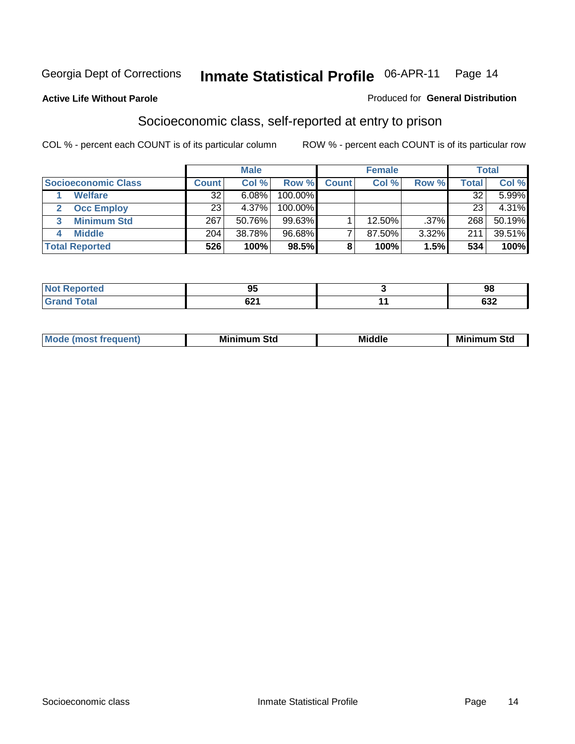Georgia Dept of Corrections **Inmate Statistical Profile** 06-APR-11 Page 14

**Active Life Without Parole**

Produced for **General Distribution**

## Socioeconomic class, self-reported at entry to prison

COL % - percent each COUNT is of its particular column

ROW % - percent each COUNT is of its particular row

| | Male | | | Female | | | Total | |
|---|---|---|---|---|---|---|---|---|
| **Socioeconomic Class** | **Count** | **Col %** | **Row %** | **Count** | **Col %** | **Row %** | **Total** | **Col %** |
| 1 Welfare | 32 | 6.08% | 100.00% | | | | 32 | 5.99% |
| 2 Occ Employ | 23 | 4.37% | 100.00% | | | | 23 | 4.31% |
| 3 Minimum Std | 267 | 50.76% | 99.63% | 1 | 12.50% | .37% | 268 | 50.19% |
| 4 Middle | 204 | 38.78% | 96.68% | 7 | 87.50% | 3.32% | 211 | 39.51% |
| **Total Reported** | **526** | **100%** | **98.5%** | **8** | **100%** | **1.5%** | **534** | **100%** |

| | Male | Female | Total |
|---|---|---|---|
| **Not Reported** | **95** | **3** | **98** |
| **Grand Total** | **621** | **11** | **632** |

| | Male | Female | Total |
|---|---|---|---|
| **Mode (most frequent)** | **Minimum Std** | **Middle** | **Minimum Std** |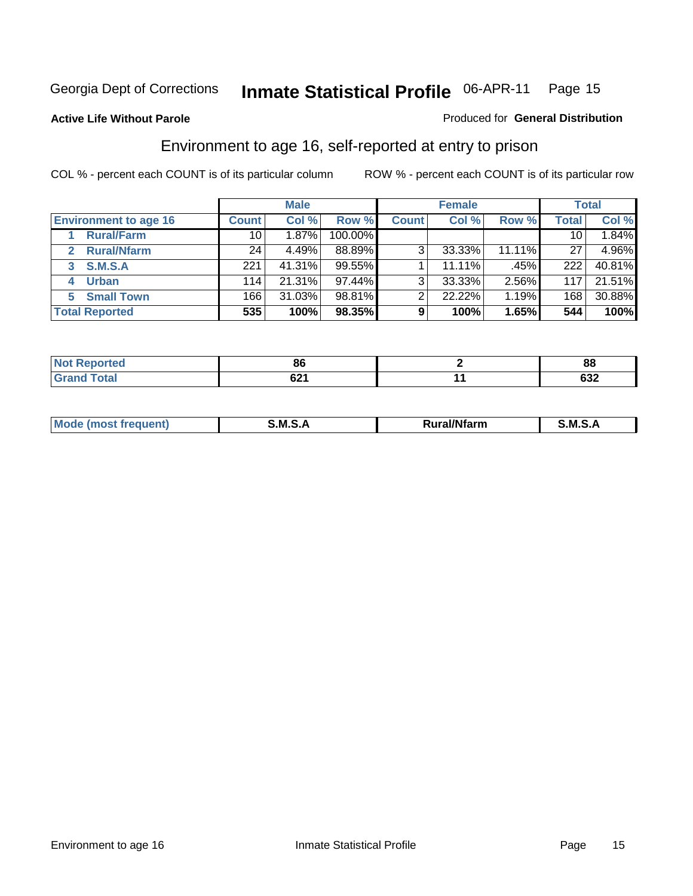Georgia Dept of Corrections **Inmate Statistical Profile** 06-APR-11 Page 15

**Active Life Without Parole**

Produced for **General Distribution**

## Environment to age 16, self-reported at entry to prison

COL % - percent each COUNT is of its particular column ROW % - percent each COUNT is of its particular row

| | Male | | | Female | | | Total | |
|---|---|---|---|---|---|---|---|---|
| **Environment to age 16** | **Count** | **Col %** | **Row %** | **Count** | **Col %** | **Row %** | **Total** | **Col %** |
| 1 **Rural/Farm** | 10 | 1.87% | 100.00% | | | | 10 | 1.84% |
| 2 **Rural/Nfarm** | 24 | 4.49% | 88.89% | 3 | 33.33% | 11.11% | 27 | 4.96% |
| 3 **S.M.S.A** | 221 | 41.31% | 99.55% | 1 | 11.11% | .45% | 222 | 40.81% |
| 4 **Urban** | 114 | 21.31% | 97.44% | 3 | 33.33% | 2.56% | 117 | 21.51% |
| 5 **Small Town** | 166 | 31.03% | 98.81% | 2 | 22.22% | 1.19% | 168 | 30.88% |
| **Total Reported** | **535** | **100%** | **98.35%** | **9** | **100%** | **1.65%** | **544** | **100%** |

| | Male | Female | Total |
|---|---|---|---|
| **Not Reported** | **86** | **2** | **88** |
| **Grand Total** | **621** | **11** | **632** |

| | Male | Female | Total |
|---|---|---|---|
| **Mode (most frequent)** | **S.M.S.A** | **Rural/Nfarm** | **S.M.S.A** |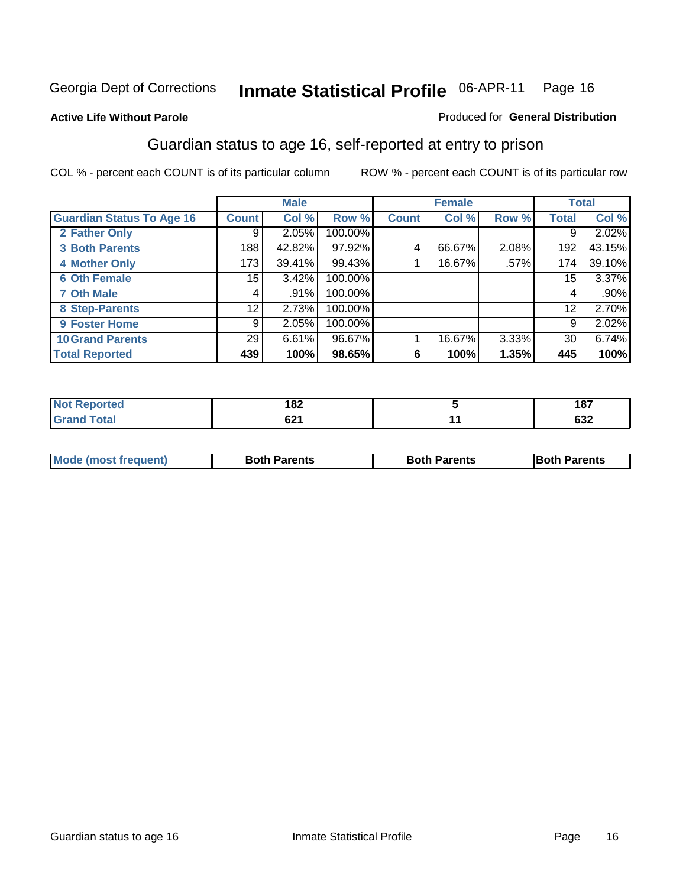Georgia Dept of Corrections **Inmate Statistical Profile** 06-APR-11 Page 16

**Active Life Without Parole**

Produced for **General Distribution**

## Guardian status to age 16, self-reported at entry to prison

COL % - percent each COUNT is of its particular column

ROW % - percent each COUNT is of its particular row

| | Male | | | Female | | | Total | |
|---|---|---|---|---|---|---|---|---|
| **Guardian Status To Age 16** | **Count** | **Col %** | **Row %** | **Count** | **Col %** | **Row %** | **Total** | **Col %** |
| 2 Father Only | 9 | 2.05% | 100.00% | | | | 9 | 2.02% |
| 3 Both Parents | 188 | 42.82% | 97.92% | 4 | 66.67% | 2.08% | 192 | 43.15% |
| 4 Mother Only | 173 | 39.41% | 99.43% | 1 | 16.67% | .57% | 174 | 39.10% |
| 6 Oth Female | 15 | 3.42% | 100.00% | | | | 15 | 3.37% |
| 7 Oth Male | 4 | .91% | 100.00% | | | | 4 | .90% |
| 8 Step-Parents | 12 | 2.73% | 100.00% | | | | 12 | 2.70% |
| 9 Foster Home | 9 | 2.05% | 100.00% | | | | 9 | 2.02% |
| 10 Grand Parents | 29 | 6.61% | 96.67% | 1 | 16.67% | 3.33% | 30 | 6.74% |
| **Total Reported** | **439** | **100%** | **98.65%** | **6** | **100%** | **1.35%** | **445** | **100%** |

| | Male | Female | Total |
|---|---|---|---|
| Not Reported | 182 | 5 | 187 |
| Grand Total | 621 | 11 | 632 |

| | Male | Female | Total |
|---|---|---|---|
| Mode (most frequent) | Both Parents | Both Parents | Both Parents |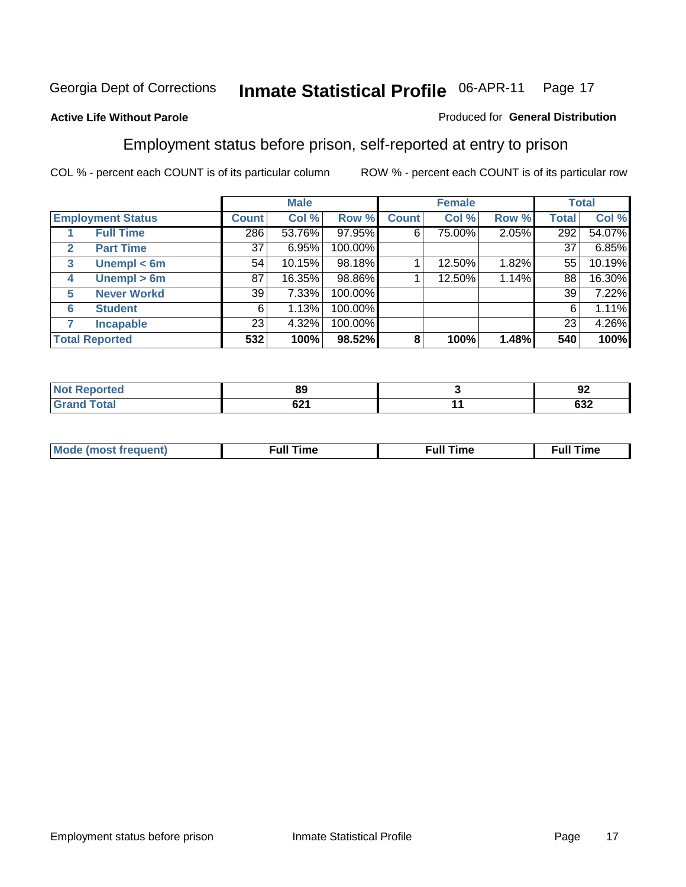Georgia Dept of Corrections **Inmate Statistical Profile** 06-APR-11 Page 17

**Active Life Without Parole**

Produced for **General Distribution**

## Employment status before prison, self-reported at entry to prison

COL % - percent each COUNT is of its particular column

ROW % - percent each COUNT is of its particular row

| | | Male | | | Female | | | Total | |
|---|---|---|---|---|---|---|---|---|---|
| **Employment Status** | | **Count** | **Col %** | **Row %** | **Count** | **Col %** | **Row %** | **Total** | **Col %** |
| 1 | **Full Time** | 286 | 53.76% | 97.95% | 6 | 75.00% | 2.05% | 292 | 54.07% |
| 2 | **Part Time** | 37 | 6.95% | 100.00% | | | | 37 | 6.85% |
| 3 | **Unempl < 6m** | 54 | 10.15% | 98.18% | 1 | 12.50% | 1.82% | 55 | 10.19% |
| 4 | **Unempl > 6m** | 87 | 16.35% | 98.86% | 1 | 12.50% | 1.14% | 88 | 16.30% |
| 5 | **Never Workd** | 39 | 7.33% | 100.00% | | | | 39 | 7.22% |
| 6 | **Student** | 6 | 1.13% | 100.00% | | | | 6 | 1.11% |
| 7 | **Incapable** | 23 | 4.32% | 100.00% | | | | 23 | 4.26% |
| **Total Reported** | | **532** | **100%** | **98.52%** | **8** | **100%** | **1.48%** | **540** | **100%** |

| | Male | Female | Total |
|---|---|---|---|
| **Not Reported** | **89** | **3** | **92** |
| **Grand Total** | **621** | **11** | **632** |

| | Male | Female | Total |
|---|---|---|---|
| **Mode (most frequent)** | **Full Time** | **Full Time** | **Full Time** |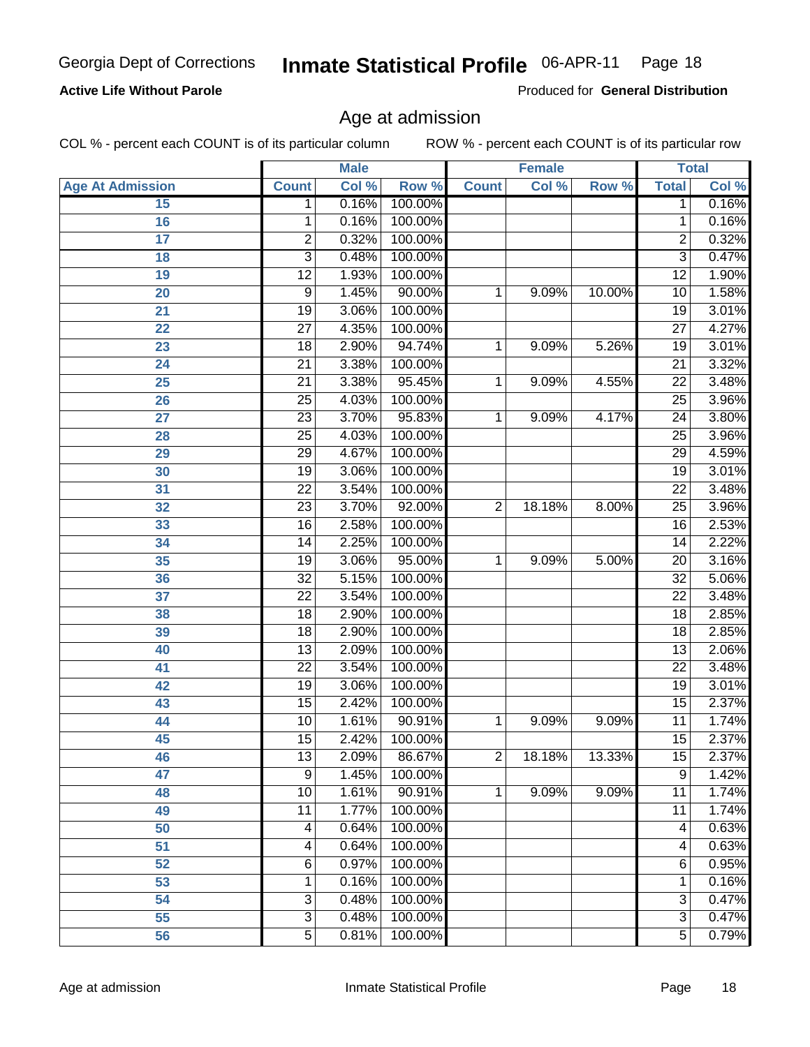Georgia Dept of Corrections

# Inmate Statistical Profile 06-APR-11

**Active Life Without Parole**

Produced for **General Distribution**

## Age at admission

COL % - percent each COUNT is of its particular column    ROW % - percent each COUNT is of its particular row

| | Male | | | Female | | | Total | |
|---|---|---|---|---|---|---|---|---|
| **Age At Admission** | **Count** | **Col %** | **Row %** | **Count** | **Col %** | **Row %** | **Total** | **Col %** |
| 15 | 1 | 0.16% | 100.00% | | | | 1 | 0.16% |
| 16 | 1 | 0.16% | 100.00% | | | | 1 | 0.16% |
| 17 | 2 | 0.32% | 100.00% | | | | 2 | 0.32% |
| 18 | 3 | 0.48% | 100.00% | | | | 3 | 0.47% |
| 19 | 12 | 1.93% | 100.00% | | | | 12 | 1.90% |
| 20 | 9 | 1.45% | 90.00% | 1 | 9.09% | 10.00% | 10 | 1.58% |
| 21 | 19 | 3.06% | 100.00% | | | | 19 | 3.01% |
| 22 | 27 | 4.35% | 100.00% | | | | 27 | 4.27% |
| 23 | 18 | 2.90% | 94.74% | 1 | 9.09% | 5.26% | 19 | 3.01% |
| 24 | 21 | 3.38% | 100.00% | | | | 21 | 3.32% |
| 25 | 21 | 3.38% | 95.45% | 1 | 9.09% | 4.55% | 22 | 3.48% |
| 26 | 25 | 4.03% | 100.00% | | | | 25 | 3.96% |
| 27 | 23 | 3.70% | 95.83% | 1 | 9.09% | 4.17% | 24 | 3.80% |
| 28 | 25 | 4.03% | 100.00% | | | | 25 | 3.96% |
| 29 | 29 | 4.67% | 100.00% | | | | 29 | 4.59% |
| 30 | 19 | 3.06% | 100.00% | | | | 19 | 3.01% |
| 31 | 22 | 3.54% | 100.00% | | | | 22 | 3.48% |
| 32 | 23 | 3.70% | 92.00% | 2 | 18.18% | 8.00% | 25 | 3.96% |
| 33 | 16 | 2.58% | 100.00% | | | | 16 | 2.53% |
| 34 | 14 | 2.25% | 100.00% | | | | 14 | 2.22% |
| 35 | 19 | 3.06% | 95.00% | 1 | 9.09% | 5.00% | 20 | 3.16% |
| 36 | 32 | 5.15% | 100.00% | | | | 32 | 5.06% |
| 37 | 22 | 3.54% | 100.00% | | | | 22 | 3.48% |
| 38 | 18 | 2.90% | 100.00% | | | | 18 | 2.85% |
| 39 | 18 | 2.90% | 100.00% | | | | 18 | 2.85% |
| 40 | 13 | 2.09% | 100.00% | | | | 13 | 2.06% |
| 41 | 22 | 3.54% | 100.00% | | | | 22 | 3.48% |
| 42 | 19 | 3.06% | 100.00% | | | | 19 | 3.01% |
| 43 | 15 | 2.42% | 100.00% | | | | 15 | 2.37% |
| 44 | 10 | 1.61% | 90.91% | 1 | 9.09% | 9.09% | 11 | 1.74% |
| 45 | 15 | 2.42% | 100.00% | | | | 15 | 2.37% |
| 46 | 13 | 2.09% | 86.67% | 2 | 18.18% | 13.33% | 15 | 2.37% |
| 47 | 9 | 1.45% | 100.00% | | | | 9 | 1.42% |
| 48 | 10 | 1.61% | 90.91% | 1 | 9.09% | 9.09% | 11 | 1.74% |
| 49 | 11 | 1.77% | 100.00% | | | | 11 | 1.74% |
| 50 | 4 | 0.64% | 100.00% | | | | 4 | 0.63% |
| 51 | 4 | 0.64% | 100.00% | | | | 4 | 0.63% |
| 52 | 6 | 0.97% | 100.00% | | | | 6 | 0.95% |
| 53 | 1 | 0.16% | 100.00% | | | | 1 | 0.16% |
| 54 | 3 | 0.48% | 100.00% | | | | 3 | 0.47% |
| 55 | 3 | 0.48% | 100.00% | | | | 3 | 0.47% |
| 56 | 5 | 0.81% | 100.00% | | | | 5 | 0.79% |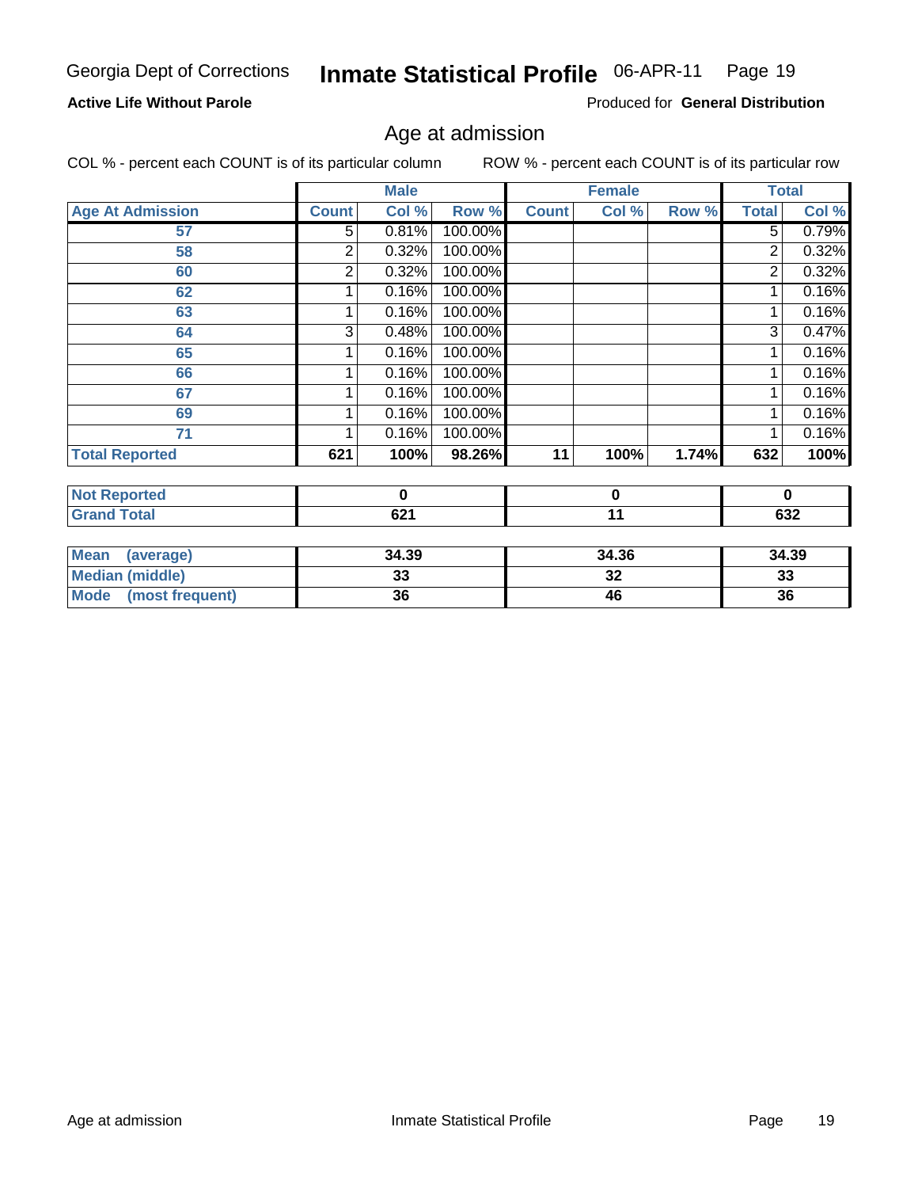Georgia Dept of Corrections **Inmate Statistical Profile** 06-APR-11

**Active Life Without Parole**

Produced for **General Distribution**

## Age at admission

COL % - percent each COUNT is of its particular column     ROW % - percent each COUNT is of its particular row

| | Male | | | Female | | | Total | |
|---|---|---|---|---|---|---|---|---|
| **Age At Admission** | **Count** | **Col %** | **Row %** | **Count** | **Col %** | **Row %** | **Total** | **Col %** |
| **57** | 5 | 0.81% | 100.00% | | | | 5 | 0.79% |
| **58** | 2 | 0.32% | 100.00% | | | | 2 | 0.32% |
| **60** | 2 | 0.32% | 100.00% | | | | 2 | 0.32% |
| **62** | 1 | 0.16% | 100.00% | | | | 1 | 0.16% |
| **63** | 1 | 0.16% | 100.00% | | | | 1 | 0.16% |
| **64** | 3 | 0.48% | 100.00% | | | | 3 | 0.47% |
| **65** | 1 | 0.16% | 100.00% | | | | 1 | 0.16% |
| **66** | 1 | 0.16% | 100.00% | | | | 1 | 0.16% |
| **67** | 1 | 0.16% | 100.00% | | | | 1 | 0.16% |
| **69** | 1 | 0.16% | 100.00% | | | | 1 | 0.16% |
| **71** | 1 | 0.16% | 100.00% | | | | 1 | 0.16% |
| **Total Reported** | **621** | **100%** | **98.26%** | **11** | **100%** | **1.74%** | **632** | **100%** |

| | Male | Female | Total |
|---|---|---|---|
| **Not Reported** | **0** | **0** | **0** |
| **Grand Total** | **621** | **11** | **632** |

| | Male | Female | Total |
|---|---|---|---|
| **Mean (average)** | **34.39** | **34.36** | **34.39** |
| **Median (middle)** | **33** | **32** | **33** |
| **Mode (most frequent)** | **36** | **46** | **36** |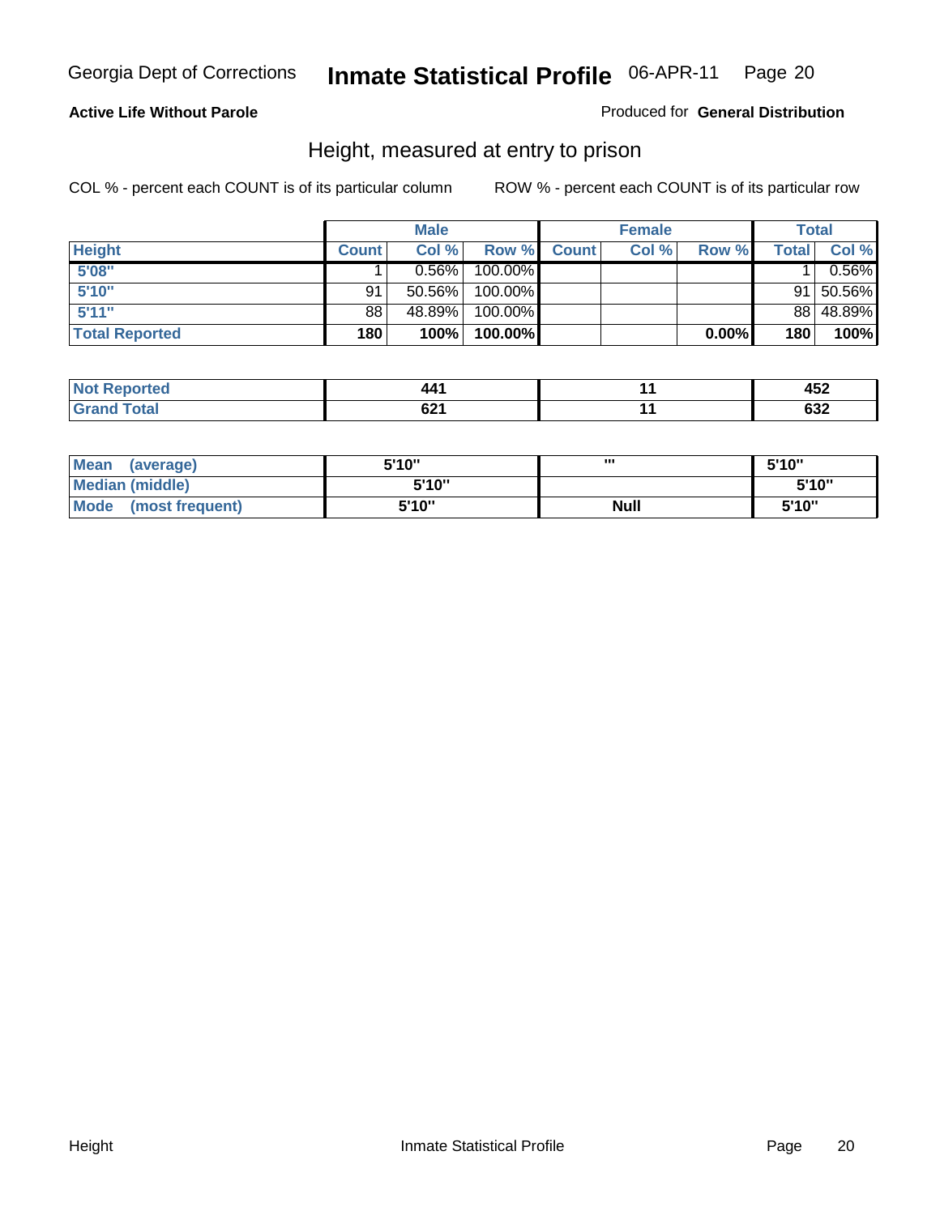Georgia Dept of Corrections **Inmate Statistical Profile** 06-APR-11

**Active Life Without Parole**

Produced for **General Distribution**

## Height, measured at entry to prison

COL % - percent each COUNT is of its particular column

ROW % - percent each COUNT is of its particular row

| | Male | | | Female | | | Total | |
|---|---|---|---|---|---|---|---|---|
| **Height** | **Count** | **Col %** | **Row %** | **Count** | **Col %** | **Row %** | **Total** | **Col %** |
| **5'08"** | 1 | 0.56% | 100.00% | | | | 1 | 0.56% |
| **5'10"** | 91 | 50.56% | 100.00% | | | | 91 | 50.56% |
| **5'11"** | 88 | 48.89% | 100.00% | | | | 88 | 48.89% |
| **Total Reported** | **180** | **100%** | **100.00%** | | | **0.00%** | **180** | **100%** |

| | Male | Female | Total |
|---|---|---|---|
| **Not Reported** | **441** | **11** | **452** |
| **Grand Total** | **621** | **11** | **632** |

| | Male | Female | Total |
|---|---|---|---|
| **Mean (average)** | **5'10"** | **'''** | **5'10"** |
| **Median (middle)** | **5'10"** | | **5'10"** |
| **Mode (most frequent)** | **5'10"** | **Null** | **5'10"** |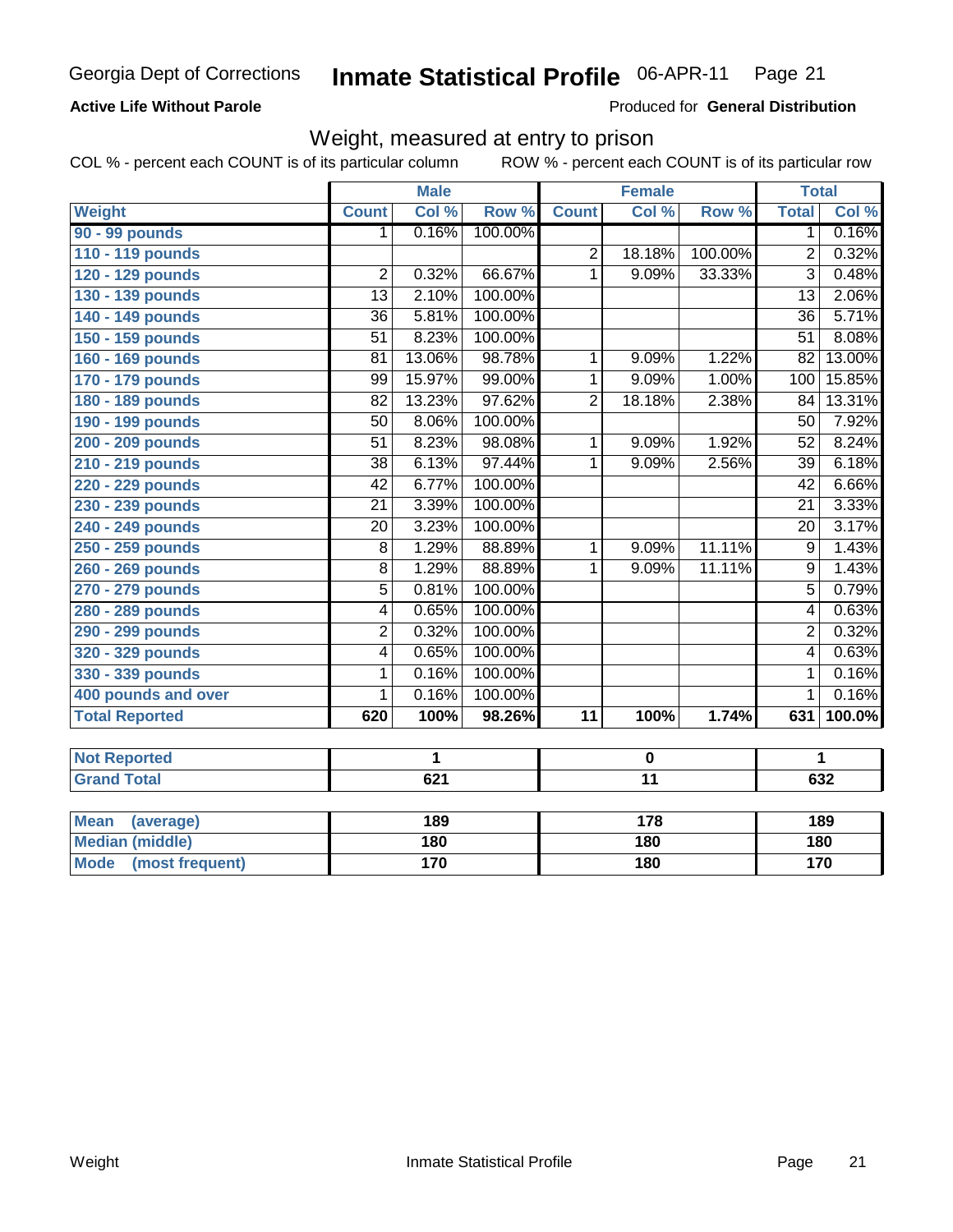Georgia Dept of Corrections **Inmate Statistical Profile** 06-APR-11

**Active Life Without Parole**

Produced for **General Distribution**

## Weight, measured at entry to prison

COL % - percent each COUNT is of its particular column ROW % - percent each COUNT is of its particular row

| | Male | | | Female | | | Total | |
|---|---|---|---|---|---|---|---|---|
| **Weight** | **Count** | **Col %** | **Row %** | **Count** | **Col %** | **Row %** | **Total** | **Col %** |
| 90 - 99 pounds | 1 | 0.16% | 100.00% | | | | 1 | 0.16% |
| 110 - 119 pounds | | | | 2 | 18.18% | 100.00% | 2 | 0.32% |
| 120 - 129 pounds | 2 | 0.32% | 66.67% | 1 | 9.09% | 33.33% | 3 | 0.48% |
| 130 - 139 pounds | 13 | 2.10% | 100.00% | | | | 13 | 2.06% |
| 140 - 149 pounds | 36 | 5.81% | 100.00% | | | | 36 | 5.71% |
| 150 - 159 pounds | 51 | 8.23% | 100.00% | | | | 51 | 8.08% |
| 160 - 169 pounds | 81 | 13.06% | 98.78% | 1 | 9.09% | 1.22% | 82 | 13.00% |
| 170 - 179 pounds | 99 | 15.97% | 99.00% | 1 | 9.09% | 1.00% | 100 | 15.85% |
| 180 - 189 pounds | 82 | 13.23% | 97.62% | 2 | 18.18% | 2.38% | 84 | 13.31% |
| 190 - 199 pounds | 50 | 8.06% | 100.00% | | | | 50 | 7.92% |
| 200 - 209 pounds | 51 | 8.23% | 98.08% | 1 | 9.09% | 1.92% | 52 | 8.24% |
| 210 - 219 pounds | 38 | 6.13% | 97.44% | 1 | 9.09% | 2.56% | 39 | 6.18% |
| 220 - 229 pounds | 42 | 6.77% | 100.00% | | | | 42 | 6.66% |
| 230 - 239 pounds | 21 | 3.39% | 100.00% | | | | 21 | 3.33% |
| 240 - 249 pounds | 20 | 3.23% | 100.00% | | | | 20 | 3.17% |
| 250 - 259 pounds | 8 | 1.29% | 88.89% | 1 | 9.09% | 11.11% | 9 | 1.43% |
| 260 - 269 pounds | 8 | 1.29% | 88.89% | 1 | 9.09% | 11.11% | 9 | 1.43% |
| 270 - 279 pounds | 5 | 0.81% | 100.00% | | | | 5 | 0.79% |
| 280 - 289 pounds | 4 | 0.65% | 100.00% | | | | 4 | 0.63% |
| 290 - 299 pounds | 2 | 0.32% | 100.00% | | | | 2 | 0.32% |
| 320 - 329 pounds | 4 | 0.65% | 100.00% | | | | 4 | 0.63% |
| 330 - 339 pounds | 1 | 0.16% | 100.00% | | | | 1 | 0.16% |
| 400 pounds and over | 1 | 0.16% | 100.00% | | | | 1 | 0.16% |
| **Total Reported** | **620** | **100%** | **98.26%** | **11** | **100%** | **1.74%** | **631** | **100.0%** |

| | Male | Female | Total |
|---|---|---|---|
| **Not Reported** | **1** | **0** | **1** |
| **Grand Total** | **621** | **11** | **632** |

| | Male | Female | Total |
|---|---|---|---|
| **Mean (average)** | **189** | **178** | **189** |
| **Median (middle)** | **180** | **180** | **180** |
| **Mode (most frequent)** | **170** | **180** | **170** |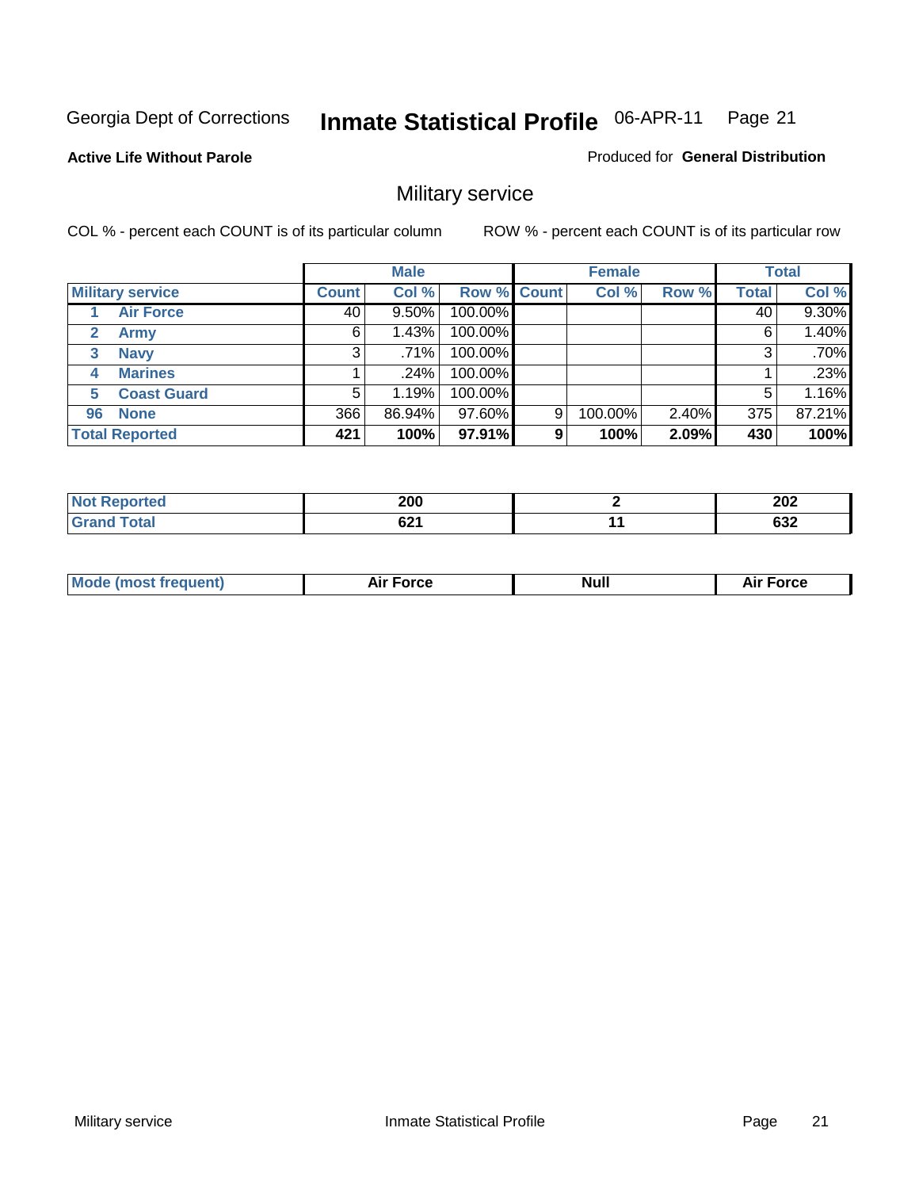Georgia Dept of Corrections **Inmate Statistical Profile** 06-APR-11

**Active Life Without Parole**

Produced for **General Distribution**

## Military service

COL % - percent each COUNT is of its particular column

ROW % - percent each COUNT is of its particular row

| | Male | | | Female | | | Total | |
|---|---|---|---|---|---|---|---|---|
| **Military service** | **Count** | **Col %** | **Row %** | **Count** | **Col %** | **Row %** | **Total** | **Col %** |
| 1 **Air Force** | 40 | 9.50% | 100.00% | | | | 40 | 9.30% |
| 2 **Army** | 6 | 1.43% | 100.00% | | | | 6 | 1.40% |
| 3 **Navy** | 3 | .71% | 100.00% | | | | 3 | .70% |
| 4 **Marines** | 1 | .24% | 100.00% | | | | 1 | .23% |
| 5 **Coast Guard** | 5 | 1.19% | 100.00% | | | | 5 | 1.16% |
| 96 **None** | 366 | 86.94% | 97.60% | 9 | 100.00% | 2.40% | 375 | 87.21% |
| **Total Reported** | **421** | **100%** | **97.91%** | **9** | **100%** | **2.09%** | **430** | **100%** |

| | Male | Female | Total |
|---|---|---|---|
| **Not Reported** | **200** | **2** | **202** |
| **Grand Total** | **621** | **11** | **632** |

| | Male | Female | Total |
|---|---|---|---|
| **Mode (most frequent)** | **Air Force** | **Null** | **Air Force** |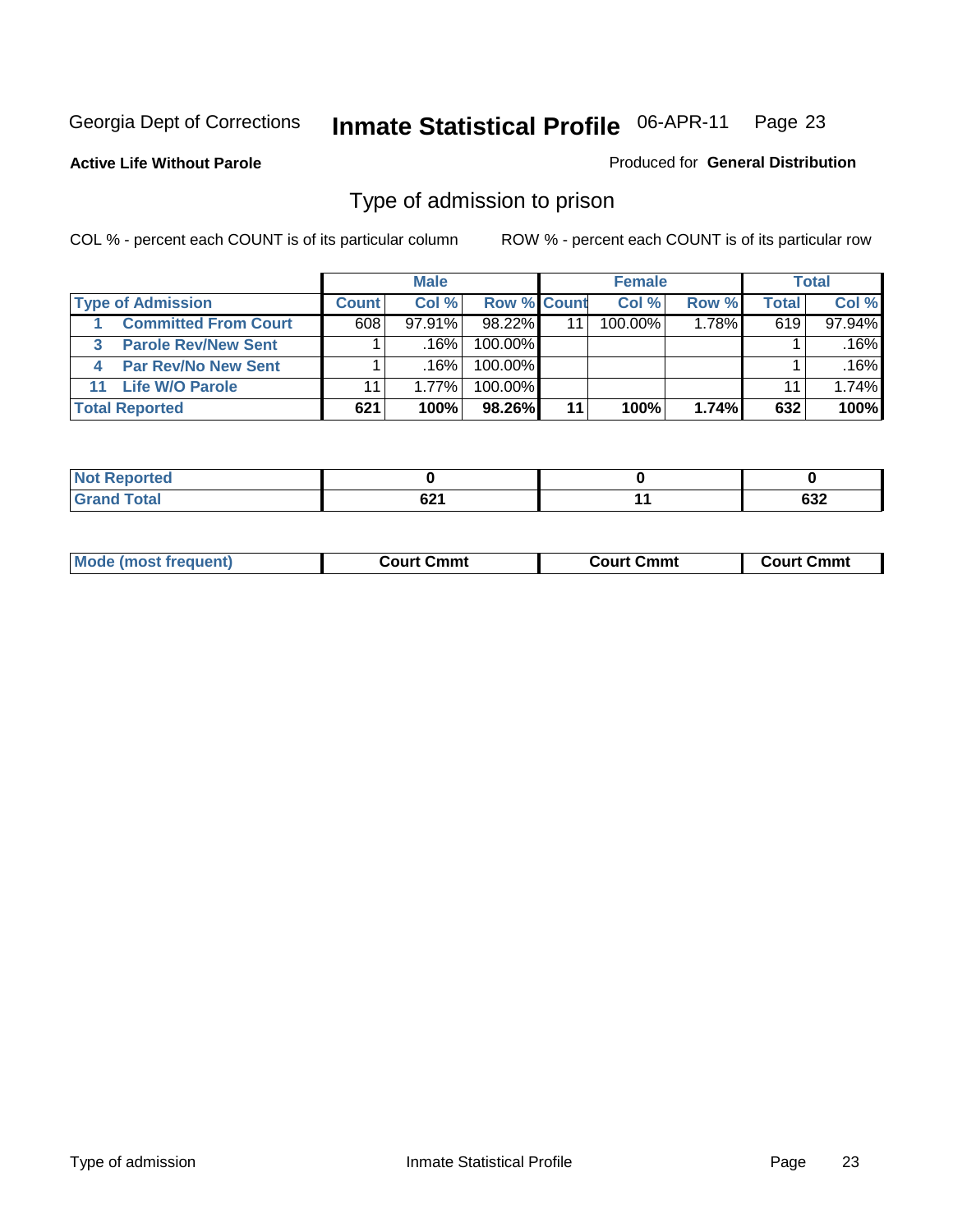Georgia Dept of Corrections **Inmate Statistical Profile** 06-APR-11

**Active Life Without Parole**

Produced for **General Distribution**

## Type of admission to prison

COL % - percent each COUNT is of its particular column

ROW % - percent each COUNT is of its particular row

| | Male | | | Female | | | Total | |
|---|---|---|---|---|---|---|---|---|
| **Type of Admission** | **Count** | **Col %** | **Row %** | **Count** | **Col %** | **Row %** | **Total** | **Col %** |
| 1 **Committed From Court** | 608 | 97.91% | 98.22% | 11 | 100.00% | 1.78% | 619 | 97.94% |
| 3 **Parole Rev/New Sent** | 1 | .16% | 100.00% | | | | 1 | .16% |
| 4 **Par Rev/No New Sent** | 1 | .16% | 100.00% | | | | 1 | .16% |
| 11 **Life W/O Parole** | 11 | 1.77% | 100.00% | | | | 11 | 1.74% |
| **Total Reported** | **621** | **100%** | **98.26%** | **11** | **100%** | **1.74%** | **632** | **100%** |

| | Male | Female | Total |
|---|---|---|---|
| **Not Reported** | **0** | **0** | **0** |
| **Grand Total** | **621** | **11** | **632** |

| | Male | Female | Total |
|---|---|---|---|
| **Mode (most frequent)** | **Court Cmmt** | **Court Cmmt** | **Court Cmmt** |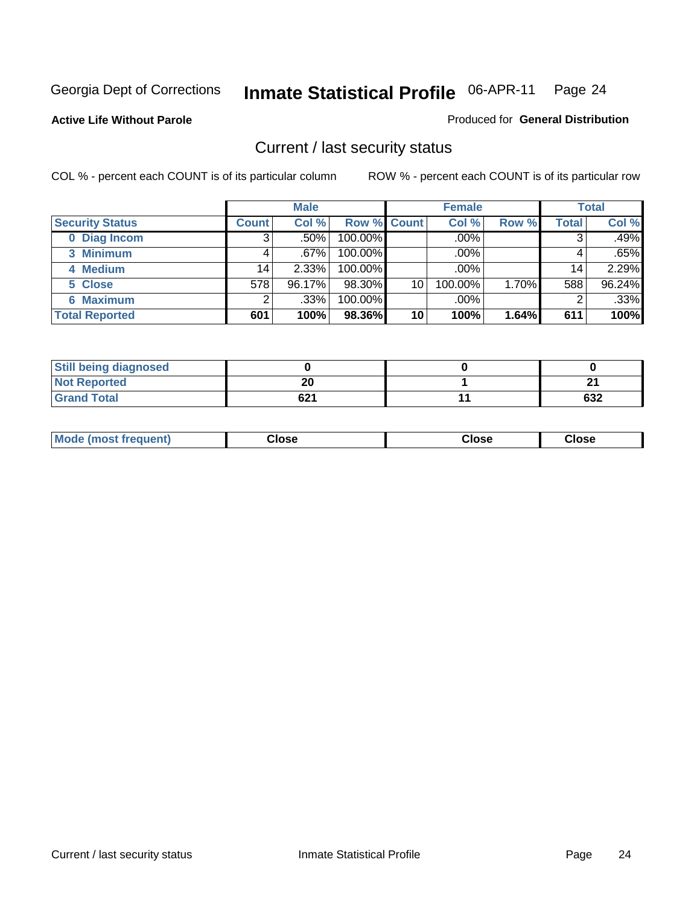Georgia Dept of Corrections **Inmate Statistical Profile** 06-APR-11 Page 24

**Active Life Without Parole**

Produced for **General Distribution**

## Current / last security status

COL % - percent each COUNT is of its particular column

ROW % - percent each COUNT is of its particular row

| | Male | | | Female | | | Total | |
|---|---|---|---|---|---|---|---|---|
| **Security Status** | **Count** | **Col %** | **Row %** | **Count** | **Col %** | **Row %** | **Total** | **Col %** |
| **0 Diag Incom** | 3 | .50% | 100.00% | | .00% | | 3 | .49% |
| **3 Minimum** | 4 | .67% | 100.00% | | .00% | | 4 | .65% |
| **4 Medium** | 14 | 2.33% | 100.00% | | .00% | | 14 | 2.29% |
| **5 Close** | 578 | 96.17% | 98.30% | 10 | 100.00% | 1.70% | 588 | 96.24% |
| **6 Maximum** | 2 | .33% | 100.00% | | .00% | | 2 | .33% |
| **Total Reported** | **601** | **100%** | **98.36%** | **10** | **100%** | **1.64%** | **611** | **100%** |

| | Male | Female | Total |
|---|---|---|---|
| **Still being diagnosed** | **0** | **0** | **0** |
| **Not Reported** | **20** | **1** | **21** |
| **Grand Total** | **621** | **11** | **632** |

| | Male | Female | Total |
|---|---|---|---|
| **Mode (most frequent)** | **Close** | **Close** | **Close** |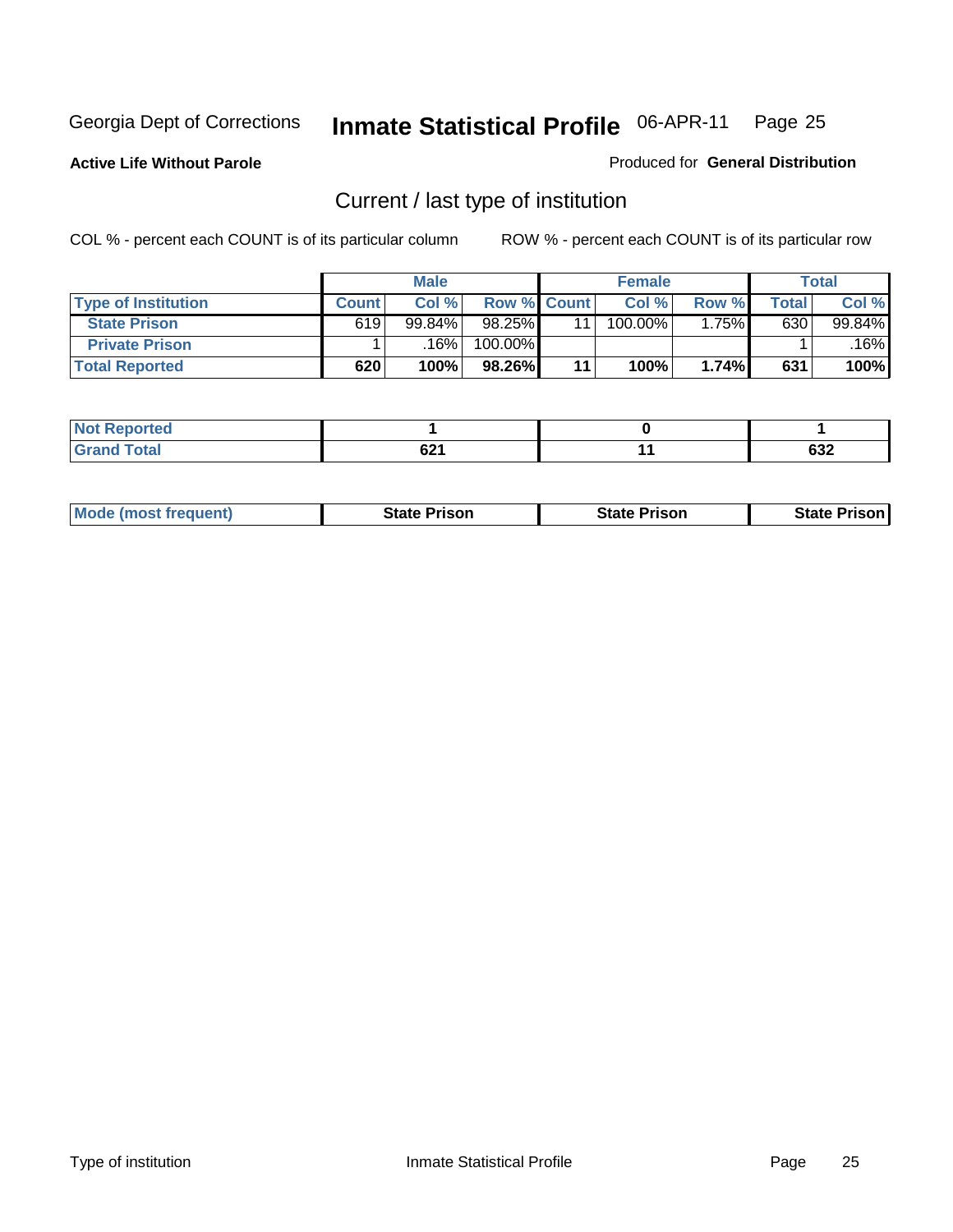Georgia Dept of Corrections **Inmate Statistical Profile** 06-APR-11 Page 25

**Active Life Without Parole**

Produced for **General Distribution**

## Current / last type of institution

COL % - percent each COUNT is of its particular column ROW % - percent each COUNT is of its particular row

| | Male | | | Female | | | Total | |
|---|---|---|---|---|---|---|---|---|
| **Type of Institution** | **Count** | **Col %** | **Row %** | **Count** | **Col %** | **Row %** | **Total** | **Col %** |
| **State Prison** | 619 | 99.84% | 98.25% | 11 | 100.00% | 1.75% | 630 | 99.84% |
| **Private Prison** | 1 | .16% | 100.00% | | | | 1 | .16% |
| **Total Reported** | **620** | **100%** | **98.26%** | **11** | **100%** | **1.74%** | **631** | **100%** |

| | Male | Female | Total |
|---|---|---|---|
| **Not Reported** | **1** | **0** | **1** |
| **Grand Total** | **621** | **11** | **632** |

| | Male | Female | Total |
|---|---|---|---|
| **Mode (most frequent)** | **State Prison** | **State Prison** | **State Prison** |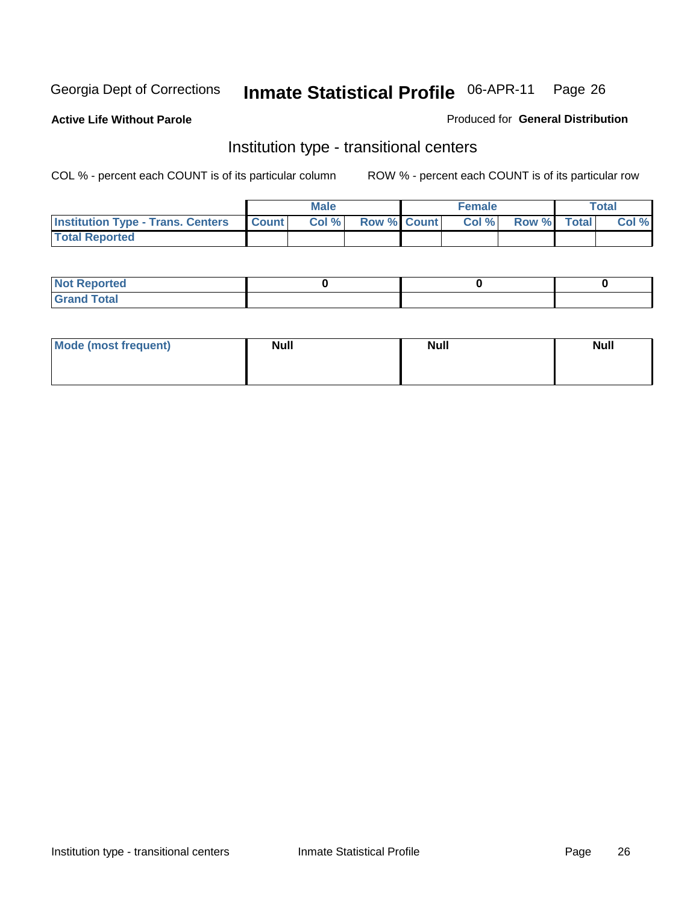Georgia Dept of Corrections **Inmate Statistical Profile** 06-APR-11

**Active Life Without Parole**

Produced for **General Distribution**

## Institution type - transitional centers

COL % - percent each COUNT is of its particular column

ROW % - percent each COUNT is of its particular row

| | Male | | | Female | | | Total | |
|---|---|---|---|---|---|---|---|---|
| **Institution Type - Trans. Centers** | **Count** | **Col %** | **Row %** | **Count** | **Col %** | **Row %** | **Total** | **Col %** |
| **Total Reported** | | | | | | | | |

| | Male | Female | Total |
|---|---|---|---|
| **Not Reported** | 0 | 0 | 0 |
| **Grand Total** | | | |

| | Male | Female | Total |
|---|---|---|---|
| **Mode (most frequent)** | Null | Null | Null |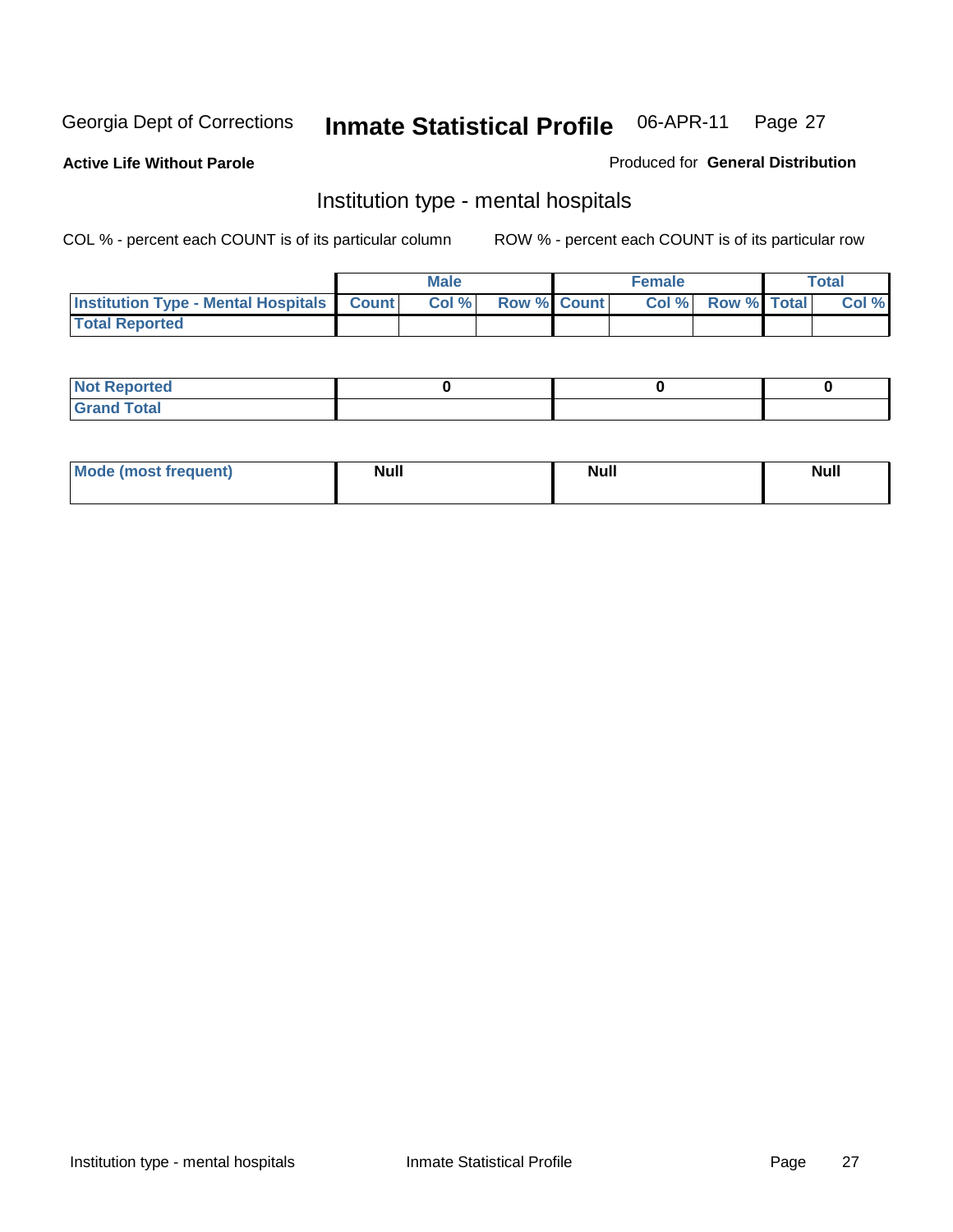Georgia Dept of Corrections **Inmate Statistical Profile** 06-APR-11

**Active Life Without Parole**

Produced for **General Distribution**

## Institution type - mental hospitals

COL % - percent each COUNT is of its particular column

ROW % - percent each COUNT is of its particular row

| | Male | | | Female | | | Total | |
|---|---|---|---|---|---|---|---|---|
| **Institution Type - Mental Hospitals** | **Count** | **Col %** | **Row %** | **Count** | **Col %** | **Row %** | **Total** | **Col %** |
| **Total Reported** | | | | | | | | |

| | Male | Female | Total |
|---|---|---|---|
| **Not Reported** | 0 | 0 | 0 |
| **Grand Total** | | | |

| | Male | Female | Total |
|---|---|---|---|
| **Mode (most frequent)** | Null | Null | Null |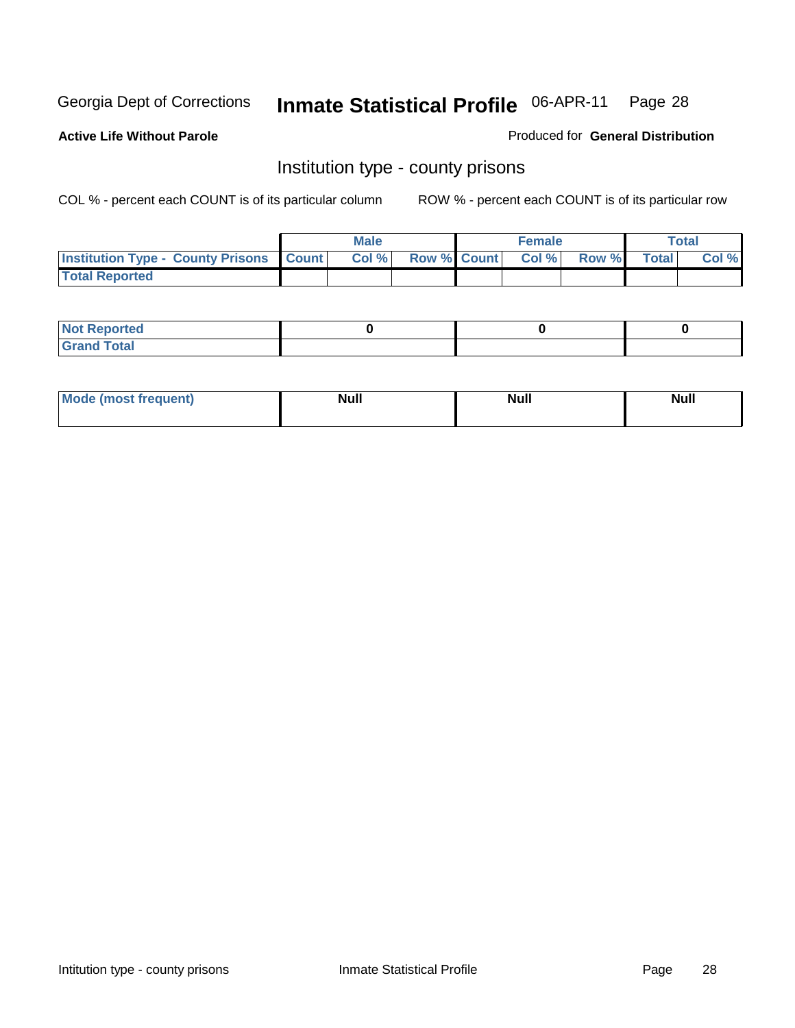Georgia Dept of Corrections **Inmate Statistical Profile** 06-APR-11 Page 28

**Active Life Without Parole**

Produced for **General Distribution**

## Institution type - county prisons

COL % - percent each COUNT is of its particular column ROW % - percent each COUNT is of its particular row

| | Male | | | Female | | | Total | |
|---|---|---|---|---|---|---|---|---|
| **Institution Type - County Prisons** | **Count** | **Col %** | **Row %** | **Count** | **Col %** | **Row %** | **Total** | **Col %** |
| **Total Reported** | | | | | | | | |

| | Male | Female | Total |
|---|---|---|---|
| **Not Reported** | **0** | **0** | **0** |
| **Grand Total** | | | |

| | Male | Female | Total |
|---|---|---|---|
| **Mode (most frequent)** | **Null** | **Null** | **Null** |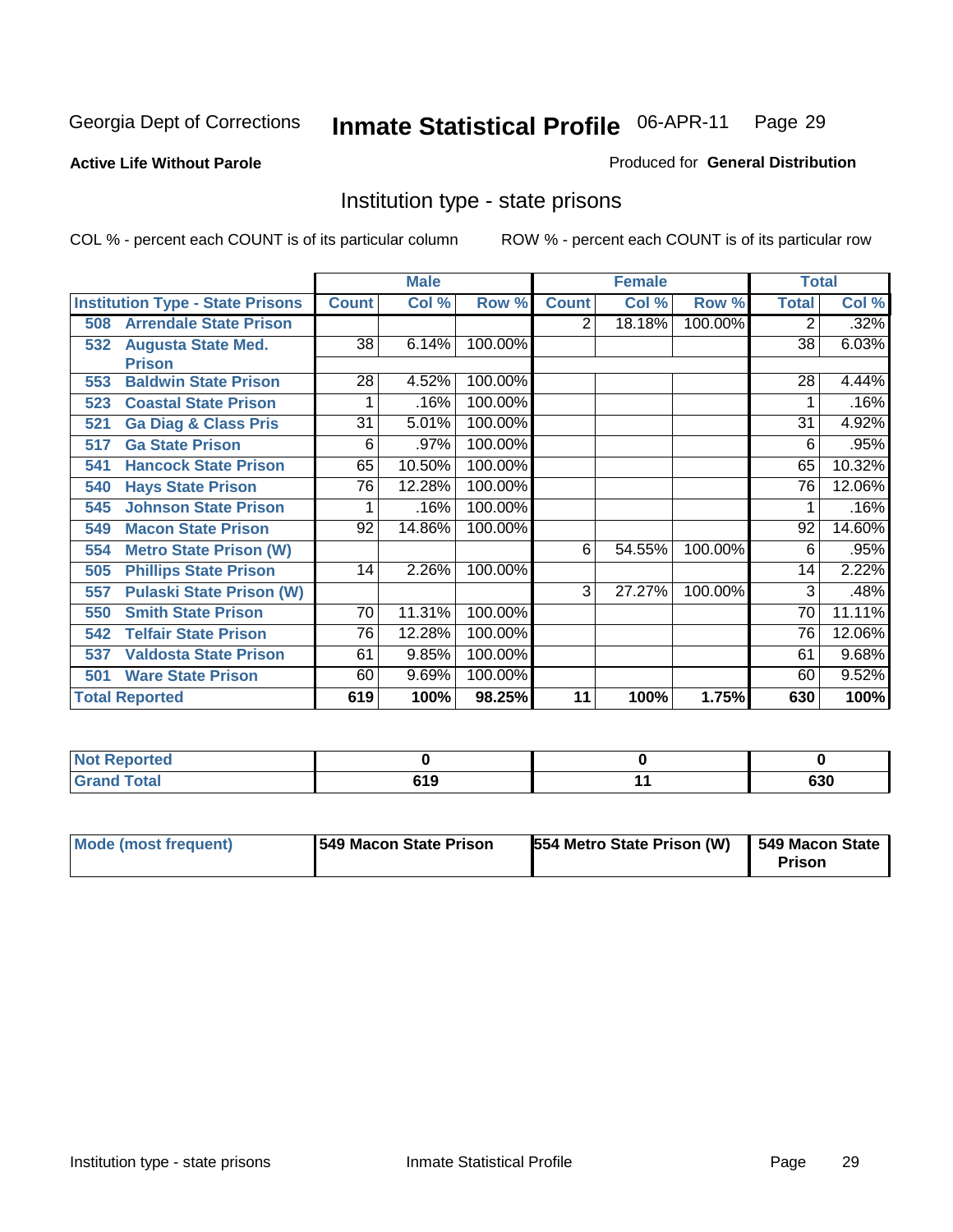Georgia Dept of Corrections **Inmate Statistical Profile** 06-APR-11

**Active Life Without Parole**

Produced for **General Distribution**

## Institution type - state prisons

COL % - percent each COUNT is of its particular column ROW % - percent each COUNT is of its particular row

| | Male | | | Female | | | Total | |
|---|---|---|---|---|---|---|---|---|
| **Institution Type - State Prisons** | **Count** | **Col %** | **Row %** | **Count** | **Col %** | **Row %** | **Total** | **Col %** |
| **508 Arrendale State Prison** | | | | 2 | 18.18% | 100.00% | 2 | .32% |
| **532 Augusta State Med. Prison** | 38 | 6.14% | 100.00% | | | | 38 | 6.03% |
| **553 Baldwin State Prison** | 28 | 4.52% | 100.00% | | | | 28 | 4.44% |
| **523 Coastal State Prison** | 1 | .16% | 100.00% | | | | 1 | .16% |
| **521 Ga Diag & Class Pris** | 31 | 5.01% | 100.00% | | | | 31 | 4.92% |
| **517 Ga State Prison** | 6 | .97% | 100.00% | | | | 6 | .95% |
| **541 Hancock State Prison** | 65 | 10.50% | 100.00% | | | | 65 | 10.32% |
| **540 Hays State Prison** | 76 | 12.28% | 100.00% | | | | 76 | 12.06% |
| **545 Johnson State Prison** | 1 | .16% | 100.00% | | | | 1 | .16% |
| **549 Macon State Prison** | 92 | 14.86% | 100.00% | | | | 92 | 14.60% |
| **554 Metro State Prison (W)** | | | | 6 | 54.55% | 100.00% | 6 | .95% |
| **505 Phillips State Prison** | 14 | 2.26% | 100.00% | | | | 14 | 2.22% |
| **557 Pulaski State Prison (W)** | | | | 3 | 27.27% | 100.00% | 3 | .48% |
| **550 Smith State Prison** | 70 | 11.31% | 100.00% | | | | 70 | 11.11% |
| **542 Telfair State Prison** | 76 | 12.28% | 100.00% | | | | 76 | 12.06% |
| **537 Valdosta State Prison** | 61 | 9.85% | 100.00% | | | | 61 | 9.68% |
| **501 Ware State Prison** | 60 | 9.69% | 100.00% | | | | 60 | 9.52% |
| **Total Reported** | **619** | **100%** | **98.25%** | **11** | **100%** | **1.75%** | **630** | **100%** |

| | Male | Female | Total |
|---|---|---|---|
| **Not Reported** | **0** | **0** | **0** |
| **Grand Total** | **619** | **11** | **630** |

| | Male | Female | Total |
|---|---|---|---|
| **Mode (most frequent)** | **549 Macon State Prison** | **554 Metro State Prison (W)** | **549 Macon State Prison** |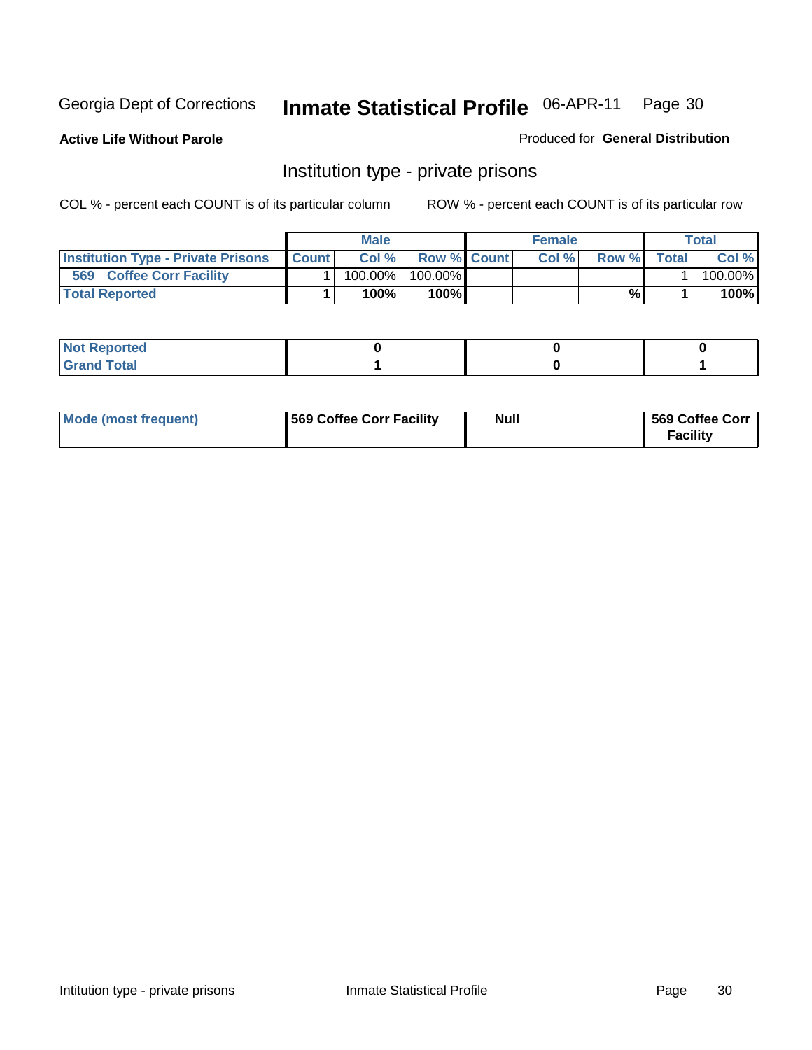Georgia Dept of Corrections **Inmate Statistical Profile** 06-APR-11 Page 30

**Active Life Without Parole**

Produced for **General Distribution**

## Institution type - private prisons

COL % - percent each COUNT is of its particular column

ROW % - percent each COUNT is of its particular row

| | Male | | | Female | | | Total | |
|---|---|---|---|---|---|---|---|---|
| **Institution Type - Private Prisons** | **Count** | **Col %** | **Row %** | **Count** | **Col %** | **Row %** | **Total** | **Col %** |
| **569 Coffee Corr Facility** | 1 | 100.00% | 100.00% | | | | 1 | 100.00% |
| **Total Reported** | **1** | **100%** | **100%** | | | **%** | **1** | **100%** |

| | | | |
|---|---|---|---|
| **Not Reported** | **0** | **0** | **0** |
| **Grand Total** | **1** | **0** | **1** |

| | | | |
|---|---|---|---|
| **Mode (most frequent)** | **569 Coffee Corr Facility** | **Null** | **569 Coffee Corr Facility** |

Intitution type - private prisons Inmate Statistical Profile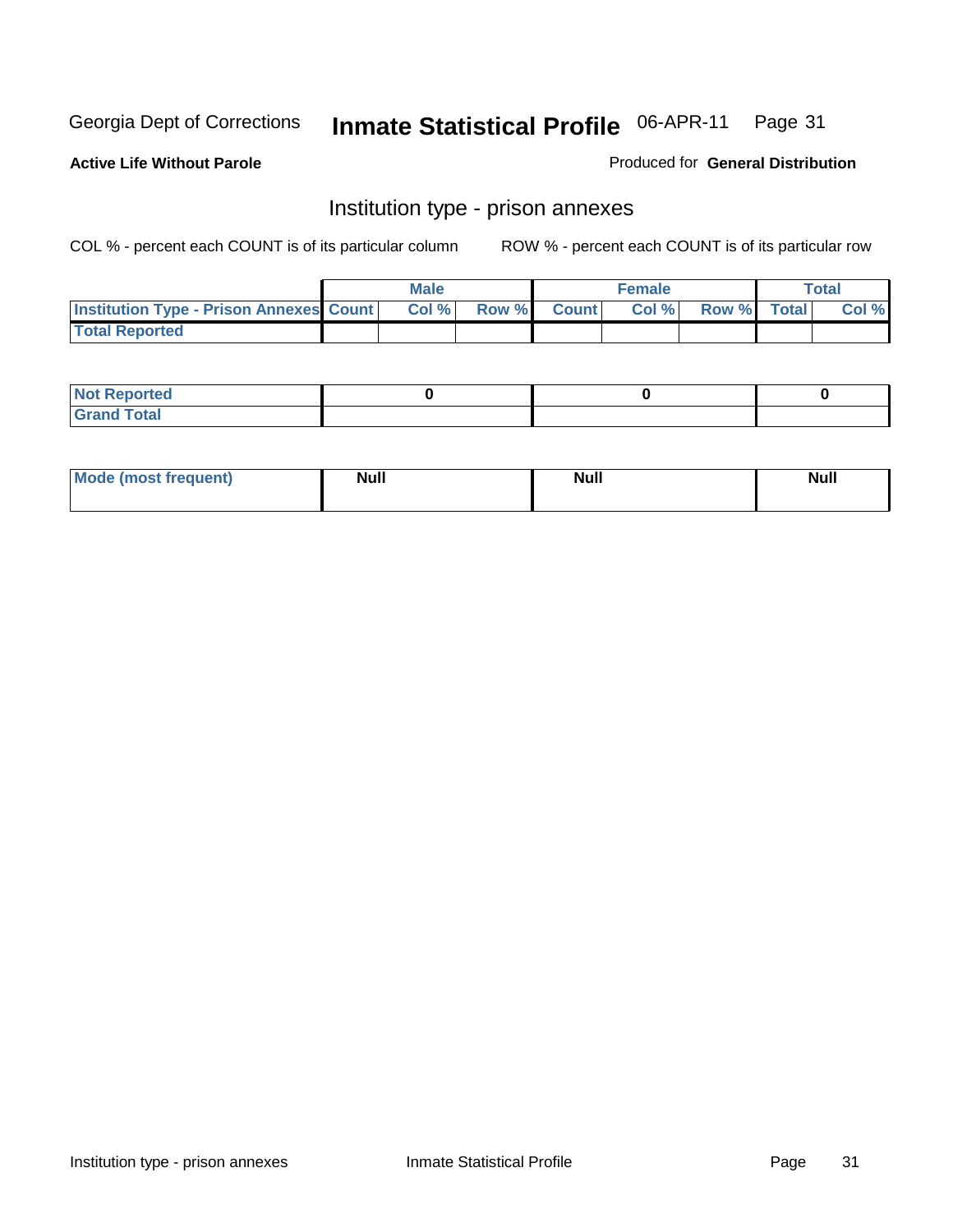Georgia Dept of Corrections **Inmate Statistical Profile** 06-APR-11

**Active Life Without Parole**

Produced for **General Distribution**

## Institution type - prison annexes

COL % - percent each COUNT is of its particular column

ROW % - percent each COUNT is of its particular row

| | Male | | | Female | | | Total | |
|---|---|---|---|---|---|---|---|---|
| **Institution Type - Prison Annexes** | **Count** | **Col %** | **Row %** | **Count** | **Col %** | **Row %** | **Total** | **Col %** |
| **Total Reported** | | | | | | | | |

| | Male | Female | Total |
|---|---|---|---|
| **Not Reported** | 0 | 0 | 0 |
| **Grand Total** | | | |

| | Male | Female | Total |
|---|---|---|---|
| **Mode (most frequent)** | Null | Null | Null |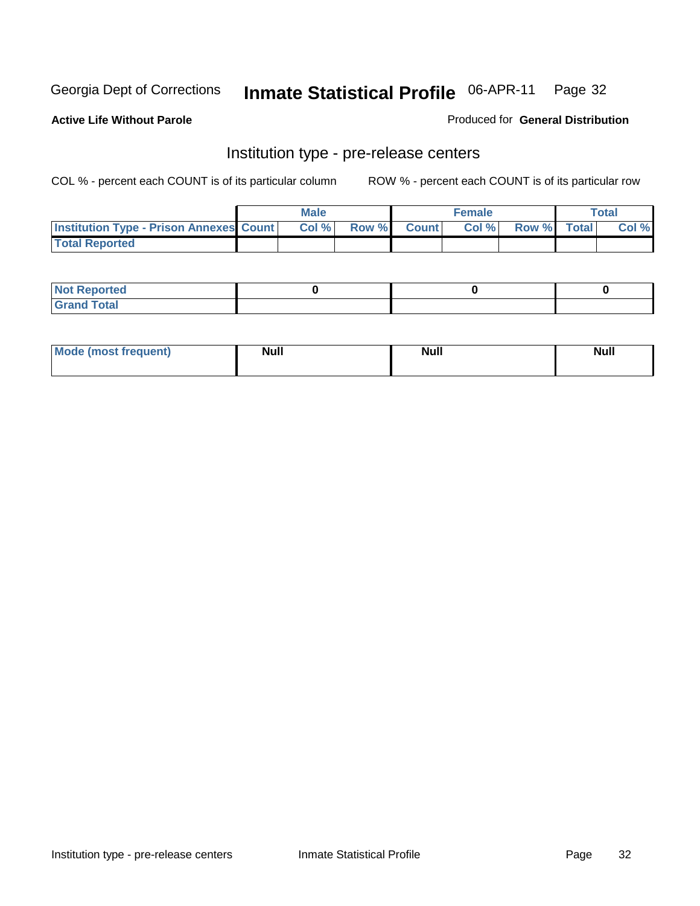Georgia Dept of Corrections **Inmate Statistical Profile** 06-APR-11

**Active Life Without Parole**

Produced for **General Distribution**

## Institution type - pre-release centers

COL % - percent each COUNT is of its particular column    ROW % - percent each COUNT is of its particular row

| | Male | | | Female | | | Total | |
|---|---|---|---|---|---|---|---|---|
| **Institution Type - Prison Annexes** | **Count** | **Col %** | **Row %** | **Count** | **Col %** | **Row %** | **Total** | **Col %** |
| **Total Reported** | | | | | | | | |

| | Male | Female | Total |
|---|---|---|---|
| **Not Reported** | **0** | **0** | **0** |
| **Grand Total** | | | |

| | Male | Female | Total |
|---|---|---|---|
| **Mode (most frequent)** | **Null** | **Null** | **Null** |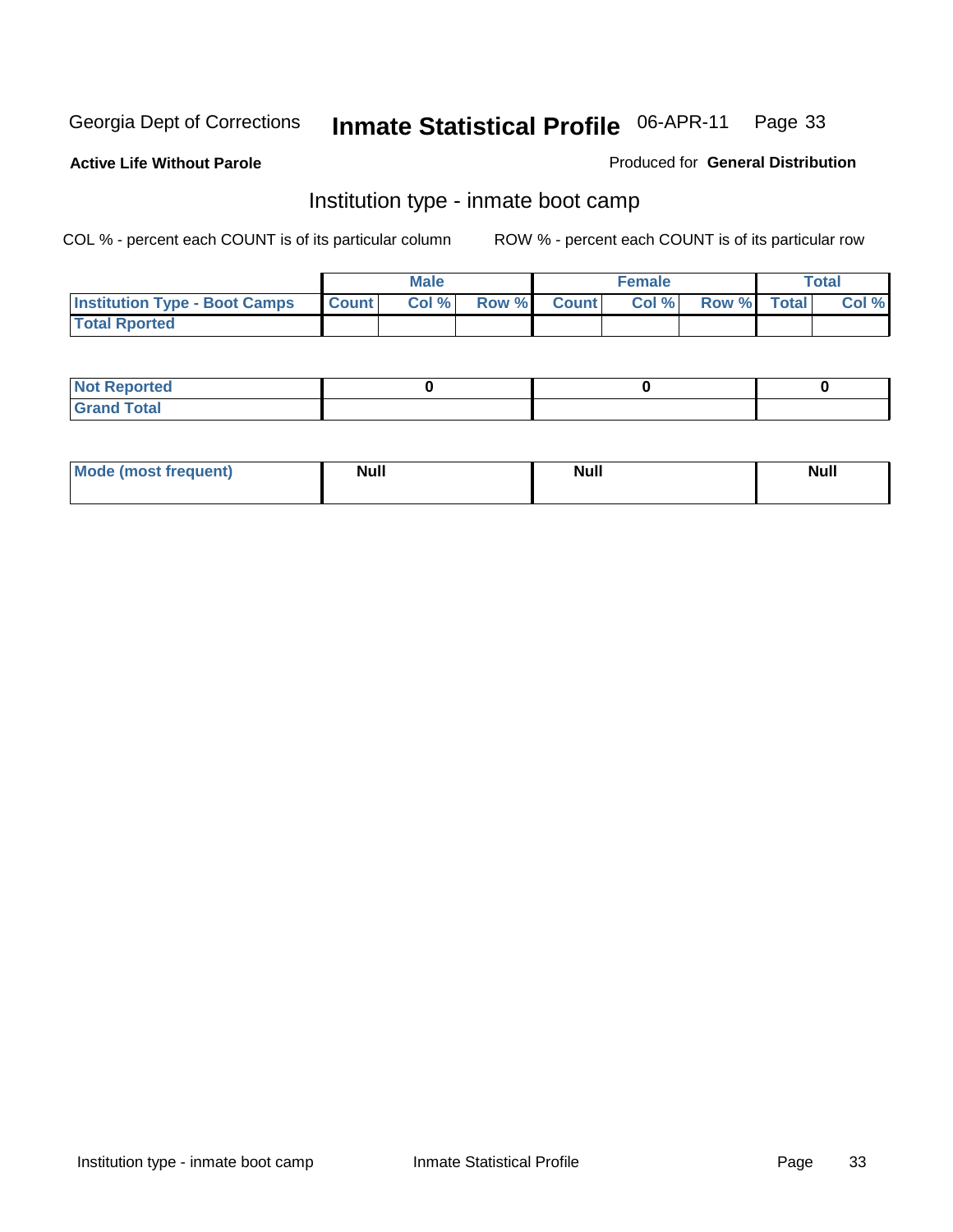Georgia Dept of Corrections **Inmate Statistical Profile** 06-APR-11

**Active Life Without Parole**

Produced for **General Distribution**

## Institution type - inmate boot camp

COL % - percent each COUNT is of its particular column

ROW % - percent each COUNT is of its particular row

| | Male | | | Female | | | Total | |
|---|---|---|---|---|---|---|---|---|
| **Institution Type - Boot Camps** | **Count** | **Col %** | **Row %** | **Count** | **Col %** | **Row %** | **Total** | **Col %** |
| **Total Rported** | | | | | | | | |

| | Male | Female | Total |
|---|---|---|---|
| **Not Reported** | 0 | 0 | 0 |
| **Grand Total** | | | |

| | Male | Female | Total |
|---|---|---|---|
| **Mode (most frequent)** | Null | Null | Null |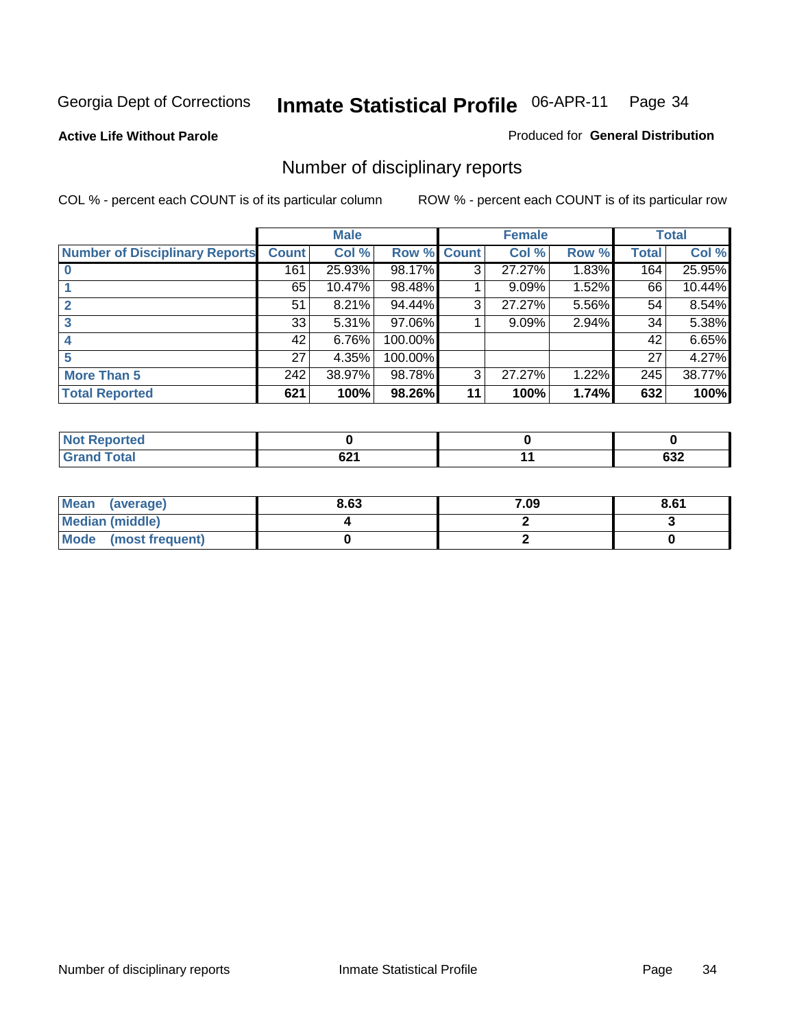Georgia Dept of Corrections **Inmate Statistical Profile** 06-APR-11

**Active Life Without Parole**

Produced for **General Distribution**

## Number of disciplinary reports

COL % - percent each COUNT is of its particular column

ROW % - percent each COUNT is of its particular row

| | Male | | | Female | | | Total | |
|---|---|---|---|---|---|---|---|---|
| Number of Disciplinary Reports | Count | Col % | Row % | Count | Col % | Row % | Total | Col % |
| 0 | 161 | 25.93% | 98.17% | 3 | 27.27% | 1.83% | 164 | 25.95% |
| 1 | 65 | 10.47% | 98.48% | 1 | 9.09% | 1.52% | 66 | 10.44% |
| 2 | 51 | 8.21% | 94.44% | 3 | 27.27% | 5.56% | 54 | 8.54% |
| 3 | 33 | 5.31% | 97.06% | 1 | 9.09% | 2.94% | 34 | 5.38% |
| 4 | 42 | 6.76% | 100.00% | | | | 42 | 6.65% |
| 5 | 27 | 4.35% | 100.00% | | | | 27 | 4.27% |
| More Than 5 | 242 | 38.97% | 98.78% | 3 | 27.27% | 1.22% | 245 | 38.77% |
| **Total Reported** | **621** | **100%** | **98.26%** | **11** | **100%** | **1.74%** | **632** | **100%** |

| | Male | Female | Total |
|---|---|---|---|
| Not Reported | 0 | 0 | 0 |
| Grand Total | 621 | 11 | 632 |

| | Male | Female | Total |
|---|---|---|---|
| Mean (average) | 8.63 | 7.09 | 8.61 |
| Median (middle) | 4 | 2 | 3 |
| Mode (most frequent) | 0 | 2 | 0 |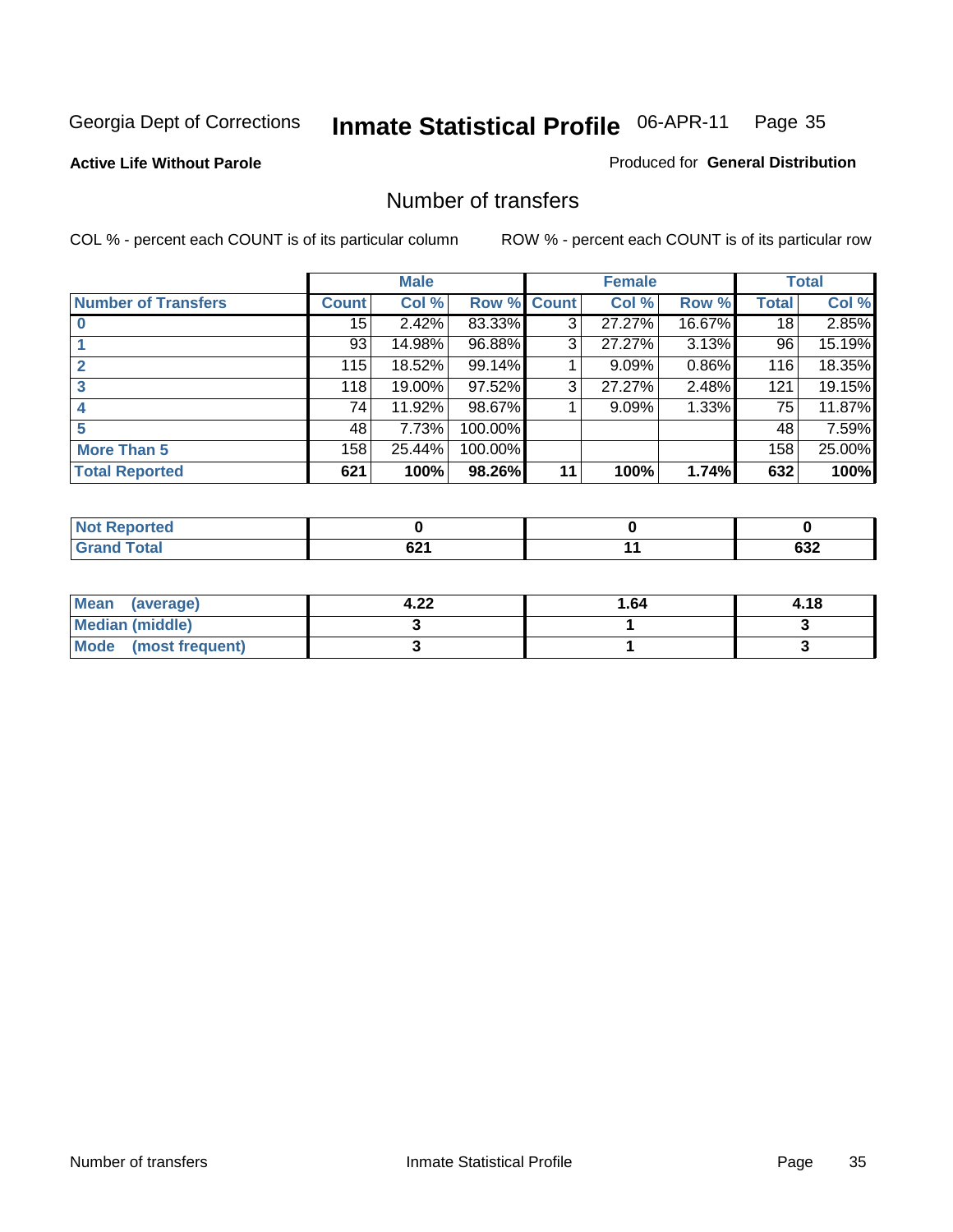Georgia Dept of Corrections **Inmate Statistical Profile** 06-APR-11 Page 35

**Active Life Without Parole**

Produced for **General Distribution**

## Number of transfers

COL % - percent each COUNT is of its particular column ROW % - percent each COUNT is of its particular row

| | Male | | | Female | | | Total | |
|---|---|---|---|---|---|---|---|---|
| **Number of Transfers** | **Count** | **Col %** | **Row %** | **Count** | **Col %** | **Row %** | **Total** | **Col %** |
| **0** | 15 | 2.42% | 83.33% | 3 | 27.27% | 16.67% | 18 | 2.85% |
| **1** | 93 | 14.98% | 96.88% | 3 | 27.27% | 3.13% | 96 | 15.19% |
| **2** | 115 | 18.52% | 99.14% | 1 | 9.09% | 0.86% | 116 | 18.35% |
| **3** | 118 | 19.00% | 97.52% | 3 | 27.27% | 2.48% | 121 | 19.15% |
| **4** | 74 | 11.92% | 98.67% | 1 | 9.09% | 1.33% | 75 | 11.87% |
| **5** | 48 | 7.73% | 100.00% | | | | 48 | 7.59% |
| **More Than 5** | 158 | 25.44% | 100.00% | | | | 158 | 25.00% |
| **Total Reported** | **621** | **100%** | **98.26%** | **11** | **100%** | **1.74%** | **632** | **100%** |

| | Male | Female | Total |
|---|---|---|---|
| **Not Reported** | **0** | **0** | **0** |
| **Grand Total** | **621** | **11** | **632** |

| | Male | Female | Total |
|---|---|---|---|
| **Mean (average)** | **4.22** | **1.64** | **4.18** |
| **Median (middle)** | **3** | **1** | **3** |
| **Mode (most frequent)** | **3** | **1** | **3** |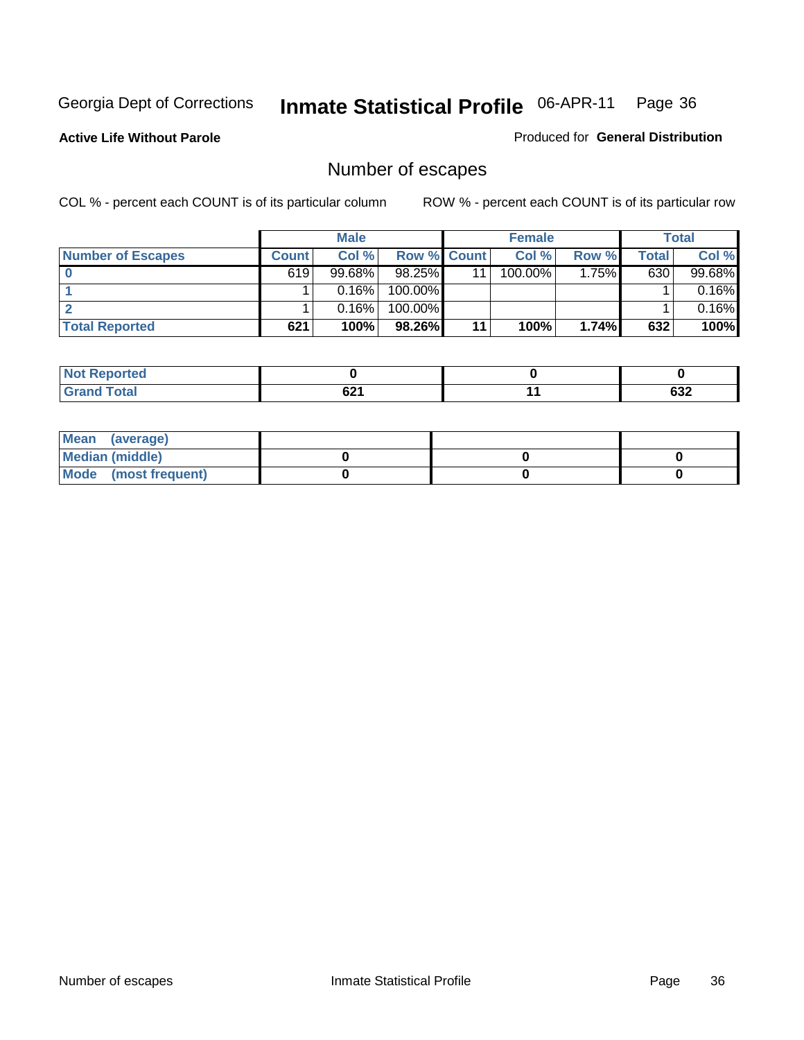Georgia Dept of Corrections **Inmate Statistical Profile** 06-APR-11

**Active Life Without Parole** Produced for **General Distribution**

## Number of escapes

COL % - percent each COUNT is of its particular column ROW % - percent each COUNT is of its particular row

| | Male | | | Female | | | Total | |
|---|---|---|---|---|---|---|---|---|
| **Number of Escapes** | **Count** | **Col %** | **Row %** | **Count** | **Col %** | **Row %** | **Total** | **Col %** |
| **0** | 619 | 99.68% | 98.25% | 11 | 100.00% | 1.75% | 630 | 99.68% |
| **1** | 1 | 0.16% | 100.00% | | | | 1 | 0.16% |
| **2** | 1 | 0.16% | 100.00% | | | | 1 | 0.16% |
| **Total Reported** | **621** | **100%** | **98.26%** | **11** | **100%** | **1.74%** | **632** | **100%** |

| | Male | Female | Total |
|---|---|---|---|
| **Not Reported** | **0** | **0** | **0** |
| **Grand Total** | **621** | **11** | **632** |

| | Male | Female | Total |
|---|---|---|---|
| **Mean (average)** | | | |
| **Median (middle)** | **0** | **0** | **0** |
| **Mode (most frequent)** | **0** | **0** | **0** |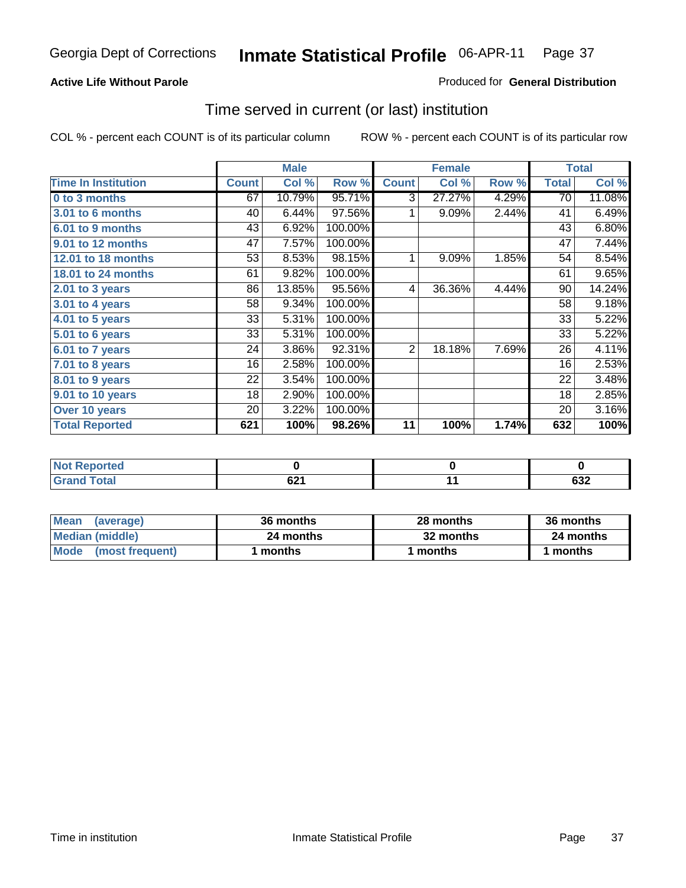**Active Life Without Parole**

Produced for **General Distribution**

## Time served in current (or last) institution

COL % - percent each COUNT is of its particular column

ROW % - percent each COUNT is of its particular row

| | Male | | | Female | | | Total | |
|---|---|---|---|---|---|---|---|---|
| **Time In Institution** | **Count** | **Col %** | **Row %** | **Count** | **Col %** | **Row %** | **Total** | **Col %** |
| **0 to 3 months** | 67 | 10.79% | 95.71% | 3 | 27.27% | 4.29% | 70 | 11.08% |
| **3.01 to 6 months** | 40 | 6.44% | 97.56% | 1 | 9.09% | 2.44% | 41 | 6.49% |
| **6.01 to 9 months** | 43 | 6.92% | 100.00% | | | | 43 | 6.80% |
| **9.01 to 12 months** | 47 | 7.57% | 100.00% | | | | 47 | 7.44% |
| **12.01 to 18 months** | 53 | 8.53% | 98.15% | 1 | 9.09% | 1.85% | 54 | 8.54% |
| **18.01 to 24 months** | 61 | 9.82% | 100.00% | | | | 61 | 9.65% |
| **2.01 to 3 years** | 86 | 13.85% | 95.56% | 4 | 36.36% | 4.44% | 90 | 14.24% |
| **3.01 to 4 years** | 58 | 9.34% | 100.00% | | | | 58 | 9.18% |
| **4.01 to 5 years** | 33 | 5.31% | 100.00% | | | | 33 | 5.22% |
| **5.01 to 6 years** | 33 | 5.31% | 100.00% | | | | 33 | 5.22% |
| **6.01 to 7 years** | 24 | 3.86% | 92.31% | 2 | 18.18% | 7.69% | 26 | 4.11% |
| **7.01 to 8 years** | 16 | 2.58% | 100.00% | | | | 16 | 2.53% |
| **8.01 to 9 years** | 22 | 3.54% | 100.00% | | | | 22 | 3.48% |
| **9.01 to 10 years** | 18 | 2.90% | 100.00% | | | | 18 | 2.85% |
| **Over 10 years** | 20 | 3.22% | 100.00% | | | | 20 | 3.16% |
| **Total Reported** | **621** | **100%** | **98.26%** | **11** | **100%** | **1.74%** | **632** | **100%** |

| | Male | Female | Total |
|---|---|---|---|
| **Not Reported** | **0** | **0** | **0** |
| **Grand Total** | **621** | **11** | **632** |

| | Male | Female | Total |
|---|---|---|---|
| **Mean (average)** | **36 months** | **28 months** | **36 months** |
| **Median (middle)** | **24 months** | **32 months** | **24 months** |
| **Mode (most frequent)** | **1 months** | **1 months** | **1 months** |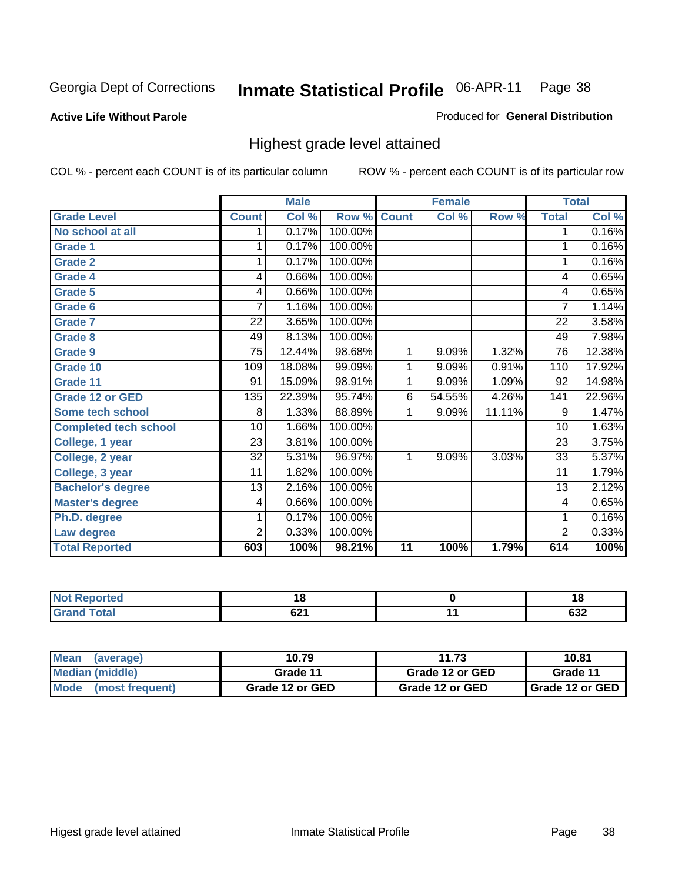Georgia Dept of Corrections **Inmate Statistical Profile** 06-APR-11

**Active Life Without Parole**

Produced for **General Distribution**

## Highest grade level attained

COL % - percent each COUNT is of its particular column

ROW % - percent each COUNT is of its particular row

| | Male | | | Female | | | Total | |
|---|---|---|---|---|---|---|---|---|
| **Grade Level** | **Count** | **Col %** | **Row %** | **Count** | **Col %** | **Row %** | **Total** | **Col %** |
| No school at all | 1 | 0.17% | 100.00% | | | | 1 | 0.16% |
| Grade 1 | 1 | 0.17% | 100.00% | | | | 1 | 0.16% |
| Grade 2 | 1 | 0.17% | 100.00% | | | | 1 | 0.16% |
| Grade 4 | 4 | 0.66% | 100.00% | | | | 4 | 0.65% |
| Grade 5 | 4 | 0.66% | 100.00% | | | | 4 | 0.65% |
| Grade 6 | 7 | 1.16% | 100.00% | | | | 7 | 1.14% |
| Grade 7 | 22 | 3.65% | 100.00% | | | | 22 | 3.58% |
| Grade 8 | 49 | 8.13% | 100.00% | | | | 49 | 7.98% |
| Grade 9 | 75 | 12.44% | 98.68% | 1 | 9.09% | 1.32% | 76 | 12.38% |
| Grade 10 | 109 | 18.08% | 99.09% | 1 | 9.09% | 0.91% | 110 | 17.92% |
| Grade 11 | 91 | 15.09% | 98.91% | 1 | 9.09% | 1.09% | 92 | 14.98% |
| Grade 12 or GED | 135 | 22.39% | 95.74% | 6 | 54.55% | 4.26% | 141 | 22.96% |
| Some tech school | 8 | 1.33% | 88.89% | 1 | 9.09% | 11.11% | 9 | 1.47% |
| Completed tech school | 10 | 1.66% | 100.00% | | | | 10 | 1.63% |
| College, 1 year | 23 | 3.81% | 100.00% | | | | 23 | 3.75% |
| College, 2 year | 32 | 5.31% | 96.97% | 1 | 9.09% | 3.03% | 33 | 5.37% |
| College, 3 year | 11 | 1.82% | 100.00% | | | | 11 | 1.79% |
| Bachelor's degree | 13 | 2.16% | 100.00% | | | | 13 | 2.12% |
| Master's degree | 4 | 0.66% | 100.00% | | | | 4 | 0.65% |
| Ph.D. degree | 1 | 0.17% | 100.00% | | | | 1 | 0.16% |
| Law degree | 2 | 0.33% | 100.00% | | | | 2 | 0.33% |
| **Total Reported** | **603** | **100%** | **98.21%** | **11** | **100%** | **1.79%** | **614** | **100%** |

| | Male | Female | Total |
|---|---|---|---|
| Not Reported | 18 | 0 | 18 |
| Grand Total | 621 | 11 | 632 |

| | Male | Female | Total |
|---|---|---|---|
| Mean (average) | 10.79 | 11.73 | 10.81 |
| Median (middle) | Grade 11 | Grade 12 or GED | Grade 11 |
| Mode (most frequent) | Grade 12 or GED | Grade 12 or GED | Grade 12 or GED |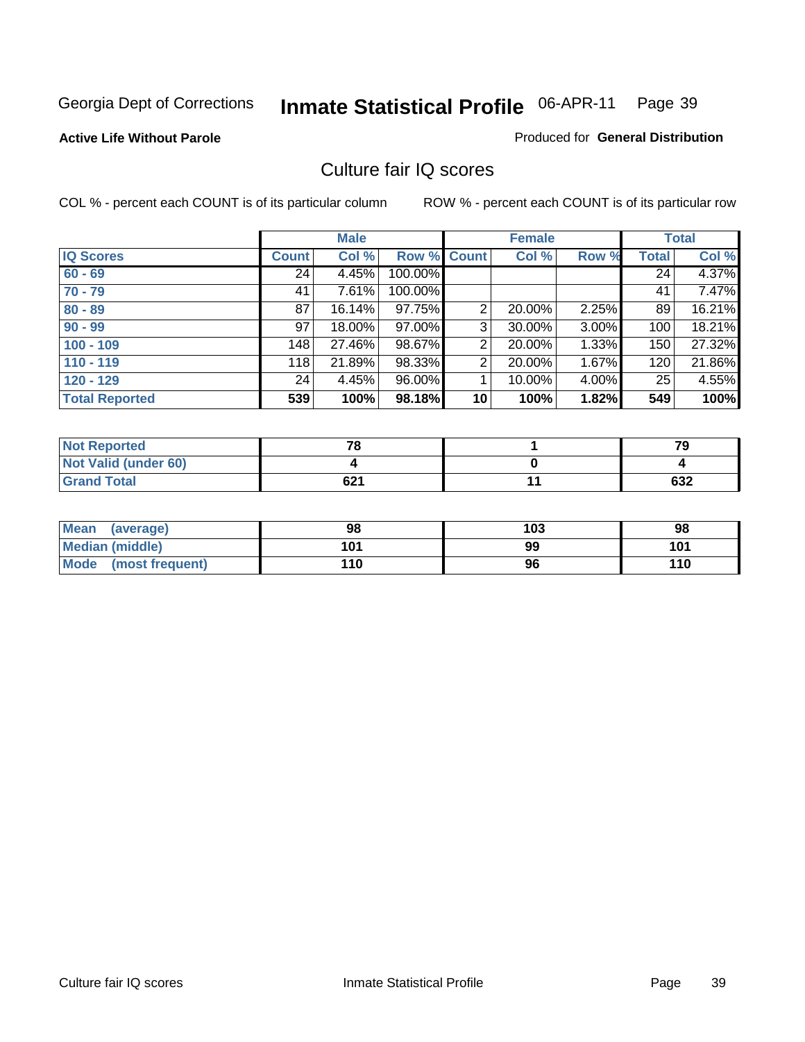Georgia Dept of Corrections **Inmate Statistical Profile** 06-APR-11 Page 39

**Active Life Without Parole**

Produced for **General Distribution**

## Culture fair IQ scores

COL % - percent each COUNT is of its particular column

ROW % - percent each COUNT is of its particular row

| | Male | | | Female | | | Total | |
|---|---|---|---|---|---|---|---|---|
| **IQ Scores** | **Count** | **Col %** | **Row %** | **Count** | **Col %** | **Row %** | **Total** | **Col %** |
| **60 - 69** | 24 | 4.45% | 100.00% | | | | 24 | 4.37% |
| **70 - 79** | 41 | 7.61% | 100.00% | | | | 41 | 7.47% |
| **80 - 89** | 87 | 16.14% | 97.75% | 2 | 20.00% | 2.25% | 89 | 16.21% |
| **90 - 99** | 97 | 18.00% | 97.00% | 3 | 30.00% | 3.00% | 100 | 18.21% |
| **100 - 109** | 148 | 27.46% | 98.67% | 2 | 20.00% | 1.33% | 150 | 27.32% |
| **110 - 119** | 118 | 21.89% | 98.33% | 2 | 20.00% | 1.67% | 120 | 21.86% |
| **120 - 129** | 24 | 4.45% | 96.00% | 1 | 10.00% | 4.00% | 25 | 4.55% |
| **Total Reported** | **539** | **100%** | **98.18%** | **10** | **100%** | **1.82%** | **549** | **100%** |

| | Male | Female | Total |
|---|---|---|---|
| **Not Reported** | **78** | **1** | **79** |
| **Not Valid (under 60)** | **4** | **0** | **4** |
| **Grand Total** | **621** | **11** | **632** |

| | Male | Female | Total |
|---|---|---|---|
| **Mean (average)** | **98** | **103** | **98** |
| **Median (middle)** | **101** | **99** | **101** |
| **Mode (most frequent)** | **110** | **96** | **110** |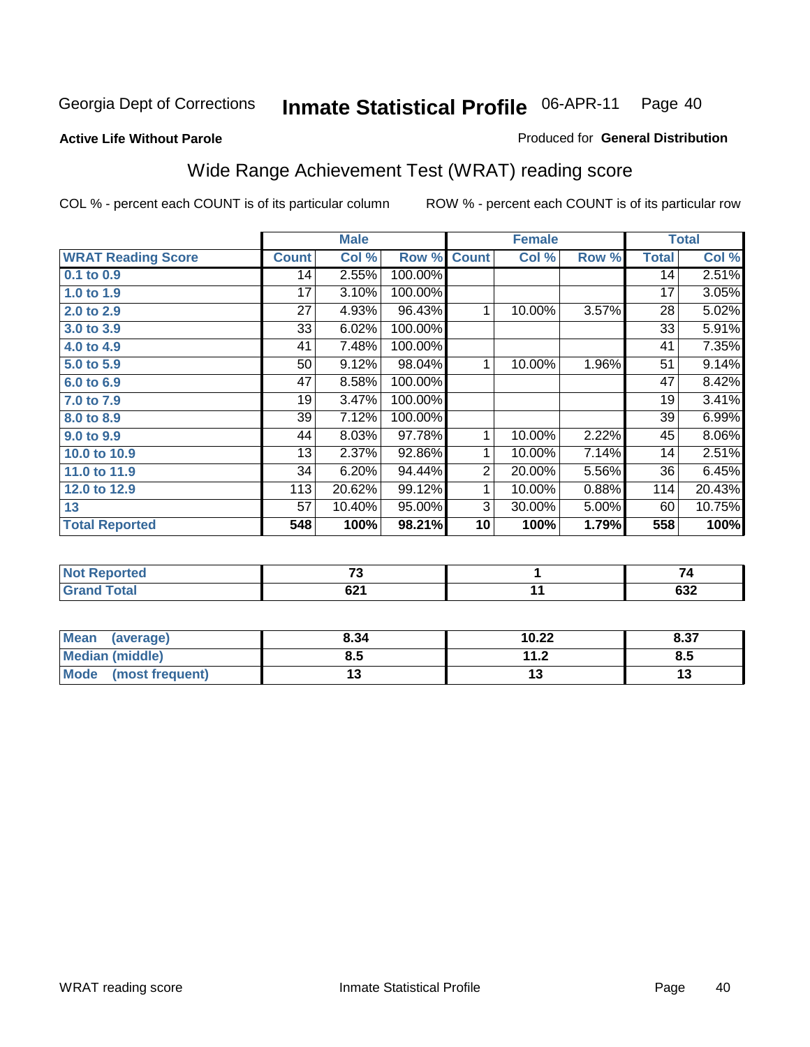Georgia Dept of Corrections **Inmate Statistical Profile** 06-APR-11 Page 40

**Active Life Without Parole**

Produced for **General Distribution**

## Wide Range Achievement Test (WRAT) reading score

COL % - percent each COUNT is of its particular column ROW % - percent each COUNT is of its particular row

| | Male | | | Female | | | Total | |
|---|---|---|---|---|---|---|---|---|
| **WRAT Reading Score** | **Count** | **Col %** | **Row %** | **Count** | **Col %** | **Row %** | **Total** | **Col %** |
| **0.1 to 0.9** | 14 | 2.55% | 100.00% | | | | 14 | 2.51% |
| **1.0 to 1.9** | 17 | 3.10% | 100.00% | | | | 17 | 3.05% |
| **2.0 to 2.9** | 27 | 4.93% | 96.43% | 1 | 10.00% | 3.57% | 28 | 5.02% |
| **3.0 to 3.9** | 33 | 6.02% | 100.00% | | | | 33 | 5.91% |
| **4.0 to 4.9** | 41 | 7.48% | 100.00% | | | | 41 | 7.35% |
| **5.0 to 5.9** | 50 | 9.12% | 98.04% | 1 | 10.00% | 1.96% | 51 | 9.14% |
| **6.0 to 6.9** | 47 | 8.58% | 100.00% | | | | 47 | 8.42% |
| **7.0 to 7.9** | 19 | 3.47% | 100.00% | | | | 19 | 3.41% |
| **8.0 to 8.9** | 39 | 7.12% | 100.00% | | | | 39 | 6.99% |
| **9.0 to 9.9** | 44 | 8.03% | 97.78% | 1 | 10.00% | 2.22% | 45 | 8.06% |
| **10.0 to 10.9** | 13 | 2.37% | 92.86% | 1 | 10.00% | 7.14% | 14 | 2.51% |
| **11.0 to 11.9** | 34 | 6.20% | 94.44% | 2 | 20.00% | 5.56% | 36 | 6.45% |
| **12.0 to 12.9** | 113 | 20.62% | 99.12% | 1 | 10.00% | 0.88% | 114 | 20.43% |
| **13** | 57 | 10.40% | 95.00% | 3 | 30.00% | 5.00% | 60 | 10.75% |
| **Total Reported** | **548** | **100%** | **98.21%** | **10** | **100%** | **1.79%** | **558** | **100%** |

| | Male | Female | Total |
|---|---|---|---|
| **Not Reported** | **73** | **1** | **74** |
| **Grand Total** | **621** | **11** | **632** |

| | Male | Female | Total |
|---|---|---|---|
| **Mean (average)** | **8.34** | **10.22** | **8.37** |
| **Median (middle)** | **8.5** | **11.2** | **8.5** |
| **Mode (most frequent)** | **13** | **13** | **13** |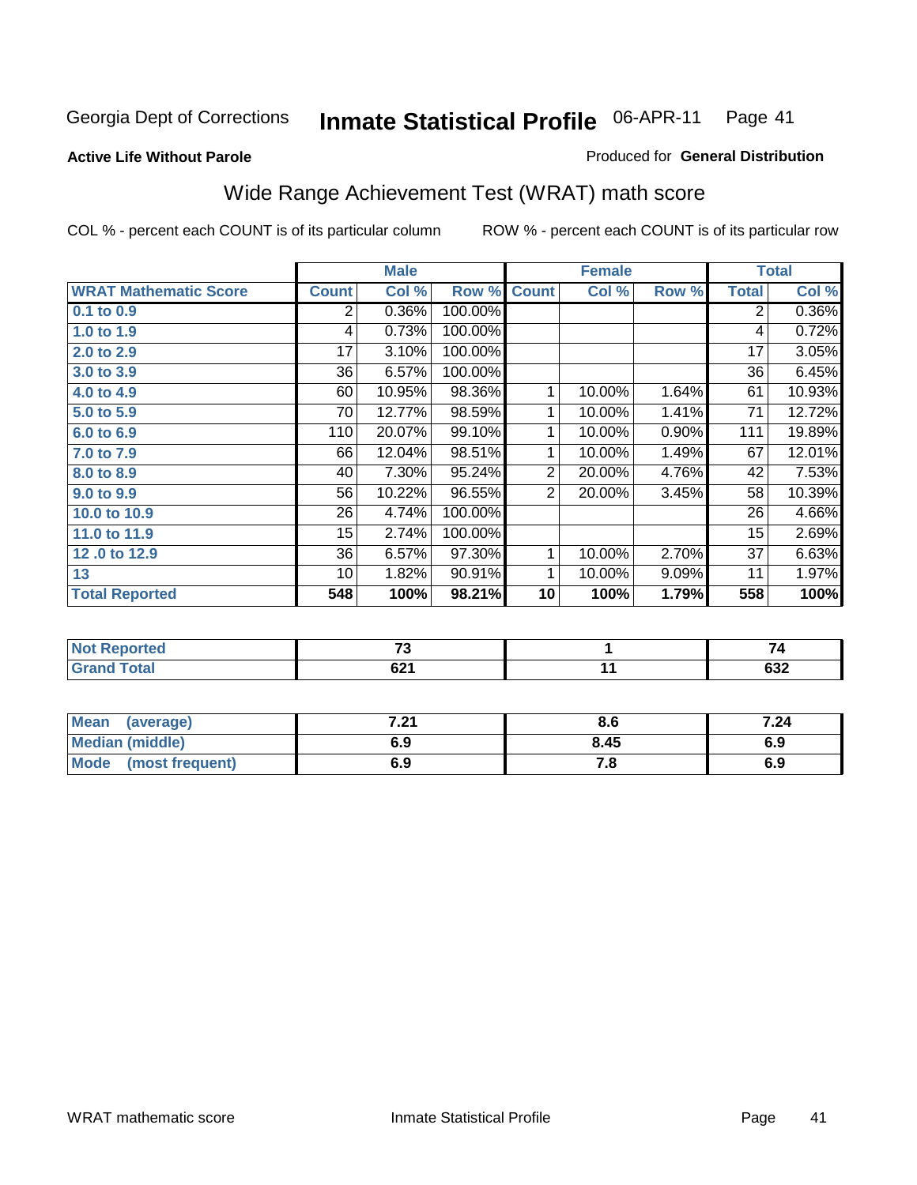Georgia Dept of Corrections **Inmate Statistical Profile** 06-APR-11 Page 41

**Active Life Without Parole**

Produced for **General Distribution**

## Wide Range Achievement Test (WRAT) math score

COL % - percent each COUNT is of its particular column ROW % - percent each COUNT is of its particular row

| | Male | | | Female | | | Total | |
|---|---|---|---|---|---|---|---|---|
| **WRAT Mathematic Score** | **Count** | **Col %** | **Row %** | **Count** | **Col %** | **Row %** | **Total** | **Col %** |
| **0.1 to 0.9** | 2 | 0.36% | 100.00% | | | | 2 | 0.36% |
| **1.0 to 1.9** | 4 | 0.73% | 100.00% | | | | 4 | 0.72% |
| **2.0 to 2.9** | 17 | 3.10% | 100.00% | | | | 17 | 3.05% |
| **3.0 to 3.9** | 36 | 6.57% | 100.00% | | | | 36 | 6.45% |
| **4.0 to 4.9** | 60 | 10.95% | 98.36% | 1 | 10.00% | 1.64% | 61 | 10.93% |
| **5.0 to 5.9** | 70 | 12.77% | 98.59% | 1 | 10.00% | 1.41% | 71 | 12.72% |
| **6.0 to 6.9** | 110 | 20.07% | 99.10% | 1 | 10.00% | 0.90% | 111 | 19.89% |
| **7.0 to 7.9** | 66 | 12.04% | 98.51% | 1 | 10.00% | 1.49% | 67 | 12.01% |
| **8.0 to 8.9** | 40 | 7.30% | 95.24% | 2 | 20.00% | 4.76% | 42 | 7.53% |
| **9.0 to 9.9** | 56 | 10.22% | 96.55% | 2 | 20.00% | 3.45% | 58 | 10.39% |
| **10.0 to 10.9** | 26 | 4.74% | 100.00% | | | | 26 | 4.66% |
| **11.0 to 11.9** | 15 | 2.74% | 100.00% | | | | 15 | 2.69% |
| **12 .0 to 12.9** | 36 | 6.57% | 97.30% | 1 | 10.00% | 2.70% | 37 | 6.63% |
| **13** | 10 | 1.82% | 90.91% | 1 | 10.00% | 9.09% | 11 | 1.97% |
| **Total Reported** | **548** | **100%** | **98.21%** | **10** | **100%** | **1.79%** | **558** | **100%** |

| | Male | Female | Total |
|---|---|---|---|
| **Not Reported** | **73** | **1** | **74** |
| **Grand Total** | **621** | **11** | **632** |

| | Male | Female | Total |
|---|---|---|---|
| **Mean (average)** | **7.21** | **8.6** | **7.24** |
| **Median (middle)** | **6.9** | **8.45** | **6.9** |
| **Mode (most frequent)** | **6.9** | **7.8** | **6.9** |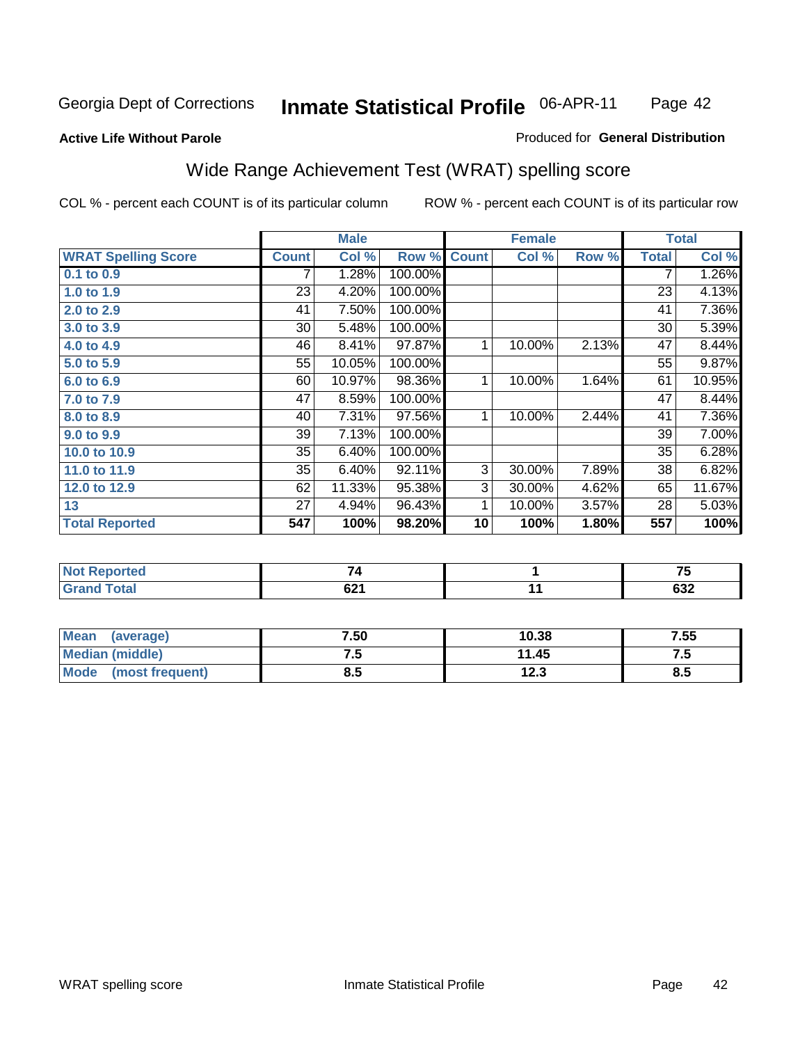Georgia Dept of Corrections **Inmate Statistical Profile** 06-APR-11

**Active Life Without Parole**

Produced for **General Distribution**

## Wide Range Achievement Test (WRAT) spelling score

COL % - percent each COUNT is of its particular column

ROW % - percent each COUNT is of its particular row

| | Male | | | Female | | | Total | |
|---|---|---|---|---|---|---|---|---|
| **WRAT Spelling Score** | **Count** | **Col %** | **Row %** | **Count** | **Col %** | **Row %** | **Total** | **Col %** |
| **0.1 to 0.9** | 7 | 1.28% | 100.00% | | | | 7 | 1.26% |
| **1.0 to 1.9** | 23 | 4.20% | 100.00% | | | | 23 | 4.13% |
| **2.0 to 2.9** | 41 | 7.50% | 100.00% | | | | 41 | 7.36% |
| **3.0 to 3.9** | 30 | 5.48% | 100.00% | | | | 30 | 5.39% |
| **4.0 to 4.9** | 46 | 8.41% | 97.87% | 1 | 10.00% | 2.13% | 47 | 8.44% |
| **5.0 to 5.9** | 55 | 10.05% | 100.00% | | | | 55 | 9.87% |
| **6.0 to 6.9** | 60 | 10.97% | 98.36% | 1 | 10.00% | 1.64% | 61 | 10.95% |
| **7.0 to 7.9** | 47 | 8.59% | 100.00% | | | | 47 | 8.44% |
| **8.0 to 8.9** | 40 | 7.31% | 97.56% | 1 | 10.00% | 2.44% | 41 | 7.36% |
| **9.0 to 9.9** | 39 | 7.13% | 100.00% | | | | 39 | 7.00% |
| **10.0 to 10.9** | 35 | 6.40% | 100.00% | | | | 35 | 6.28% |
| **11.0 to 11.9** | 35 | 6.40% | 92.11% | 3 | 30.00% | 7.89% | 38 | 6.82% |
| **12.0 to 12.9** | 62 | 11.33% | 95.38% | 3 | 30.00% | 4.62% | 65 | 11.67% |
| **13** | 27 | 4.94% | 96.43% | 1 | 10.00% | 3.57% | 28 | 5.03% |
| **Total Reported** | **547** | **100%** | **98.20%** | **10** | **100%** | **1.80%** | **557** | **100%** |

| | Male | Female | Total |
|---|---|---|---|
| **Not Reported** | **74** | **1** | **75** |
| **Grand Total** | **621** | **11** | **632** |

| | Male | Female | Total |
|---|---|---|---|
| **Mean (average)** | **7.50** | **10.38** | **7.55** |
| **Median (middle)** | **7.5** | **11.45** | **7.5** |
| **Mode (most frequent)** | **8.5** | **12.3** | **8.5** |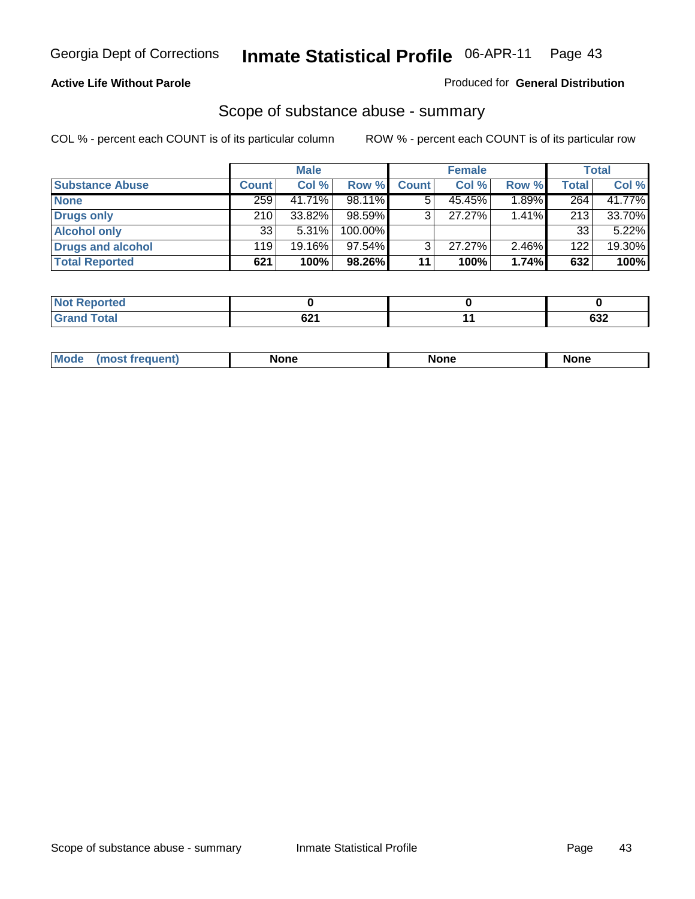**Active Life Without Parole** — Produced for **General Distribution**

## Scope of substance abuse - summary

COL % - percent each COUNT is of its particular column

ROW % - percent each COUNT is of its particular row

| | Male | | | Female | | | Total | |
|---|---|---|---|---|---|---|---|---|
| **Substance Abuse** | **Count** | **Col %** | **Row %** | **Count** | **Col %** | **Row %** | **Total** | **Col %** |
| **None** | 259 | 41.71% | 98.11% | 5 | 45.45% | 1.89% | 264 | 41.77% |
| **Drugs only** | 210 | 33.82% | 98.59% | 3 | 27.27% | 1.41% | 213 | 33.70% |
| **Alcohol only** | 33 | 5.31% | 100.00% | | | | 33 | 5.22% |
| **Drugs and alcohol** | 119 | 19.16% | 97.54% | 3 | 27.27% | 2.46% | 122 | 19.30% |
| **Total Reported** | **621** | **100%** | **98.26%** | **11** | **100%** | **1.74%** | **632** | **100%** |

| | Male | Female | Total |
|---|---|---|---|
| **Not Reported** | **0** | **0** | **0** |
| **Grand Total** | **621** | **11** | **632** |

| | Male | Female | Total |
|---|---|---|---|
| **Mode (most frequent)** | **None** | **None** | **None** |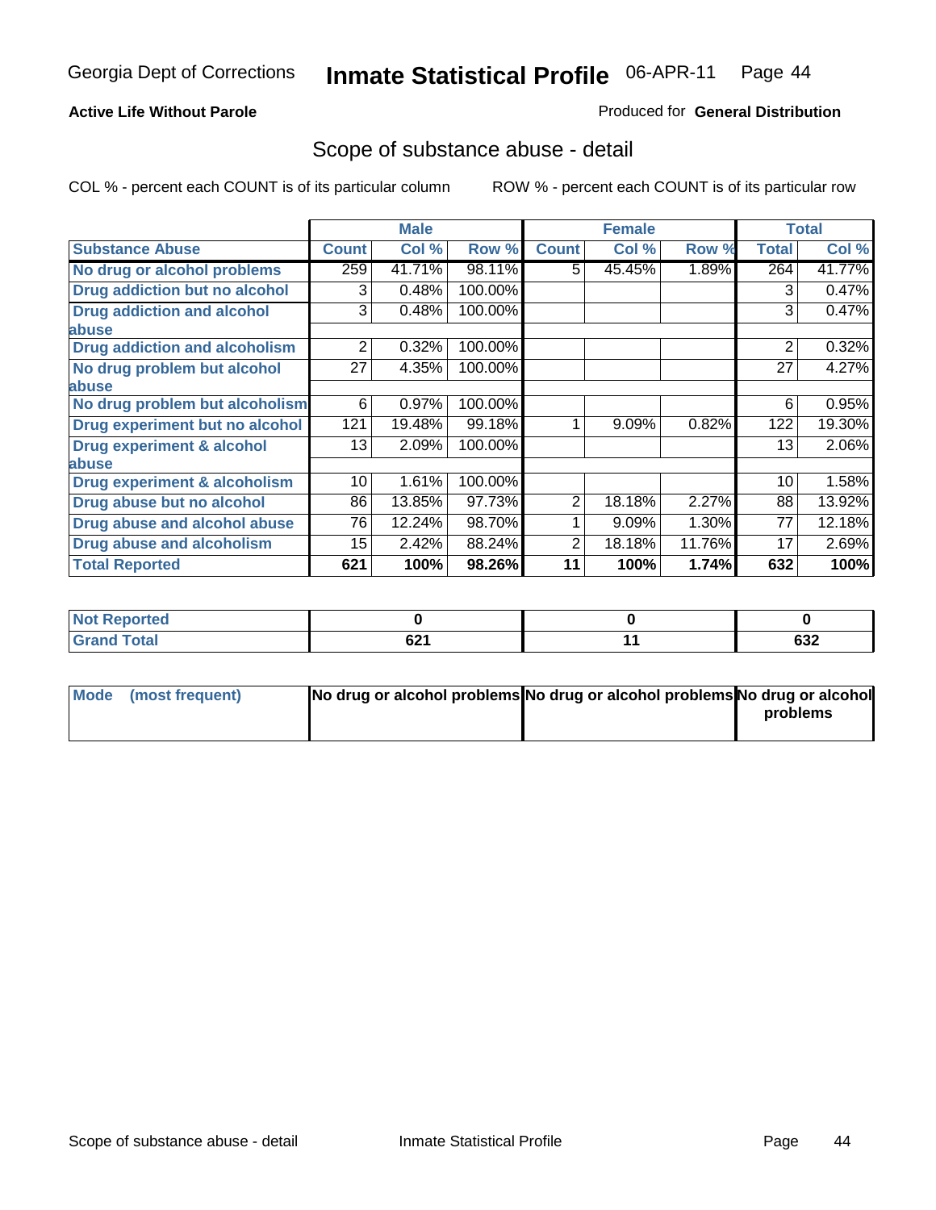Georgia Dept of Corrections **Inmate Statistical Profile** 06-APR-11

**Active Life Without Parole**

Produced for **General Distribution**

## Scope of substance abuse - detail

COL % - percent each COUNT is of its particular column

ROW % - percent each COUNT is of its particular row

| | Male | | | Female | | | Total | |
|---|---|---|---|---|---|---|---|---|
| **Substance Abuse** | **Count** | **Col %** | **Row %** | **Count** | **Col %** | **Row %** | **Total** | **Col %** |
| **No drug or alcohol problems** | 259 | 41.71% | 98.11% | 5 | 45.45% | 1.89% | 264 | 41.77% |
| **Drug addiction but no alcohol** | 3 | 0.48% | 100.00% | | | | 3 | 0.47% |
| **Drug addiction and alcohol abuse** | 3 | 0.48% | 100.00% | | | | 3 | 0.47% |
| **Drug addiction and alcoholism** | 2 | 0.32% | 100.00% | | | | 2 | 0.32% |
| **No drug problem but alcohol abuse** | 27 | 4.35% | 100.00% | | | | 27 | 4.27% |
| **No drug problem but alcoholism** | 6 | 0.97% | 100.00% | | | | 6 | 0.95% |
| **Drug experiment but no alcohol** | 121 | 19.48% | 99.18% | 1 | 9.09% | 0.82% | 122 | 19.30% |
| **Drug experiment & alcohol abuse** | 13 | 2.09% | 100.00% | | | | 13 | 2.06% |
| **Drug experiment & alcoholism** | 10 | 1.61% | 100.00% | | | | 10 | 1.58% |
| **Drug abuse but no alcohol** | 86 | 13.85% | 97.73% | 2 | 18.18% | 2.27% | 88 | 13.92% |
| **Drug abuse and alcohol abuse** | 76 | 12.24% | 98.70% | 1 | 9.09% | 1.30% | 77 | 12.18% |
| **Drug abuse and alcoholism** | 15 | 2.42% | 88.24% | 2 | 18.18% | 11.76% | 17 | 2.69% |
| **Total Reported** | **621** | **100%** | **98.26%** | **11** | **100%** | **1.74%** | **632** | **100%** |

| | Male | Female | Total |
|---|---|---|---|
| **Not Reported** | **0** | **0** | **0** |
| **Grand Total** | **621** | **11** | **632** |

| | Male | Female | Total |
|---|---|---|---|
| **Mode (most frequent)** | **No drug or alcohol problems** | **No drug or alcohol problems** | **No drug or alcohol problems** |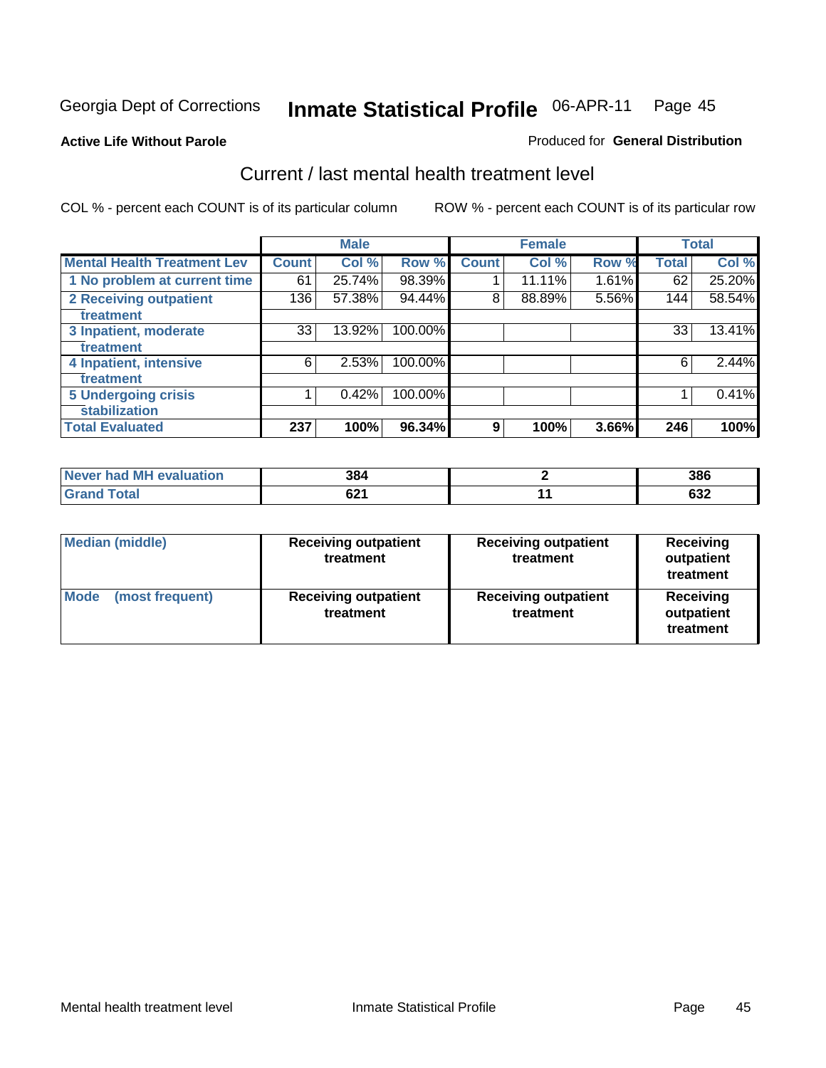Georgia Dept of Corrections **Inmate Statistical Profile** 06-APR-11 Page 45

**Active Life Without Parole**

Produced for **General Distribution**

## Current / last mental health treatment level

COL % - percent each COUNT is of its particular column

ROW % - percent each COUNT is of its particular row

| | Male | | | Female | | | Total | |
|---|---|---|---|---|---|---|---|---|
| **Mental Health Treatment Lev** | **Count** | **Col %** | **Row %** | **Count** | **Col %** | **Row %** | **Total** | **Col %** |
| **1 No problem at current time** | 61 | 25.74% | 98.39% | 1 | 11.11% | 1.61% | 62 | 25.20% |
| **2 Receiving outpatient treatment** | 136 | 57.38% | 94.44% | 8 | 88.89% | 5.56% | 144 | 58.54% |
| **3 Inpatient, moderate treatment** | 33 | 13.92% | 100.00% | | | | 33 | 13.41% |
| **4 Inpatient, intensive treatment** | 6 | 2.53% | 100.00% | | | | 6 | 2.44% |
| **5 Undergoing crisis stabilization** | 1 | 0.42% | 100.00% | | | | 1 | 0.41% |
| **Total Evaluated** | **237** | **100%** | **96.34%** | **9** | **100%** | **3.66%** | **246** | **100%** |

| | Male | Female | Total |
|---|---|---|---|
| **Never had MH evaluation** | **384** | **2** | **386** |
| **Grand Total** | **621** | **11** | **632** |

| | Male | Female | Total |
|---|---|---|---|
| **Median (middle)** | **Receiving outpatient treatment** | **Receiving outpatient treatment** | **Receiving outpatient treatment** |
| **Mode (most frequent)** | **Receiving outpatient treatment** | **Receiving outpatient treatment** | **Receiving outpatient treatment** |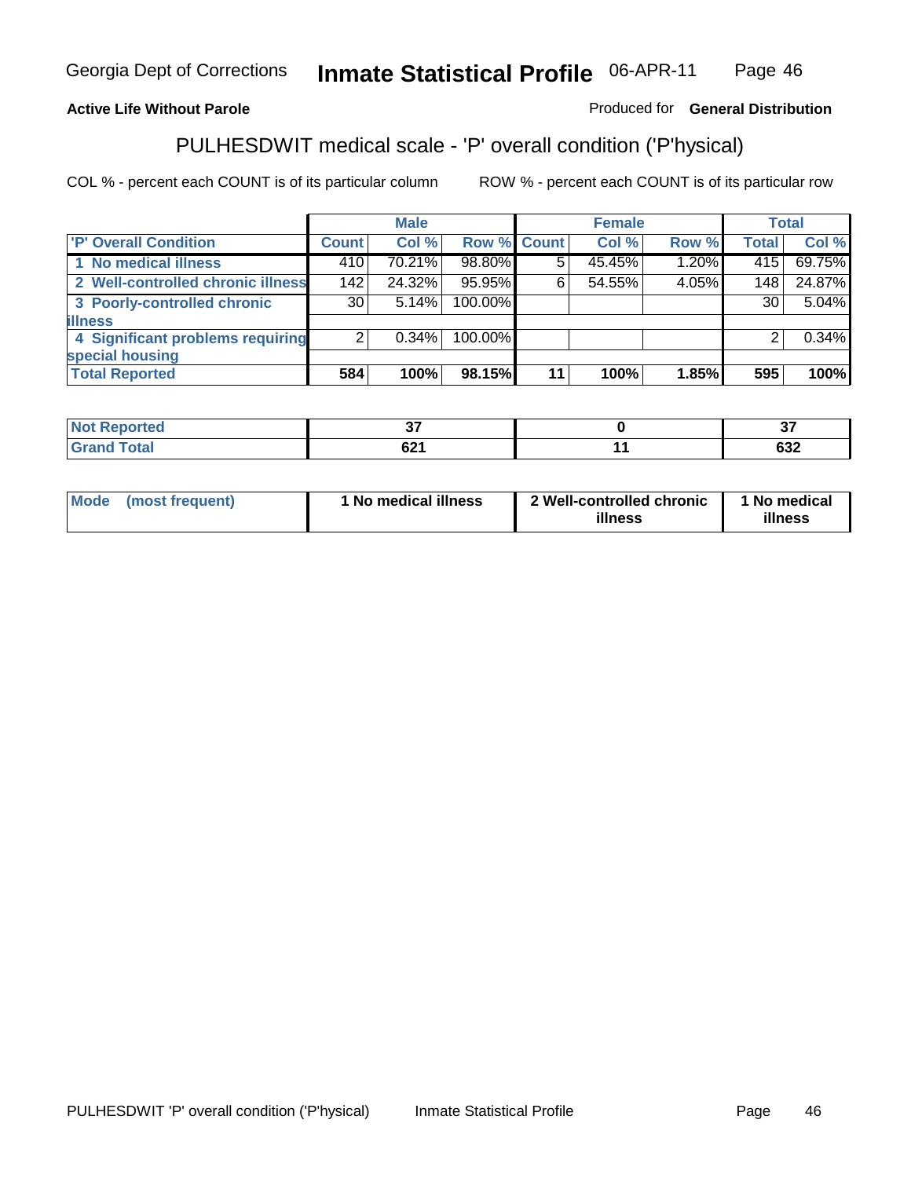Georgia Dept of Corrections **Inmate Statistical Profile** 06-APR-11

**Active Life Without Parole** Produced for **General Distribution**

## PULHESDWIT medical scale - 'P' overall condition ('P'hysical)

COL % - percent each COUNT is of its particular column ROW % - percent each COUNT is of its particular row

| | Male | | | Female | | | Total | |
|---|---|---|---|---|---|---|---|---|
| 'P' Overall Condition | Count | Col % | Row % | Count | Col % | Row % | Total | Col % |
| 1 No medical illness | 410 | 70.21% | 98.80% | 5 | 45.45% | 1.20% | 415 | 69.75% |
| 2 Well-controlled chronic illness | 142 | 24.32% | 95.95% | 6 | 54.55% | 4.05% | 148 | 24.87% |
| 3 Poorly-controlled chronic illness | 30 | 5.14% | 100.00% | | | | 30 | 5.04% |
| 4 Significant problems requiring special housing | 2 | 0.34% | 100.00% | | | | 2 | 0.34% |
| **Total Reported** | **584** | **100%** | **98.15%** | **11** | **100%** | **1.85%** | **595** | **100%** |

| | Male | Female | Total |
|---|---|---|---|
| Not Reported | 37 | 0 | 37 |
| Grand Total | 621 | 11 | 632 |

| | Male | Female | Total |
|---|---|---|---|
| Mode (most frequent) | 1 No medical illness | 2 Well-controlled chronic illness | 1 No medical illness |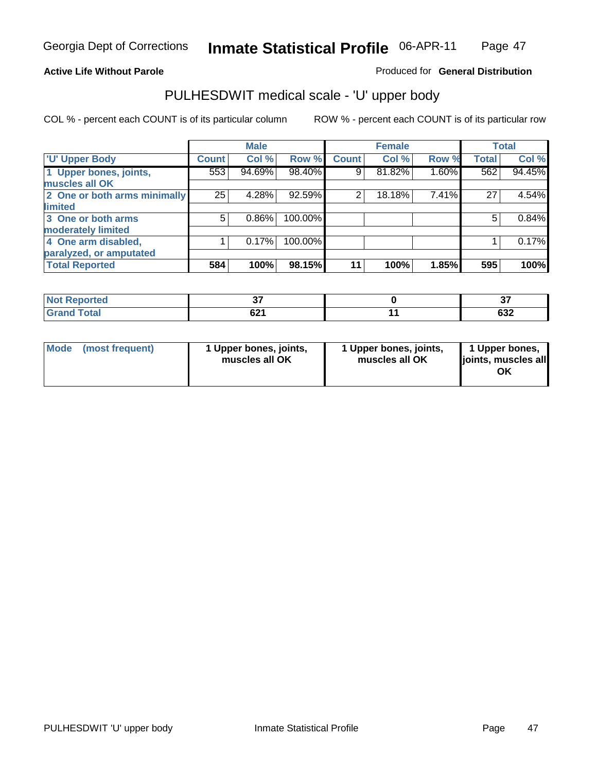Georgia Dept of Corrections **Inmate Statistical Profile** 06-APR-11

**Active Life Without Parole**

Produced for **General Distribution**

## PULHESDWIT medical scale - 'U' upper body

COL % - percent each COUNT is of its particular column

ROW % - percent each COUNT is of its particular row

| | Male | | | Female | | | Total | |
|---|---|---|---|---|---|---|---|---|
| **'U' Upper Body** | **Count** | **Col %** | **Row %** | **Count** | **Col %** | **Row %** | **Total** | **Col %** |
| **1 Upper bones, joints, muscles all OK** | 553 | 94.69% | 98.40% | 9 | 81.82% | 1.60% | 562 | 94.45% |
| **2 One or both arms minimally limited** | 25 | 4.28% | 92.59% | 2 | 18.18% | 7.41% | 27 | 4.54% |
| **3 One or both arms moderately limited** | 5 | 0.86% | 100.00% | | | | 5 | 0.84% |
| **4 One arm disabled, paralyzed, or amputated** | 1 | 0.17% | 100.00% | | | | 1 | 0.17% |
| **Total Reported** | **584** | **100%** | **98.15%** | **11** | **100%** | **1.85%** | **595** | **100%** |

| | Male | Female | Total |
|---|---|---|---|
| **Not Reported** | **37** | **0** | **37** |
| **Grand Total** | **621** | **11** | **632** |

| | Male | Female | Total |
|---|---|---|---|
| **Mode (most frequent)** | **1 Upper bones, joints, muscles all OK** | **1 Upper bones, joints, muscles all OK** | **1 Upper bones, joints, muscles all OK** |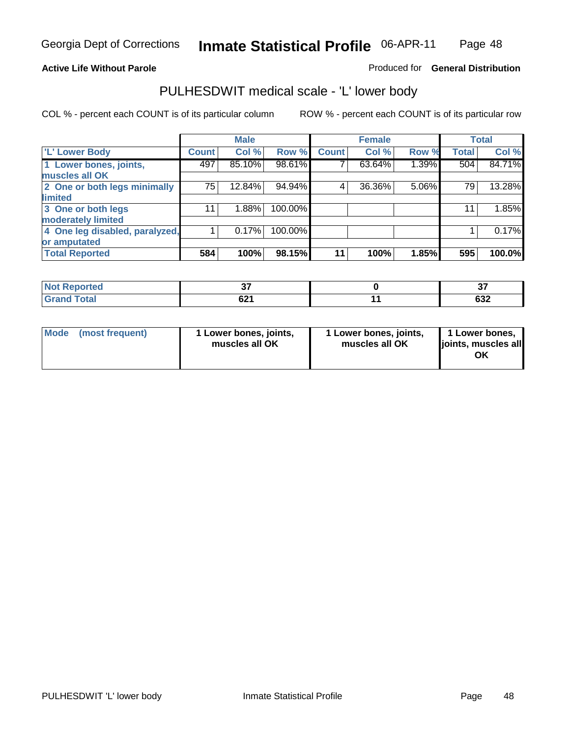Georgia Dept of Corrections **Inmate Statistical Profile** 06-APR-11

**Active Life Without Parole**

Produced for **General Distribution**

## PULHESDWIT medical scale - 'L' lower body

COL % - percent each COUNT is of its particular column

ROW % - percent each COUNT is of its particular row

| | Male | | | Female | | | Total | |
|---|---|---|---|---|---|---|---|---|
| 'L' Lower Body | Count | Col % | Row % | Count | Col % | Row % | Total | Col % |
| 1 Lower bones, joints, muscles all OK | 497 | 85.10% | 98.61% | 7 | 63.64% | 1.39% | 504 | 84.71% |
| 2 One or both legs minimally limited | 75 | 12.84% | 94.94% | 4 | 36.36% | 5.06% | 79 | 13.28% |
| 3 One or both legs moderately limited | 11 | 1.88% | 100.00% | | | | 11 | 1.85% |
| 4 One leg disabled, paralyzed, or amputated | 1 | 0.17% | 100.00% | | | | 1 | 0.17% |
| **Total Reported** | **584** | **100%** | **98.15%** | **11** | **100%** | **1.85%** | **595** | **100.0%** |

| | Male | Female | Total |
|---|---|---|---|
| **Not Reported** | **37** | **0** | **37** |
| **Grand Total** | **621** | **11** | **632** |

| | Male | Female | Total |
|---|---|---|---|
| **Mode (most frequent)** | **1 Lower bones, joints, muscles all OK** | **1 Lower bones, joints, muscles all OK** | **1 Lower bones, joints, muscles all OK** |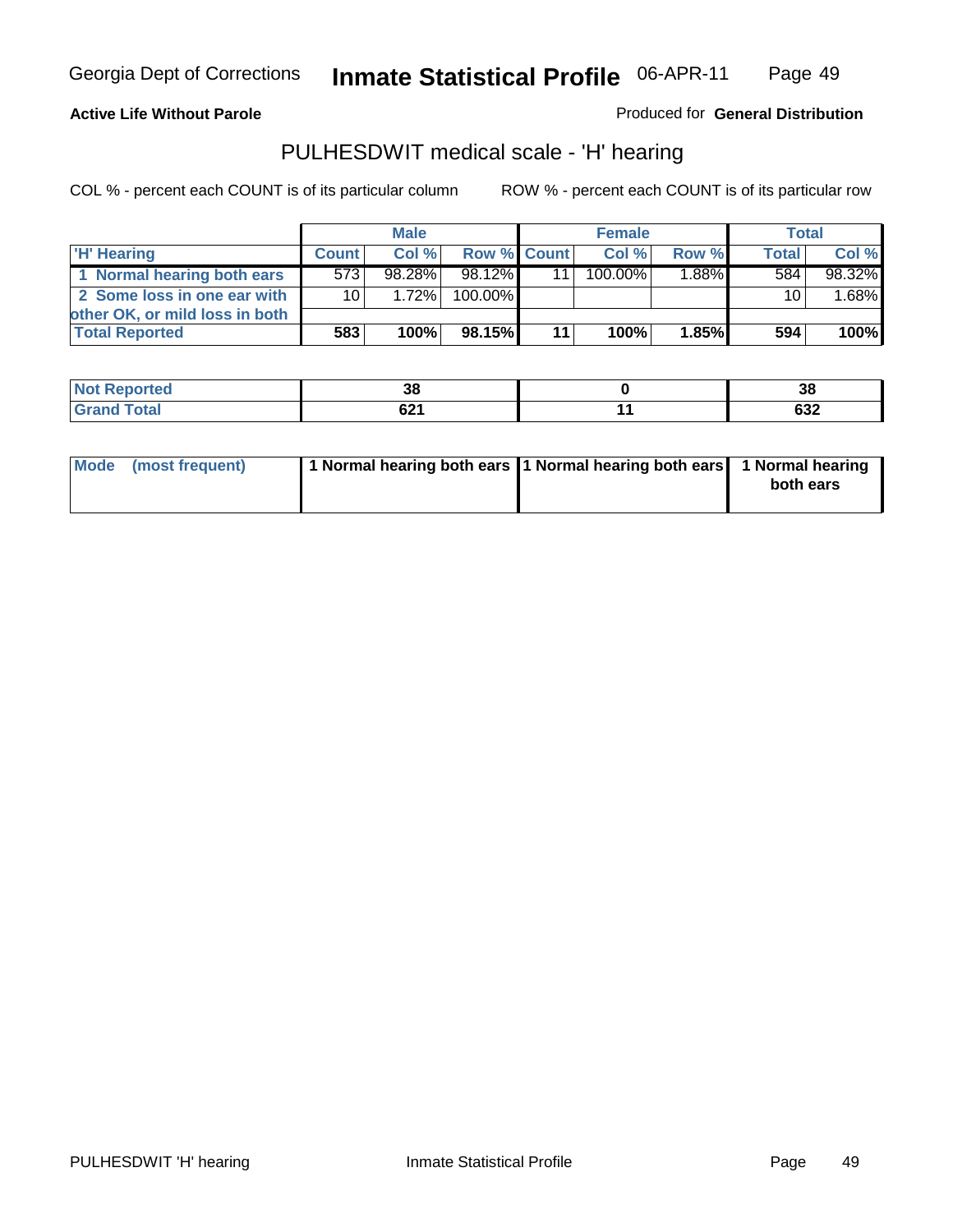**Active Life Without Parole** Produced for **General Distribution**

## PULHESDWIT medical scale - 'H' hearing

COL % - percent each COUNT is of its particular column ROW % - percent each COUNT is of its particular row

| | Male | | | Female | | | Total | |
|---|---|---|---|---|---|---|---|---|
| 'H' Hearing | Count | Col % | Row % | Count | Col % | Row % | Total | Col % |
| 1 Normal hearing both ears | 573 | 98.28% | 98.12% | 11 | 100.00% | 1.88% | 584 | 98.32% |
| 2 Some loss in one ear with other OK, or mild loss in both | 10 | 1.72% | 100.00% | | | | 10 | 1.68% |
| **Total Reported** | **583** | **100%** | **98.15%** | **11** | **100%** | **1.85%** | **594** | **100%** |

| | Male | Female | Total |
|---|---|---|---|
| Not Reported | 38 | 0 | 38 |
| Grand Total | 621 | 11 | 632 |

| | Male | Female | Total |
|---|---|---|---|
| Mode (most frequent) | 1 Normal hearing both ears | 1 Normal hearing both ears | 1 Normal hearing both ears |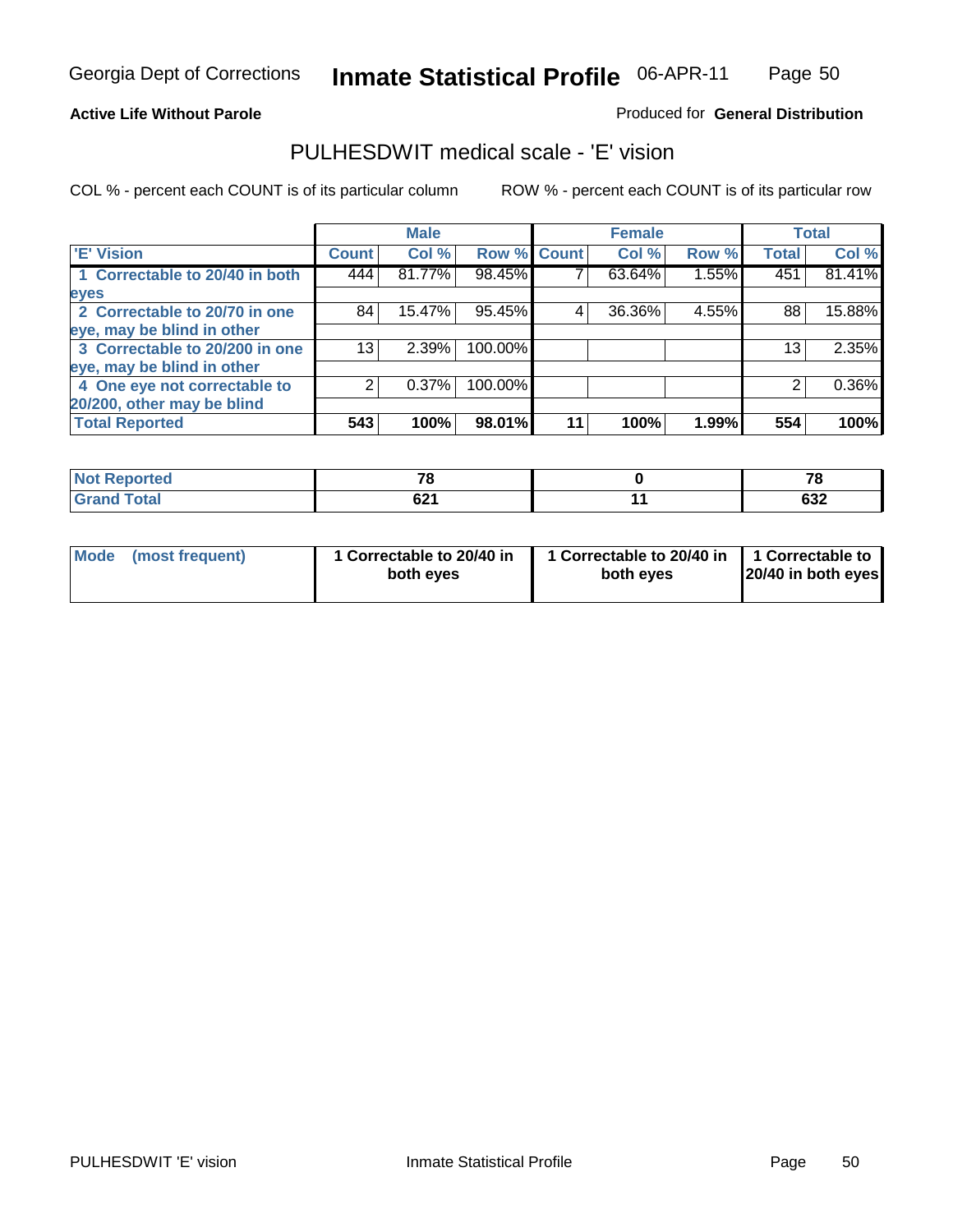Georgia Dept of Corrections **Inmate Statistical Profile** 06-APR-11

**Active Life Without Parole**

Produced for **General Distribution**

## PULHESDWIT medical scale - 'E' vision

COL % - percent each COUNT is of its particular column

ROW % - percent each COUNT is of its particular row

| | Male | | | Female | | | Total | |
|---|---|---|---|---|---|---|---|---|
| 'E' Vision | Count | Col % | Row % | Count | Col % | Row % | Total | Col % |
| 1 Correctable to 20/40 in both eyes | 444 | 81.77% | 98.45% | 7 | 63.64% | 1.55% | 451 | 81.41% |
| 2 Correctable to 20/70 in one eye, may be blind in other | 84 | 15.47% | 95.45% | 4 | 36.36% | 4.55% | 88 | 15.88% |
| 3 Correctable to 20/200 in one eye, may be blind in other | 13 | 2.39% | 100.00% | | | | 13 | 2.35% |
| 4 One eye not correctable to 20/200, other may be blind | 2 | 0.37% | 100.00% | | | | 2 | 0.36% |
| **Total Reported** | **543** | **100%** | **98.01%** | **11** | **100%** | **1.99%** | **554** | **100%** |

| | Male | Female | Total |
|---|---|---|---|
| Not Reported | 78 | 0 | 78 |
| Grand Total | 621 | 11 | 632 |

| | Male | Female | Total |
|---|---|---|---|
| Mode (most frequent) | 1 Correctable to 20/40 in both eyes | 1 Correctable to 20/40 in both eyes | 1 Correctable to 20/40 in both eyes |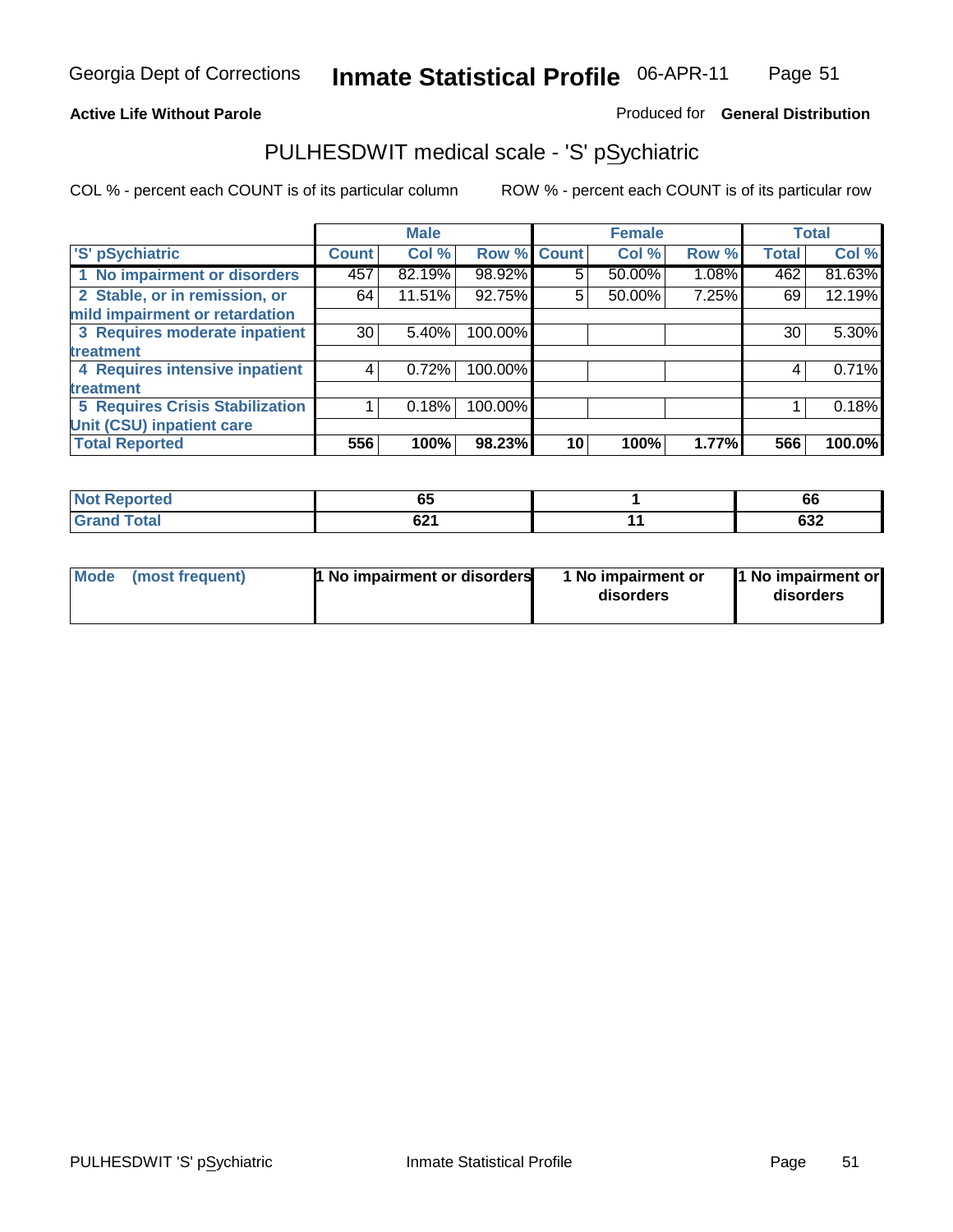Georgia Dept of Corrections **Inmate Statistical Profile** 06-APR-11

**Active Life Without Parole** Produced for **General Distribution**

## PULHESDWIT medical scale - 'S' pSychiatric

COL % - percent each COUNT is of its particular column ROW % - percent each COUNT is of its particular row

| | Male | | | Female | | | Total | |
|---|---|---|---|---|---|---|---|---|
| 'S' pSychiatric | Count | Col % | Row % | Count | Col % | Row % | Total | Col % |
| 1 No impairment or disorders | 457 | 82.19% | 98.92% | 5 | 50.00% | 1.08% | 462 | 81.63% |
| 2 Stable, or in remission, or mild impairment or retardation | 64 | 11.51% | 92.75% | 5 | 50.00% | 7.25% | 69 | 12.19% |
| 3 Requires moderate inpatient treatment | 30 | 5.40% | 100.00% | | | | 30 | 5.30% |
| 4 Requires intensive inpatient treatment | 4 | 0.72% | 100.00% | | | | 4 | 0.71% |
| 5 Requires Crisis Stabilization Unit (CSU) inpatient care | 1 | 0.18% | 100.00% | | | | 1 | 0.18% |
| **Total Reported** | **556** | **100%** | **98.23%** | **10** | **100%** | **1.77%** | **566** | **100.0%** |

| | Male | Female | Total |
|---|---|---|---|
| Not Reported | 65 | 1 | 66 |
| Grand Total | 621 | 11 | 632 |

| | Male | Female | Total |
|---|---|---|---|
| Mode (most frequent) | 1 No impairment or disorders | 1 No impairment or disorders | 1 No impairment or disorders |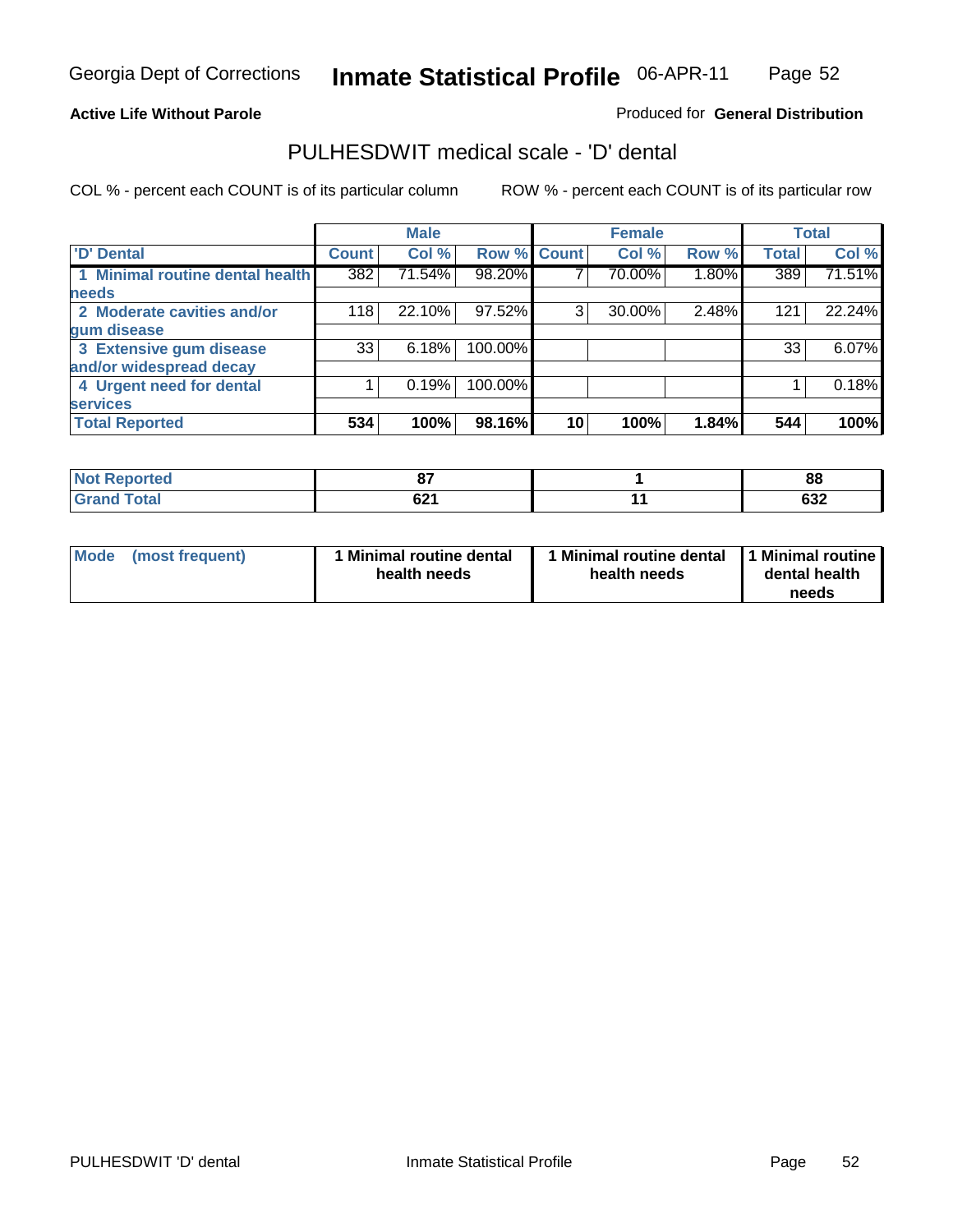Georgia Dept of Corrections **Inmate Statistical Profile** 06-APR-11

**Active Life Without Parole**

Produced for **General Distribution**

## PULHESDWIT medical scale - 'D' dental

COL % - percent each COUNT is of its particular column

ROW % - percent each COUNT is of its particular row

| | Male | | | Female | | | Total | |
|---|---|---|---|---|---|---|---|---|
| 'D' Dental | Count | Col % | Row % | Count | Col % | Row % | Total | Col % |
| 1 Minimal routine dental health needs | 382 | 71.54% | 98.20% | 7 | 70.00% | 1.80% | 389 | 71.51% |
| 2 Moderate cavities and/or gum disease | 118 | 22.10% | 97.52% | 3 | 30.00% | 2.48% | 121 | 22.24% |
| 3 Extensive gum disease and/or widespread decay | 33 | 6.18% | 100.00% | | | | 33 | 6.07% |
| 4 Urgent need for dental services | 1 | 0.19% | 100.00% | | | | 1 | 0.18% |
| **Total Reported** | **534** | **100%** | **98.16%** | **10** | **100%** | **1.84%** | **544** | **100%** |

| | Male | Female | Total |
|---|---|---|---|
| Not Reported | 87 | 1 | 88 |
| Grand Total | 621 | 11 | 632 |

| | Male | Female | Total |
|---|---|---|---|
| Mode (most frequent) | 1 Minimal routine dental health needs | 1 Minimal routine dental health needs | 1 Minimal routine dental health needs |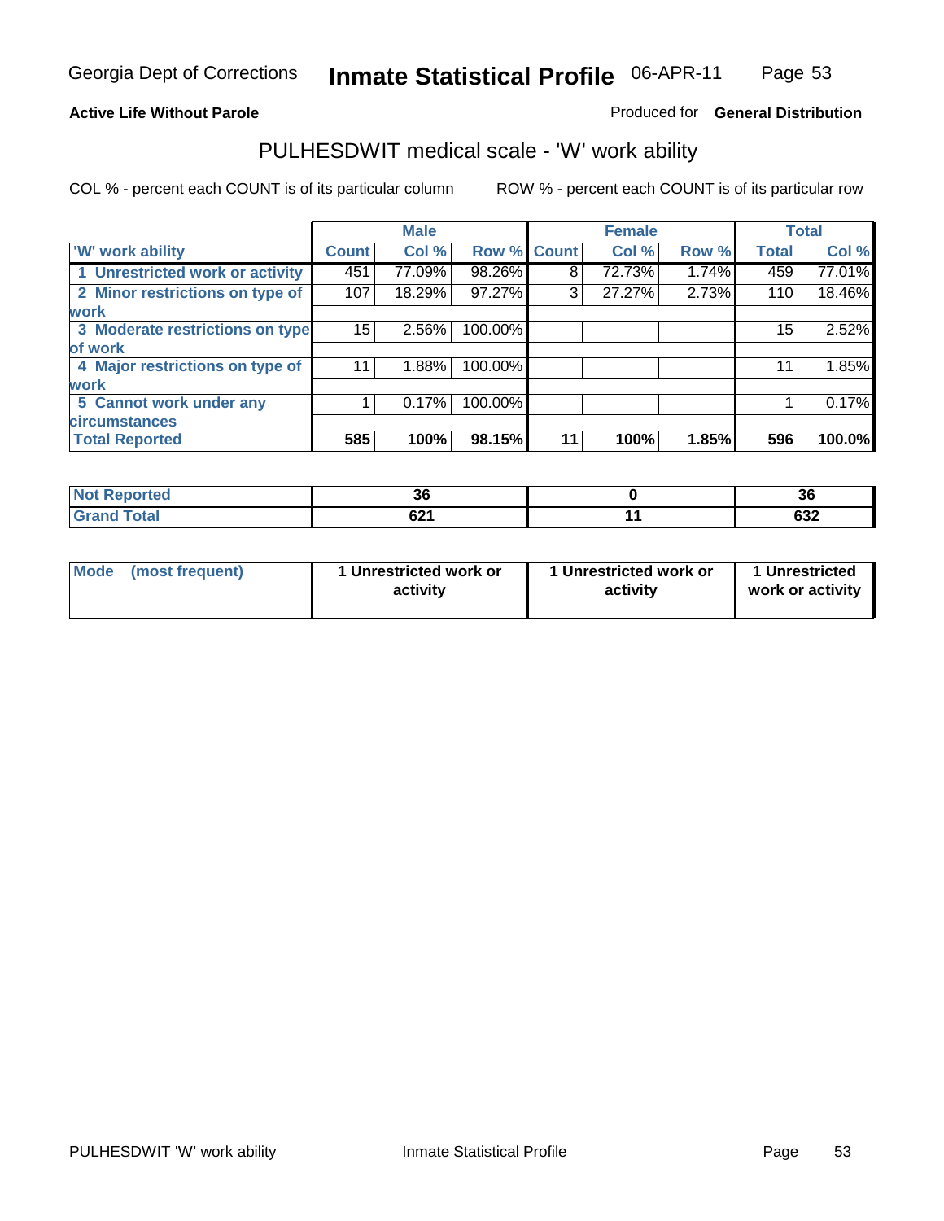Georgia Dept of Corrections **Inmate Statistical Profile** 06-APR-11

**Active Life Without Parole**

Produced for **General Distribution**

## PULHESDWIT medical scale - 'W' work ability

COL % - percent each COUNT is of its particular column

ROW % - percent each COUNT is of its particular row

| | Male | | | Female | | | Total | |
|---|---|---|---|---|---|---|---|---|
| 'W' work ability | Count | Col % | Row % | Count | Col % | Row % | Total | Col % |
| 1 Unrestricted work or activity | 451 | 77.09% | 98.26% | 8 | 72.73% | 1.74% | 459 | 77.01% |
| 2 Minor restrictions on type of work | 107 | 18.29% | 97.27% | 3 | 27.27% | 2.73% | 110 | 18.46% |
| 3 Moderate restrictions on type of work | 15 | 2.56% | 100.00% | | | | 15 | 2.52% |
| 4 Major restrictions on type of work | 11 | 1.88% | 100.00% | | | | 11 | 1.85% |
| 5 Cannot work under any circumstances | 1 | 0.17% | 100.00% | | | | 1 | 0.17% |
| **Total Reported** | **585** | **100%** | **98.15%** | **11** | **100%** | **1.85%** | **596** | **100.0%** |

| | Male | Female | Total |
|---|---|---|---|
| Not Reported | 36 | 0 | 36 |
| Grand Total | 621 | 11 | 632 |

| | Male | Female | Total |
|---|---|---|---|
| Mode (most frequent) | 1 Unrestricted work or activity | 1 Unrestricted work or activity | 1 Unrestricted work or activity |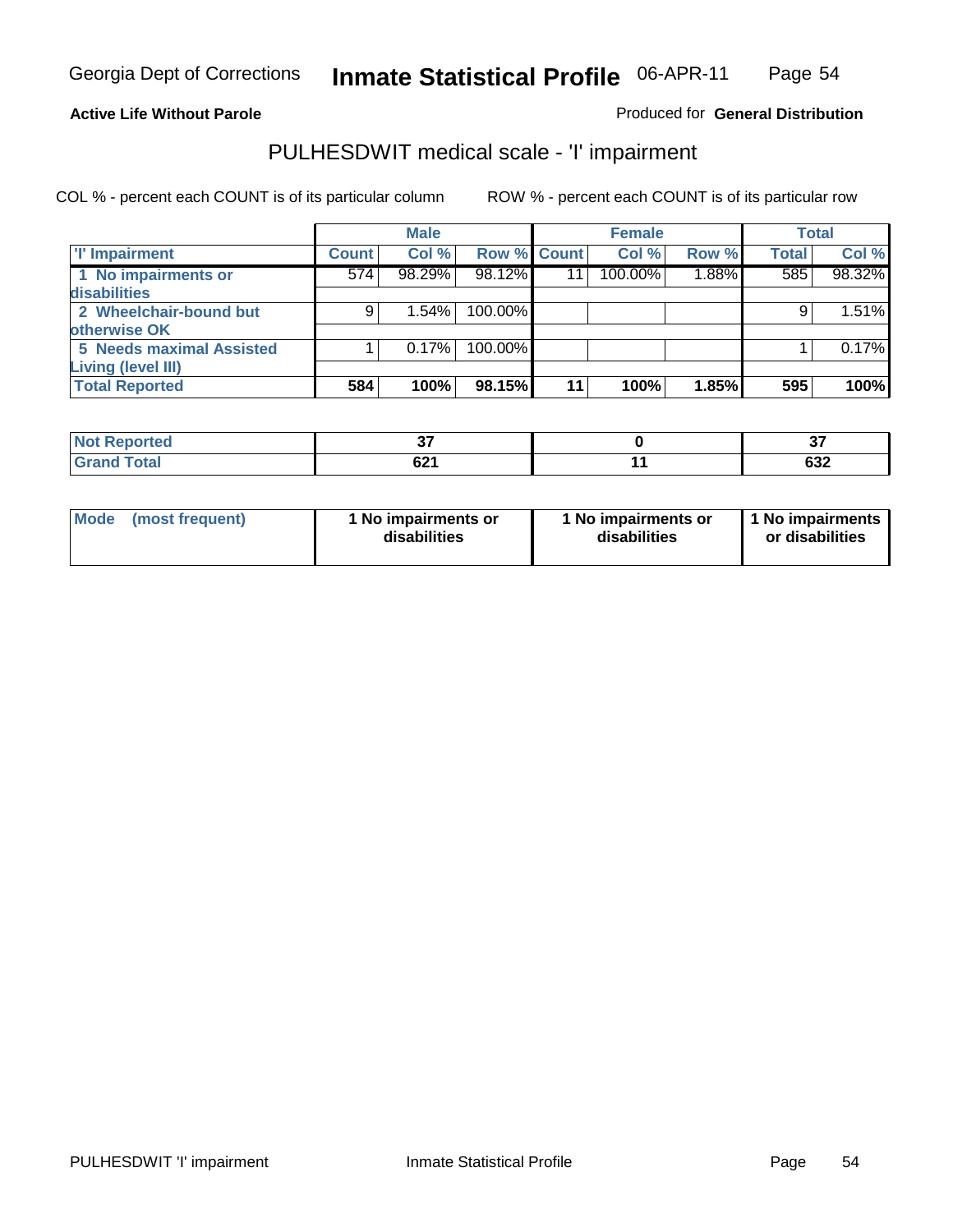**Active Life Without Parole**

Produced for **General Distribution**

## PULHESDWIT medical scale - 'I' impairment

COL % - percent each COUNT is of its particular column

ROW % - percent each COUNT is of its particular row

| | Male | | | Female | | | Total | |
|---|---|---|---|---|---|---|---|---|
| **'I' Impairment** | **Count** | **Col %** | **Row %** | **Count** | **Col %** | **Row %** | **Total** | **Col %** |
| **1 No impairments or disabilities** | 574 | 98.29% | 98.12% | 11 | 100.00% | 1.88% | 585 | 98.32% |
| **2 Wheelchair-bound but otherwise OK** | 9 | 1.54% | 100.00% | | | | 9 | 1.51% |
| **5 Needs maximal Assisted Living (level III)** | 1 | 0.17% | 100.00% | | | | 1 | 0.17% |
| **Total Reported** | **584** | **100%** | **98.15%** | **11** | **100%** | **1.85%** | **595** | **100%** |

| | Male | Female | Total |
|---|---|---|---|
| **Not Reported** | **37** | **0** | **37** |
| **Grand Total** | **621** | **11** | **632** |

| | Male | Female | Total |
|---|---|---|---|
| **Mode (most frequent)** | **1 No impairments or disabilities** | **1 No impairments or disabilities** | **1 No impairments or disabilities** |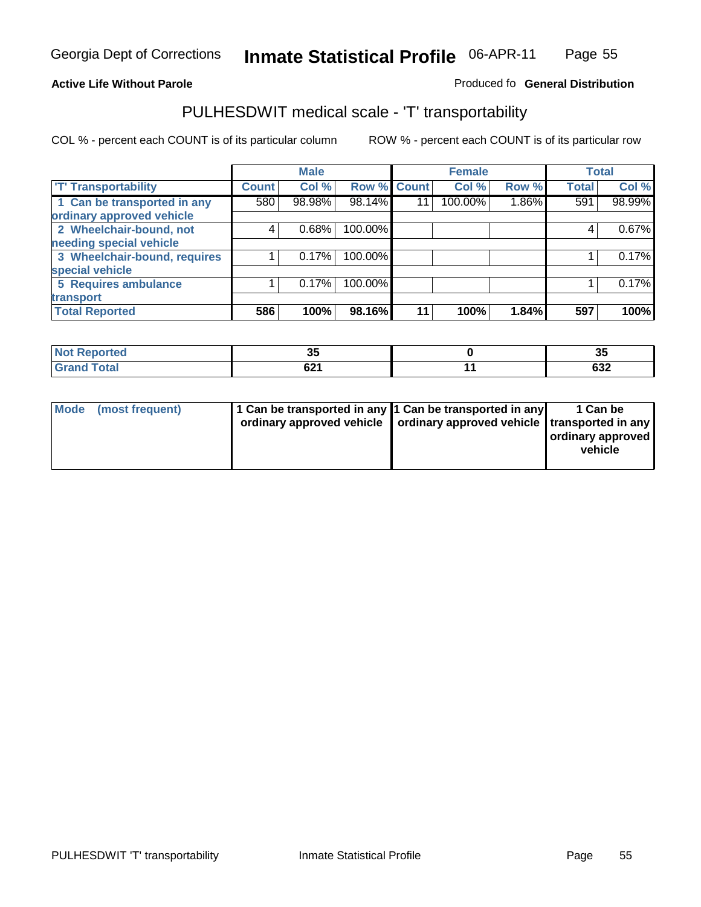Georgia Dept of Corrections **Inmate Statistical Profile** 06-APR-11

**Active Life Without Parole**

Produced fo **General Distribution**

## PULHESDWIT medical scale - 'T' transportability

COL % - percent each COUNT is of its particular column

ROW % - percent each COUNT is of its particular row

| | Male | | | Female | | | Total | |
|---|---|---|---|---|---|---|---|---|
| 'T' Transportability | Count | Col % | Row % | Count | Col % | Row % | Total | Col % |
| 1 Can be transported in any ordinary approved vehicle | 580 | 98.98% | 98.14% | 11 | 100.00% | 1.86% | 591 | 98.99% |
| 2 Wheelchair-bound, not needing special vehicle | 4 | 0.68% | 100.00% | | | | 4 | 0.67% |
| 3 Wheelchair-bound, requires special vehicle | 1 | 0.17% | 100.00% | | | | 1 | 0.17% |
| 5 Requires ambulance transport | 1 | 0.17% | 100.00% | | | | 1 | 0.17% |
| **Total Reported** | **586** | **100%** | **98.16%** | **11** | **100%** | **1.84%** | **597** | **100%** |

| | Male | Female | Total |
|---|---|---|---|
| Not Reported | 35 | 0 | 35 |
| Grand Total | 621 | 11 | 632 |

| | Male | Female | Total |
|---|---|---|---|
| Mode (most frequent) | 1 Can be transported in any ordinary approved vehicle | 1 Can be transported in any ordinary approved vehicle | 1 Can be transported in any ordinary approved vehicle |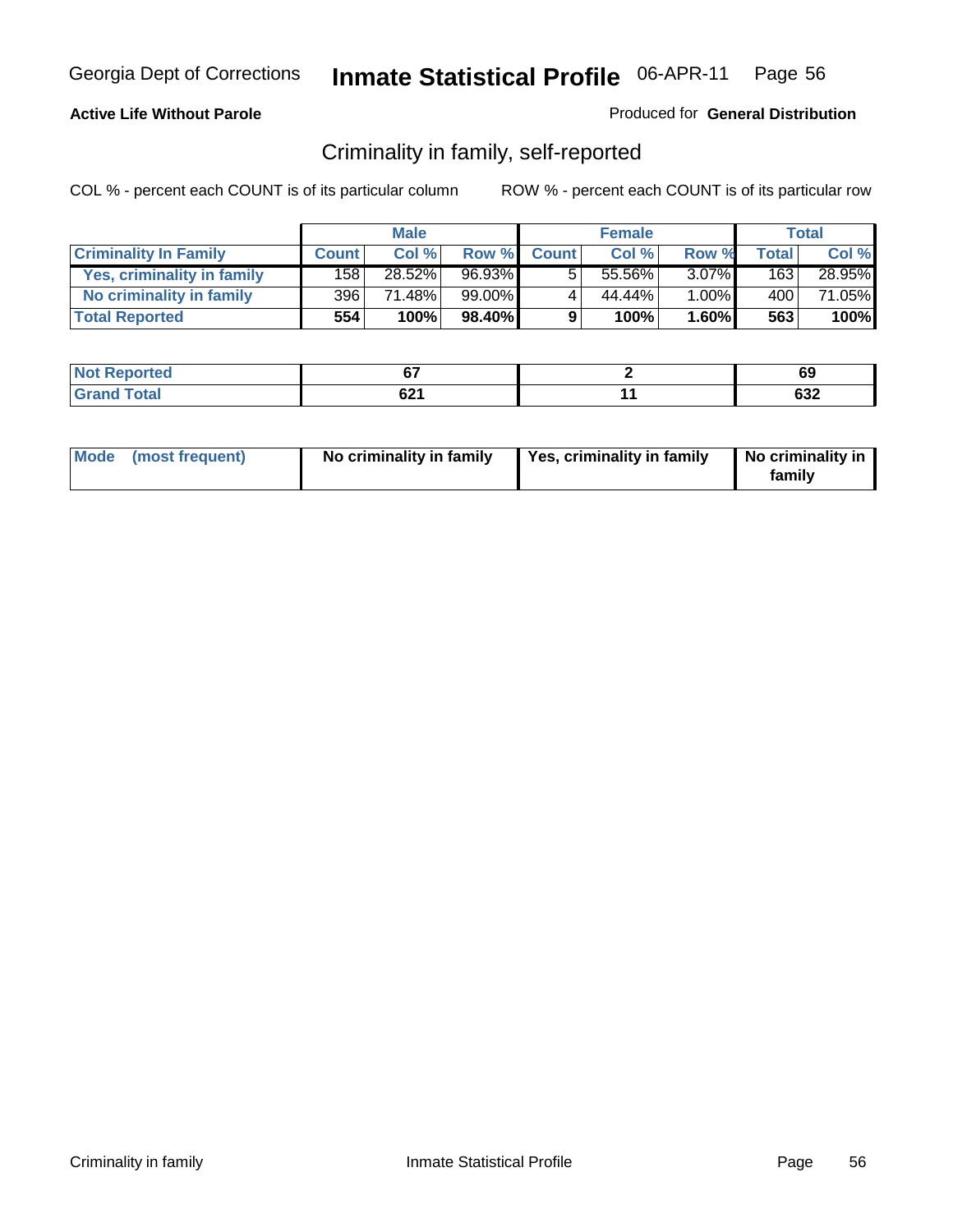**Active Life Without Parole**

Produced for **General Distribution**

## Criminality in family, self-reported

COL % - percent each COUNT is of its particular column

ROW % - percent each COUNT is of its particular row

| | Male | | | Female | | | Total | |
|---|---|---|---|---|---|---|---|---|
| **Criminality In Family** | **Count** | **Col %** | **Row %** | **Count** | **Col %** | **Row %** | **Total** | **Col %** |
| **Yes, criminality in family** | 158 | 28.52% | 96.93% | 5 | 55.56% | 3.07% | 163 | 28.95% |
| **No criminality in family** | 396 | 71.48% | 99.00% | 4 | 44.44% | 1.00% | 400 | 71.05% |
| **Total Reported** | **554** | **100%** | **98.40%** | **9** | **100%** | **1.60%** | **563** | **100%** |

| | Male | Female | Total |
|---|---|---|---|
| **Not Reported** | **67** | **2** | **69** |
| **Grand Total** | **621** | **11** | **632** |

| | Male | Female | Total |
|---|---|---|---|
| **Mode (most frequent)** | **No criminality in family** | **Yes, criminality in family** | **No criminality in family** |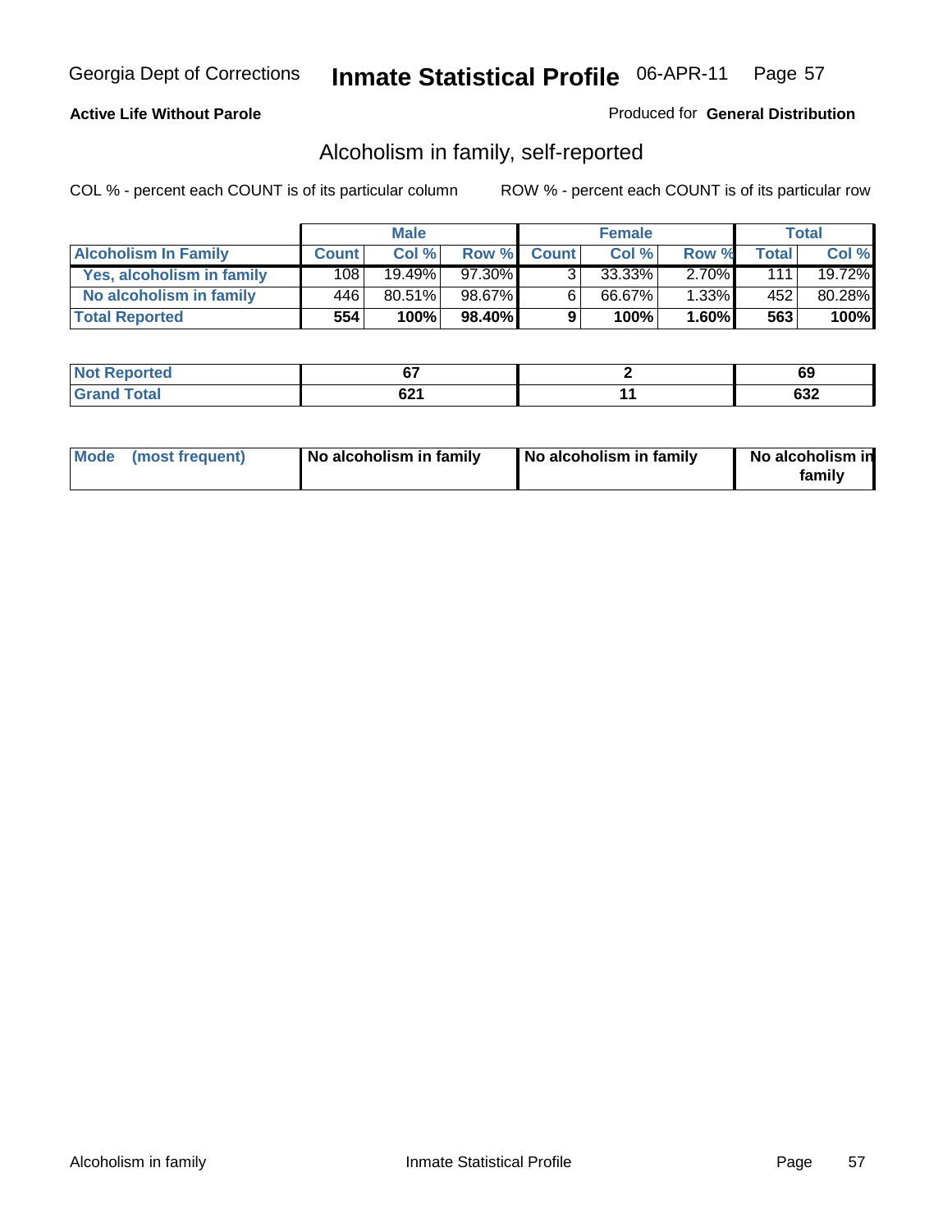**Active Life Without Parole**

Produced for **General Distribution**

## Alcoholism in family, self-reported

COL % - percent each COUNT is of its particular column

ROW % - percent each COUNT is of its particular row

| | Male | | | Female | | | Total | |
|---|---|---|---|---|---|---|---|---|
| **Alcoholism In Family** | **Count** | **Col %** | **Row %** | **Count** | **Col %** | **Row %** | **Total** | **Col %** |
| **Yes, alcoholism in family** | 108 | 19.49% | 97.30% | 3 | 33.33% | 2.70% | 111 | 19.72% |
| **No alcoholism in family** | 446 | 80.51% | 98.67% | 6 | 66.67% | 1.33% | 452 | 80.28% |
| **Total Reported** | **554** | **100%** | **98.40%** | **9** | **100%** | **1.60%** | **563** | **100%** |

| | Male | Female | Total |
|---|---|---|---|
| **Not Reported** | **67** | **2** | **69** |
| **Grand Total** | **621** | **11** | **632** |

| | Male | Female | Total |
|---|---|---|---|
| **Mode (most frequent)** | **No alcoholism in family** | **No alcoholism in family** | **No alcoholism in family** |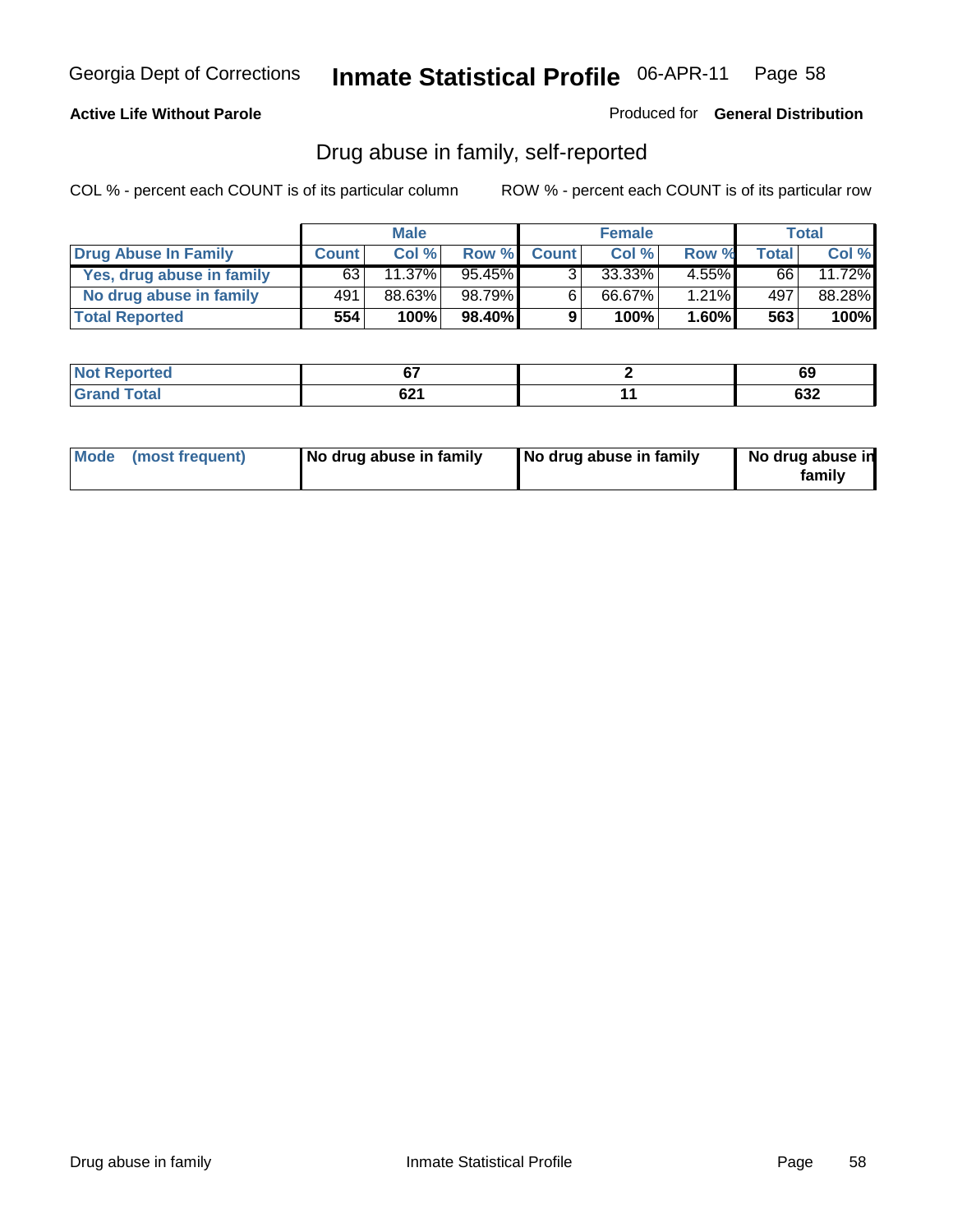**Active Life Without Parole**

Produced for **General Distribution**

## Drug abuse in family, self-reported

COL % - percent each COUNT is of its particular column

ROW % - percent each COUNT is of its particular row

| | Male | | | Female | | | Total | |
|---|---|---|---|---|---|---|---|---|
| **Drug Abuse In Family** | **Count** | **Col %** | **Row %** | **Count** | **Col %** | **Row %** | **Total** | **Col %** |
| Yes, drug abuse in family | 63 | 11.37% | 95.45% | 3 | 33.33% | 4.55% | 66 | 11.72% |
| No drug abuse in family | 491 | 88.63% | 98.79% | 6 | 66.67% | 1.21% | 497 | 88.28% |
| **Total Reported** | **554** | **100%** | **98.40%** | **9** | **100%** | **1.60%** | **563** | **100%** |

| | Male | Female | Total |
|---|---|---|---|
| Not Reported | 67 | 2 | 69 |
| Grand Total | 621 | 11 | 632 |

| | Male | Female | Total |
|---|---|---|---|
| Mode (most frequent) | No drug abuse in family | No drug abuse in family | No drug abuse in family |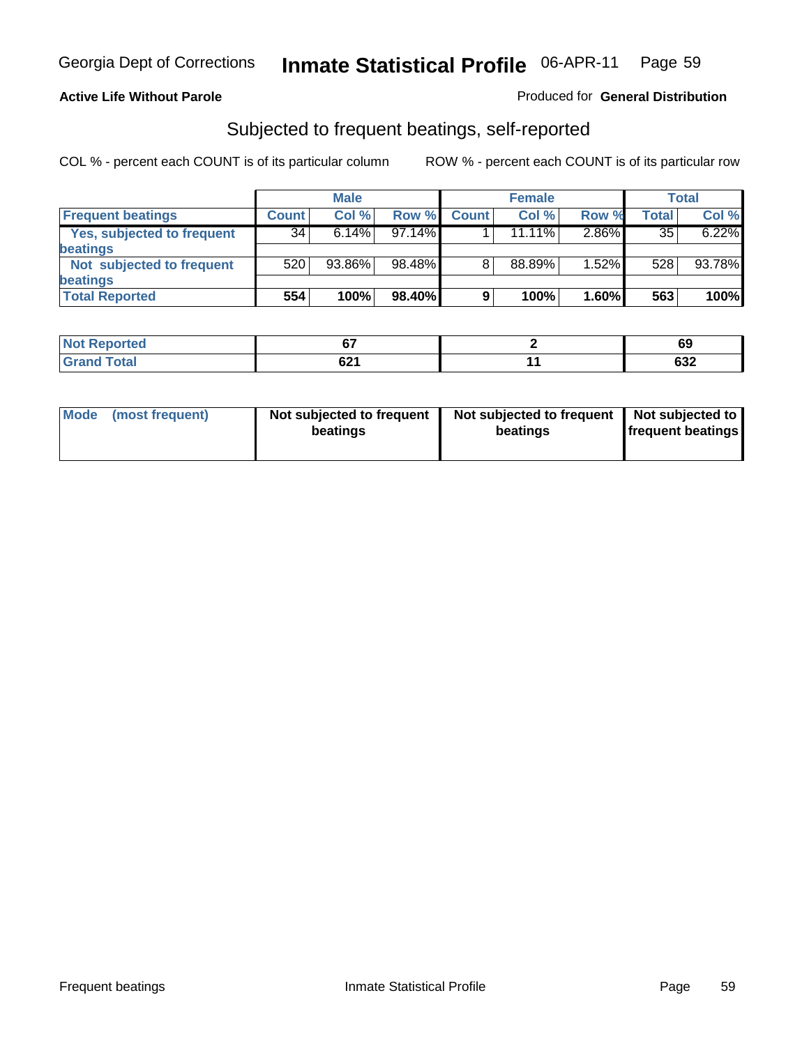Georgia Dept of Corrections **Inmate Statistical Profile** 06-APR-11

**Active Life Without Parole**

Produced for **General Distribution**

## Subjected to frequent beatings, self-reported

COL % - percent each COUNT is of its particular column

ROW % - percent each COUNT is of its particular row

| | Male | | | Female | | | Total | |
|---|---|---|---|---|---|---|---|---|
| **Frequent beatings** | **Count** | **Col %** | **Row %** | **Count** | **Col %** | **Row %** | **Total** | **Col %** |
| **Yes, subjected to frequent beatings** | 34 | 6.14% | 97.14% | 1 | 11.11% | 2.86% | 35 | 6.22% |
| **Not subjected to frequent beatings** | 520 | 93.86% | 98.48% | 8 | 88.89% | 1.52% | 528 | 93.78% |
| **Total Reported** | **554** | **100%** | **98.40%** | **9** | **100%** | **1.60%** | **563** | **100%** |

| | Male | Female | Total |
|---|---|---|---|
| **Not Reported** | **67** | **2** | **69** |
| **Grand Total** | **621** | **11** | **632** |

| | Male | Female | Total |
|---|---|---|---|
| **Mode (most frequent)** | **Not subjected to frequent beatings** | **Not subjected to frequent beatings** | **Not subjected to frequent beatings** |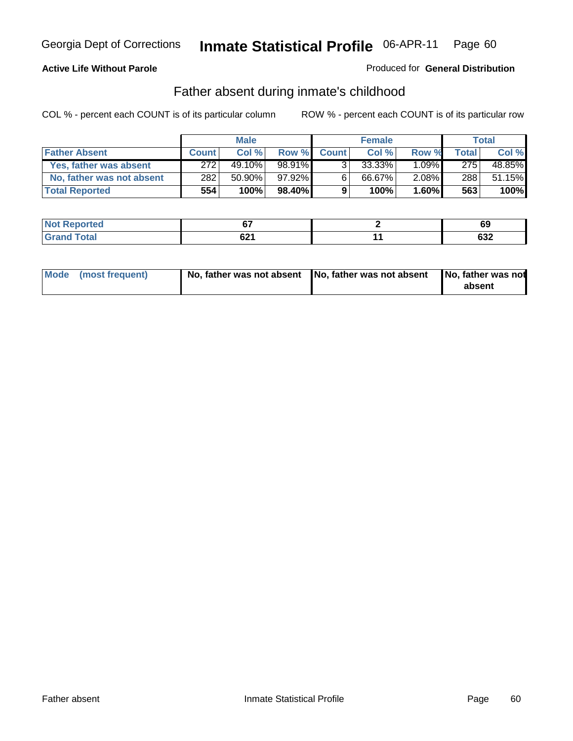Georgia Dept of Corrections **Inmate Statistical Profile** 06-APR-11 Page 60

**Active Life Without Parole**

Produced for **General Distribution**

## Father absent during inmate's childhood

COL % - percent each COUNT is of its particular column

ROW % - percent each COUNT is of its particular row

| | Male | | | Female | | | Total | |
|---|---|---|---|---|---|---|---|---|
| **Father Absent** | **Count** | **Col %** | **Row %** | **Count** | **Col %** | **Row %** | **Total** | **Col %** |
| **Yes, father was absent** | 272 | 49.10% | 98.91% | 3 | 33.33% | 1.09% | 275 | 48.85% |
| **No, father was not absent** | 282 | 50.90% | 97.92% | 6 | 66.67% | 2.08% | 288 | 51.15% |
| **Total Reported** | **554** | **100%** | **98.40%** | **9** | **100%** | **1.60%** | **563** | **100%** |

| | Male | Female | Total |
|---|---|---|---|
| **Not Reported** | **67** | **2** | **69** |
| **Grand Total** | **621** | **11** | **632** |

| | Male | Female | Total |
|---|---|---|---|
| **Mode (most frequent)** | **No, father was not absent** | **No, father was not absent** | **No, father was not absent** |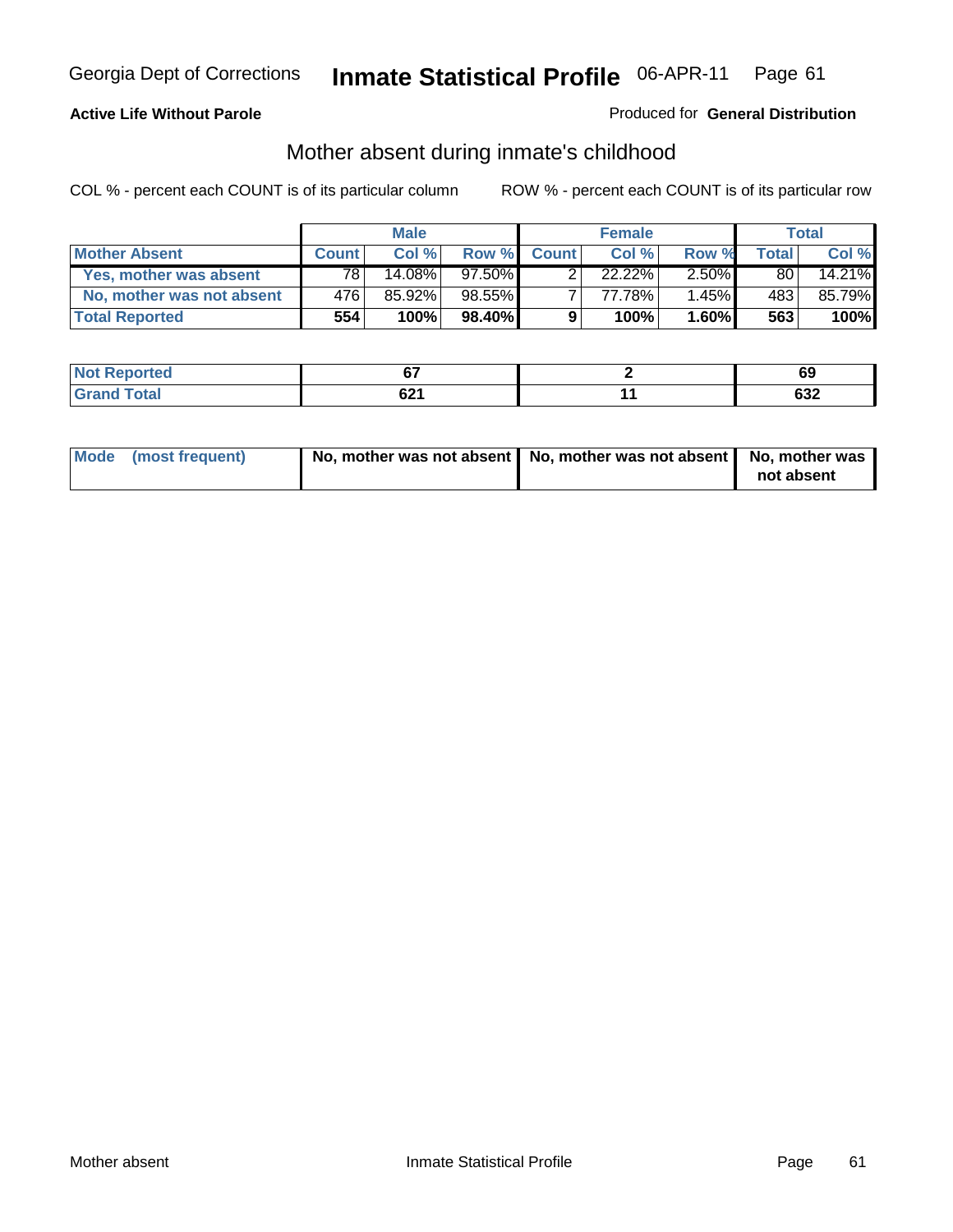**Active Life Without Parole**

Produced for **General Distribution**

## Mother absent during inmate's childhood

COL % - percent each COUNT is of its particular column     ROW % - percent each COUNT is of its particular row

| | Male | | | Female | | | Total | |
|---|---|---|---|---|---|---|---|---|
| **Mother Absent** | **Count** | **Col %** | **Row %** | **Count** | **Col %** | **Row %** | **Total** | **Col %** |
| **Yes, mother was absent** | 78 | 14.08% | 97.50% | 2 | 22.22% | 2.50% | 80 | 14.21% |
| **No, mother was not absent** | 476 | 85.92% | 98.55% | 7 | 77.78% | 1.45% | 483 | 85.79% |
| **Total Reported** | **554** | **100%** | **98.40%** | **9** | **100%** | **1.60%** | **563** | **100%** |

| | Male | Female | Total |
|---|---|---|---|
| **Not Reported** | **67** | **2** | **69** |
| **Grand Total** | **621** | **11** | **632** |

| | Male | Female | Total |
|---|---|---|---|
| **Mode (most frequent)** | **No, mother was not absent** | **No, mother was not absent** | **No, mother was not absent** |

Mother absent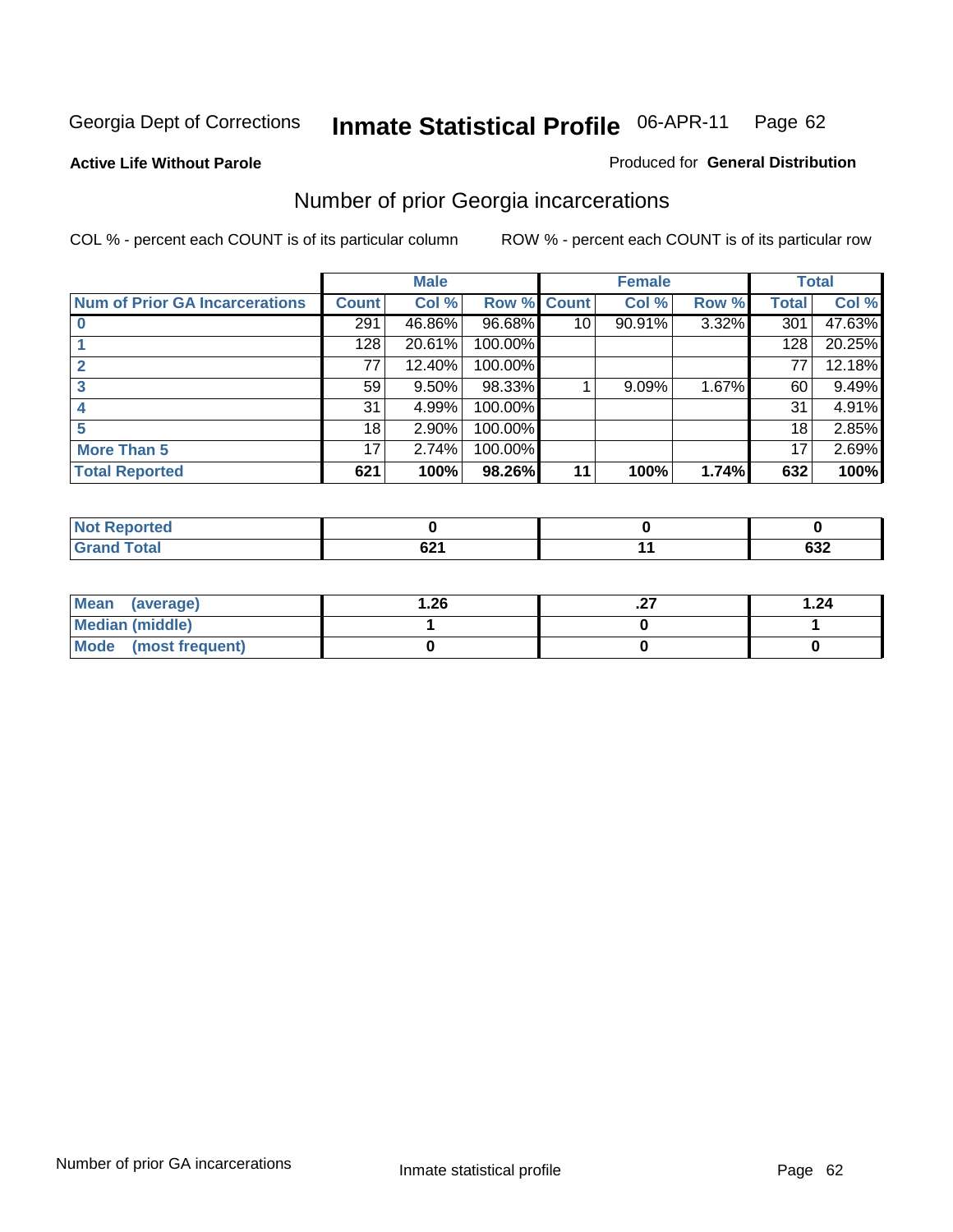Georgia Dept of Corrections **Inmate Statistical Profile** 06-APR-11

**Active Life Without Parole**

Produced for **General Distribution**

## Number of prior Georgia incarcerations

COL % - percent each COUNT is of its particular column

ROW % - percent each COUNT is of its particular row

| | Male | | | Female | | | Total | |
|---|---|---|---|---|---|---|---|---|
| **Num of Prior GA Incarcerations** | **Count** | **Col %** | **Row %** | **Count** | **Col %** | **Row %** | **Total** | **Col %** |
| **0** | 291 | 46.86% | 96.68% | 10 | 90.91% | 3.32% | 301 | 47.63% |
| **1** | 128 | 20.61% | 100.00% | | | | 128 | 20.25% |
| **2** | 77 | 12.40% | 100.00% | | | | 77 | 12.18% |
| **3** | 59 | 9.50% | 98.33% | 1 | 9.09% | 1.67% | 60 | 9.49% |
| **4** | 31 | 4.99% | 100.00% | | | | 31 | 4.91% |
| **5** | 18 | 2.90% | 100.00% | | | | 18 | 2.85% |
| **More Than 5** | 17 | 2.74% | 100.00% | | | | 17 | 2.69% |
| **Total Reported** | **621** | **100%** | **98.26%** | **11** | **100%** | **1.74%** | **632** | **100%** |

| | Male | Female | Total |
|---|---|---|---|
| **Not Reported** | **0** | **0** | **0** |
| **Grand Total** | **621** | **11** | **632** |

| | Male | Female | Total |
|---|---|---|---|
| **Mean (average)** | **1.26** | **.27** | **1.24** |
| **Median (middle)** | **1** | **0** | **1** |
| **Mode (most frequent)** | **0** | **0** | **0** |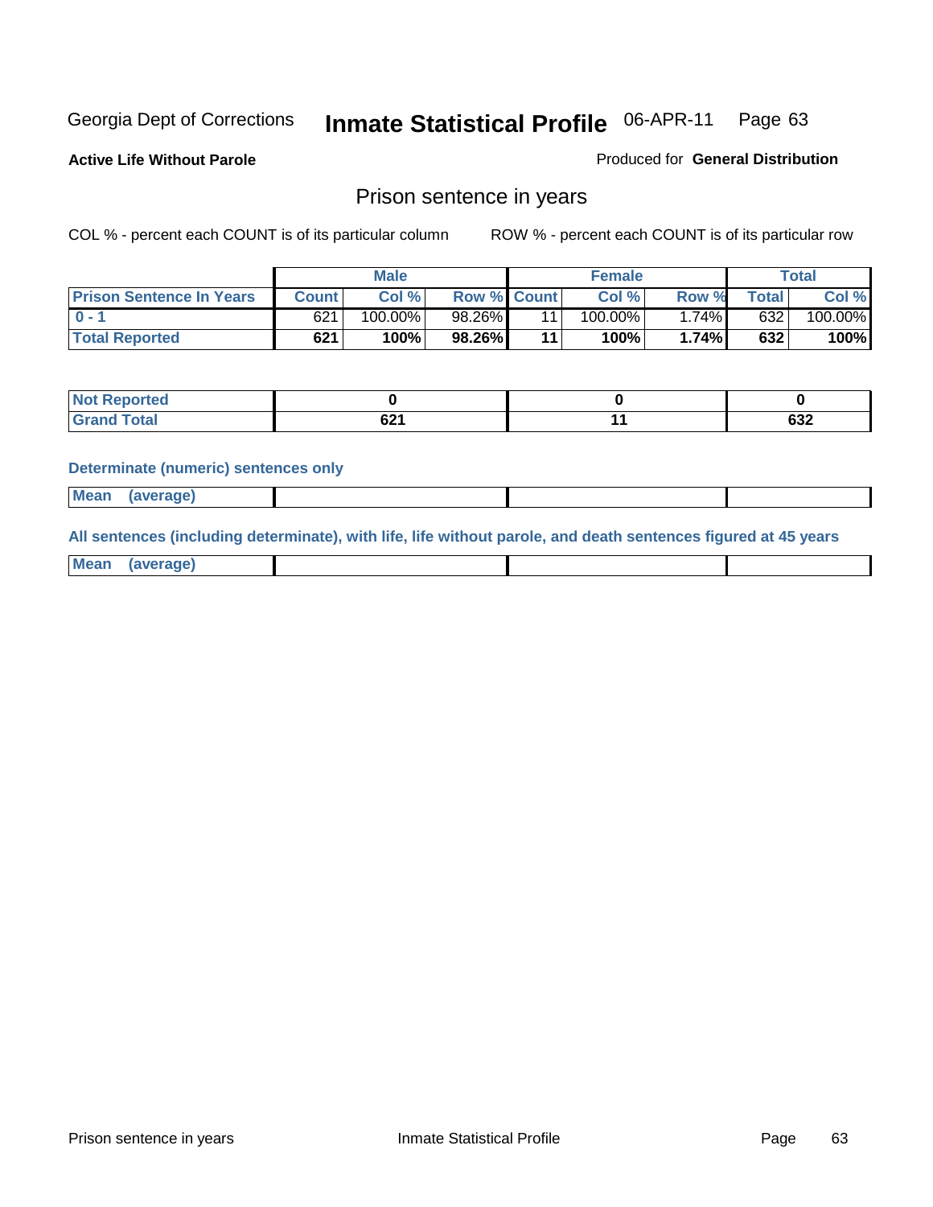Georgia Dept of Corrections **Inmate Statistical Profile** 06-APR-11

**Active Life Without Parole**

Produced for **General Distribution**

## Prison sentence in years

COL % - percent each COUNT is of its particular column

ROW % - percent each COUNT is of its particular row

| | Male | | | Female | | | Total | |
|---|---|---|---|---|---|---|---|---|
| **Prison Sentence In Years** | **Count** | **Col %** | **Row %** | **Count** | **Col %** | **Row %** | **Total** | **Col %** |
| 0 - 1 | 621 | 100.00% | 98.26% | 11 | 100.00% | 1.74% | 632 | 100.00% |
| **Total Reported** | **621** | **100%** | **98.26%** | **11** | **100%** | **1.74%** | **632** | **100%** |

| | Male | Female | Total |
|---|---|---|---|
| **Not Reported** | **0** | **0** | **0** |
| **Grand Total** | **621** | **11** | **632** |

**Determinate (numeric) sentences only**

| | | | |
|---|---|---|---|
| **Mean (average)** | | | |

**All sentences (including determinate), with life, life without parole, and death sentences figured at 45 years**

| | | | |
|---|---|---|---|
| **Mean (average)** | | | |

Prison sentence in years Inmate Statistical Profile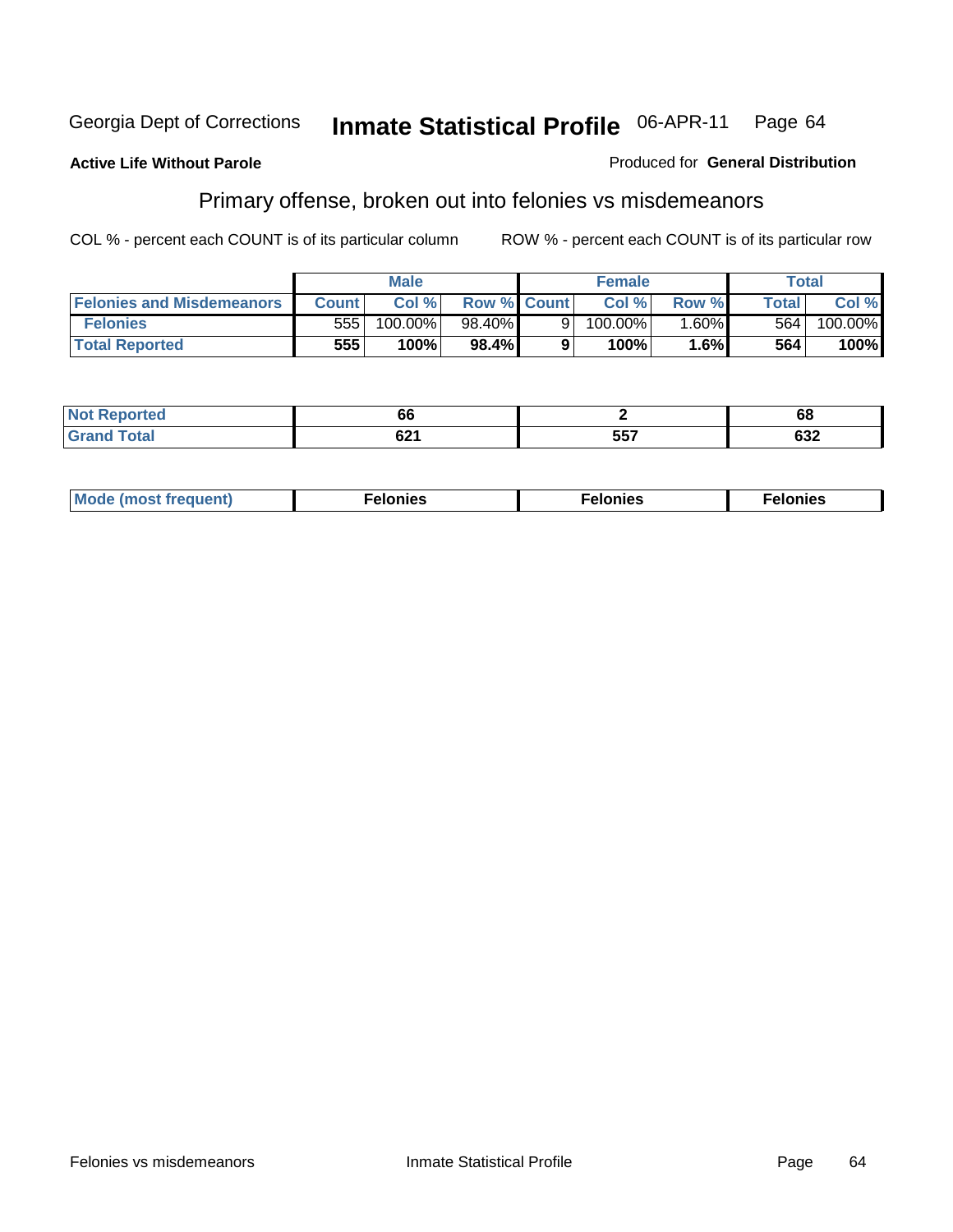Georgia Dept of Corrections **Inmate Statistical Profile** 06-APR-11

**Active Life Without Parole**

Produced for **General Distribution**

## Primary offense, broken out into felonies vs misdemeanors

COL % - percent each COUNT is of its particular column

ROW % - percent each COUNT is of its particular row

| | Male | | | Female | | | Total | |
|---|---|---|---|---|---|---|---|---|
| **Felonies and Misdemeanors** | **Count** | **Col %** | **Row %** | **Count** | **Col %** | **Row %** | **Total** | **Col %** |
| **Felonies** | 555 | 100.00% | 98.40% | 9 | 100.00% | 1.60% | 564 | 100.00% |
| **Total Reported** | **555** | **100%** | **98.4%** | **9** | **100%** | **1.6%** | **564** | **100%** |

| | Male | Female | Total |
|---|---|---|---|
| **Not Reported** | **66** | **2** | **68** |
| **Grand Total** | **621** | **557** | **632** |

| | Male | Female | Total |
|---|---|---|---|
| **Mode (most frequent)** | **Felonies** | **Felonies** | **Felonies** |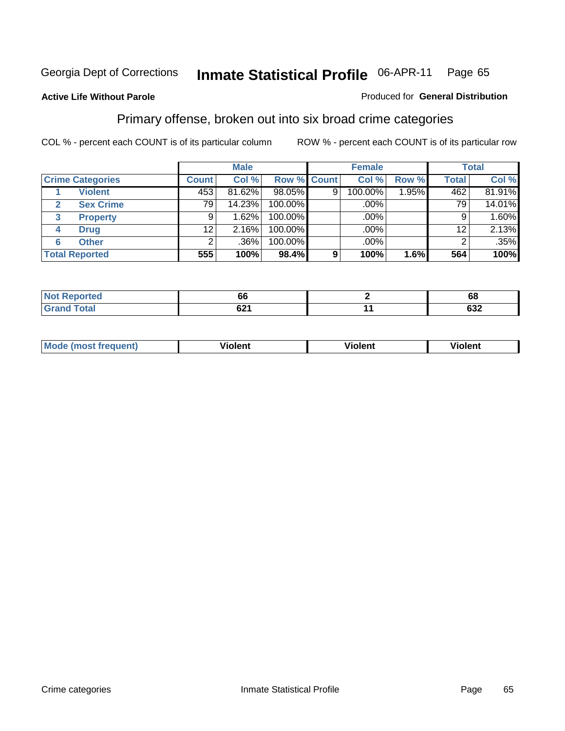Georgia Dept of Corrections **Inmate Statistical Profile** 06-APR-11 Page 65

**Active Life Without Parole**

Produced for **General Distribution**

## Primary offense, broken out into six broad crime categories

COL % - percent each COUNT is of its particular column

ROW % - percent each COUNT is of its particular row

| | | Male | | | Female | | | Total | |
|---|---|---|---|---|---|---|---|---|---|
| **Crime Categories** | | **Count** | **Col %** | **Row %** | **Count** | **Col %** | **Row %** | **Total** | **Col %** |
| 1 | Violent | 453 | 81.62% | 98.05% | 9 | 100.00% | 1.95% | 462 | 81.91% |
| 2 | Sex Crime | 79 | 14.23% | 100.00% | | .00% | | 79 | 14.01% |
| 3 | Property | 9 | 1.62% | 100.00% | | .00% | | 9 | 1.60% |
| 4 | Drug | 12 | 2.16% | 100.00% | | .00% | | 12 | 2.13% |
| 6 | Other | 2 | .36% | 100.00% | | .00% | | 2 | .35% |
| **Total Reported** | | **555** | **100%** | **98.4%** | **9** | **100%** | **1.6%** | **564** | **100%** |

| | Male | Female | Total |
|---|---|---|---|
| **Not Reported** | **66** | **2** | **68** |
| **Grand Total** | **621** | **11** | **632** |

| | Male | Female | Total |
|---|---|---|---|
| **Mode (most frequent)** | **Violent** | **Violent** | **Violent** |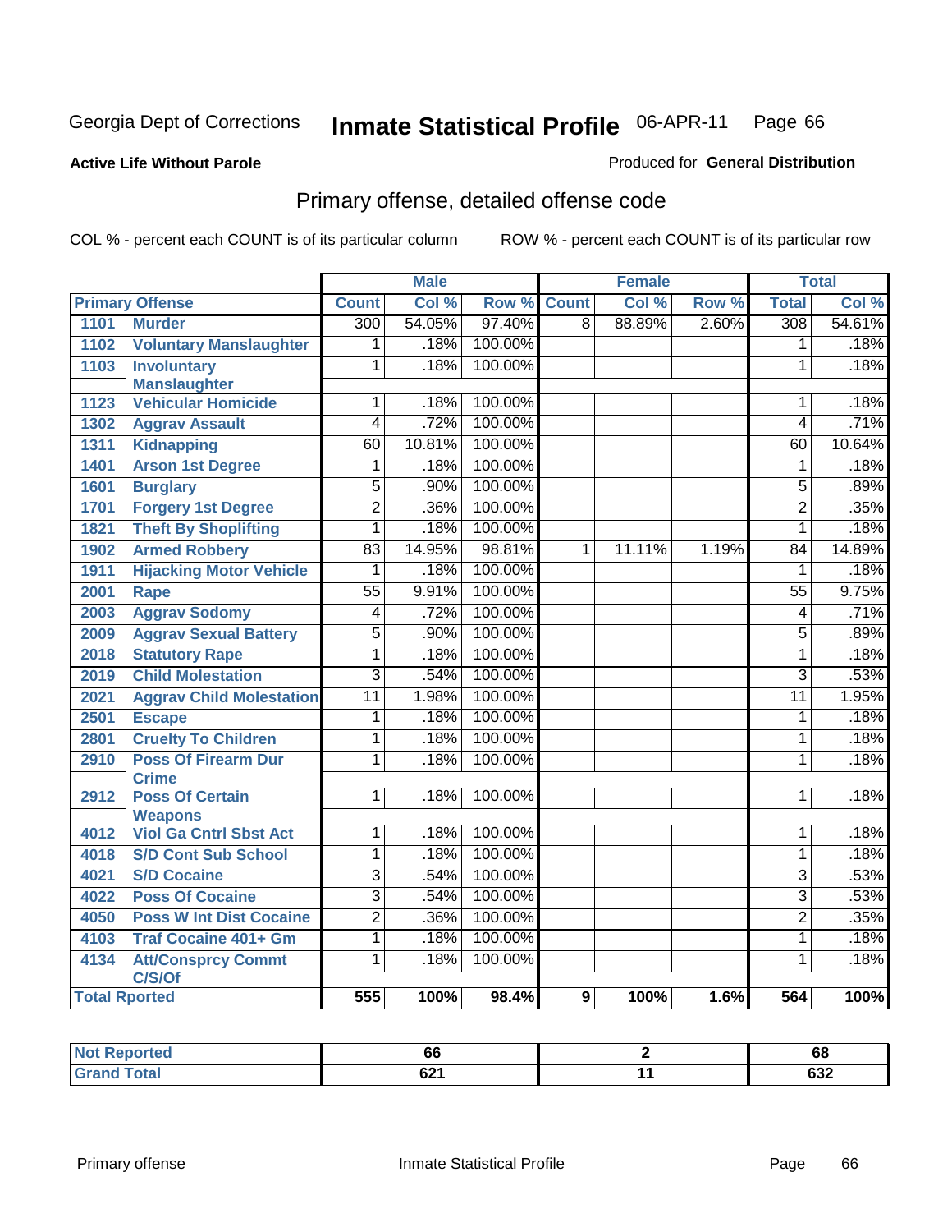Georgia Dept of Corrections **Inmate Statistical Profile** 06-APR-11 Page 66

**Active Life Without Parole**

Produced for **General Distribution**

## Primary offense, detailed offense code

COL % - percent each COUNT is of its particular column ROW % - percent each COUNT is of its particular row

| Primary Offense | | Male | | | Female | | | Total | |
|---|---|---|---|---|---|---|---|---|---|
| | | Count | Col % | Row % | Count | Col % | Row % | Total | Col % |
| 1101 | Murder | 300 | 54.05% | 97.40% | 8 | 88.89% | 2.60% | 308 | 54.61% |
| 1102 | Voluntary Manslaughter | 1 | .18% | 100.00% | | | | 1 | .18% |
| 1103 | Involuntary Manslaughter | 1 | .18% | 100.00% | | | | 1 | .18% |
| 1123 | Vehicular Homicide | 1 | .18% | 100.00% | | | | 1 | .18% |
| 1302 | Aggrav Assault | 4 | .72% | 100.00% | | | | 4 | .71% |
| 1311 | Kidnapping | 60 | 10.81% | 100.00% | | | | 60 | 10.64% |
| 1401 | Arson 1st Degree | 1 | .18% | 100.00% | | | | 1 | .18% |
| 1601 | Burglary | 5 | .90% | 100.00% | | | | 5 | .89% |
| 1701 | Forgery 1st Degree | 2 | .36% | 100.00% | | | | 2 | .35% |
| 1821 | Theft By Shoplifting | 1 | .18% | 100.00% | | | | 1 | .18% |
| 1902 | Armed Robbery | 83 | 14.95% | 98.81% | 1 | 11.11% | 1.19% | 84 | 14.89% |
| 1911 | Hijacking Motor Vehicle | 1 | .18% | 100.00% | | | | 1 | .18% |
| 2001 | Rape | 55 | 9.91% | 100.00% | | | | 55 | 9.75% |
| 2003 | Aggrav Sodomy | 4 | .72% | 100.00% | | | | 4 | .71% |
| 2009 | Aggrav Sexual Battery | 5 | .90% | 100.00% | | | | 5 | .89% |
| 2018 | Statutory Rape | 1 | .18% | 100.00% | | | | 1 | .18% |
| 2019 | Child Molestation | 3 | .54% | 100.00% | | | | 3 | .53% |
| 2021 | Aggrav Child Molestation | 11 | 1.98% | 100.00% | | | | 11 | 1.95% |
| 2501 | Escape | 1 | .18% | 100.00% | | | | 1 | .18% |
| 2801 | Cruelty To Children | 1 | .18% | 100.00% | | | | 1 | .18% |
| 2910 | Poss Of Firearm Dur Crime | 1 | .18% | 100.00% | | | | 1 | .18% |
| 2912 | Poss Of Certain Weapons | 1 | .18% | 100.00% | | | | 1 | .18% |
| 4012 | Viol Ga Cntrl Sbst Act | 1 | .18% | 100.00% | | | | 1 | .18% |
| 4018 | S/D Cont Sub School | 1 | .18% | 100.00% | | | | 1 | .18% |
| 4021 | S/D Cocaine | 3 | .54% | 100.00% | | | | 3 | .53% |
| 4022 | Poss Of Cocaine | 3 | .54% | 100.00% | | | | 3 | .53% |
| 4050 | Poss W Int Dist Cocaine | 2 | .36% | 100.00% | | | | 2 | .35% |
| 4103 | Traf Cocaine 401+ Gm | 1 | .18% | 100.00% | | | | 1 | .18% |
| 4134 | Att/Consprcy Commt C/S/Of | 1 | .18% | 100.00% | | | | 1 | .18% |
| **Total Rported** | | **555** | **100%** | **98.4%** | **9** | **100%** | **1.6%** | **564** | **100%** |

| | Male | Female | Total |
|---|---|---|---|
| Not Reported | 66 | 2 | 68 |
| Grand Total | 621 | 11 | 632 |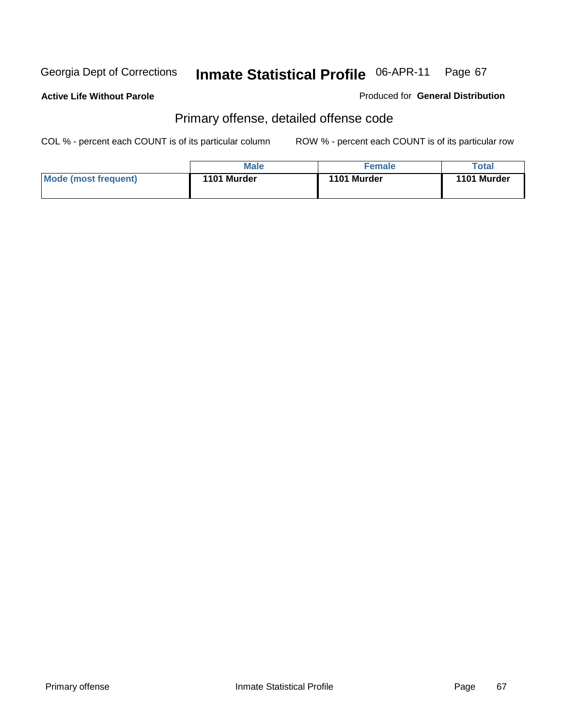Georgia Dept of Corrections **Inmate Statistical Profile** 06-APR-11

**Active Life Without Parole**

Produced for **General Distribution**

## Primary offense, detailed offense code

COL % - percent each COUNT is of its particular column ROW % - percent each COUNT is of its particular row

| | Male | Female | Total |
|---|---|---|---|
| **Mode (most frequent)** | **1101 Murder** | **1101 Murder** | **1101 Murder** |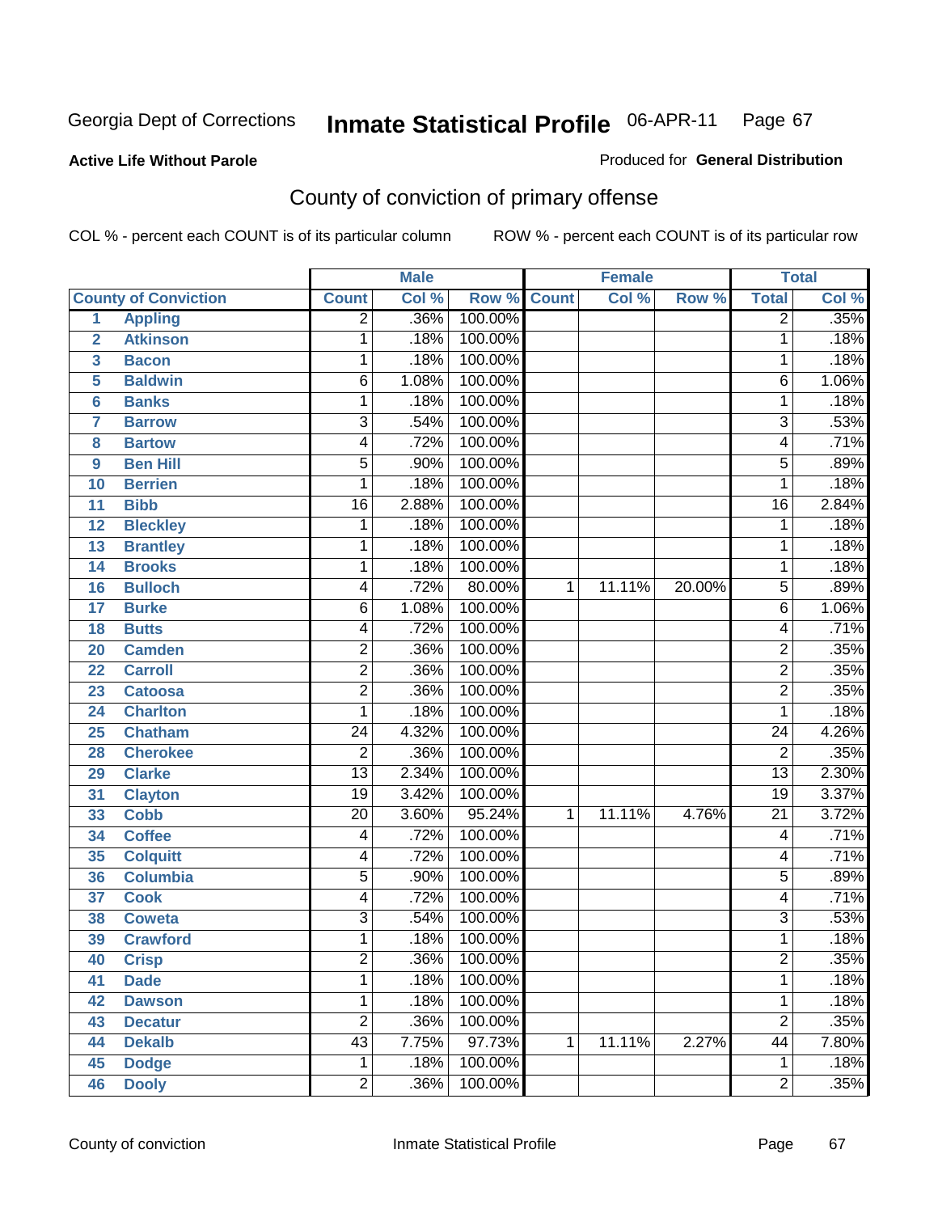Georgia Dept of Corrections **Inmate Statistical Profile** 06-APR-11 Page 67

**Active Life Without Parole**

Produced for **General Distribution**

## County of conviction of primary offense

COL % - percent each COUNT is of its particular column ROW % - percent each COUNT is of its particular row

| County of Conviction | | Male | | | Female | | | Total | |
|---|---|---|---|---|---|---|---|---|---|
| | | Count | Col % | Row % | Count | Col % | Row % | Total | Col % |
| 1 | Appling | 2 | .36% | 100.00% | | | | 2 | .35% |
| 2 | Atkinson | 1 | .18% | 100.00% | | | | 1 | .18% |
| 3 | Bacon | 1 | .18% | 100.00% | | | | 1 | .18% |
| 5 | Baldwin | 6 | 1.08% | 100.00% | | | | 6 | 1.06% |
| 6 | Banks | 1 | .18% | 100.00% | | | | 1 | .18% |
| 7 | Barrow | 3 | .54% | 100.00% | | | | 3 | .53% |
| 8 | Bartow | 4 | .72% | 100.00% | | | | 4 | .71% |
| 9 | Ben Hill | 5 | .90% | 100.00% | | | | 5 | .89% |
| 10 | Berrien | 1 | .18% | 100.00% | | | | 1 | .18% |
| 11 | Bibb | 16 | 2.88% | 100.00% | | | | 16 | 2.84% |
| 12 | Bleckley | 1 | .18% | 100.00% | | | | 1 | .18% |
| 13 | Brantley | 1 | .18% | 100.00% | | | | 1 | .18% |
| 14 | Brooks | 1 | .18% | 100.00% | | | | 1 | .18% |
| 16 | Bulloch | 4 | .72% | 80.00% | 1 | 11.11% | 20.00% | 5 | .89% |
| 17 | Burke | 6 | 1.08% | 100.00% | | | | 6 | 1.06% |
| 18 | Butts | 4 | .72% | 100.00% | | | | 4 | .71% |
| 20 | Camden | 2 | .36% | 100.00% | | | | 2 | .35% |
| 22 | Carroll | 2 | .36% | 100.00% | | | | 2 | .35% |
| 23 | Catoosa | 2 | .36% | 100.00% | | | | 2 | .35% |
| 24 | Charlton | 1 | .18% | 100.00% | | | | 1 | .18% |
| 25 | Chatham | 24 | 4.32% | 100.00% | | | | 24 | 4.26% |
| 28 | Cherokee | 2 | .36% | 100.00% | | | | 2 | .35% |
| 29 | Clarke | 13 | 2.34% | 100.00% | | | | 13 | 2.30% |
| 31 | Clayton | 19 | 3.42% | 100.00% | | | | 19 | 3.37% |
| 33 | Cobb | 20 | 3.60% | 95.24% | 1 | 11.11% | 4.76% | 21 | 3.72% |
| 34 | Coffee | 4 | .72% | 100.00% | | | | 4 | .71% |
| 35 | Colquitt | 4 | .72% | 100.00% | | | | 4 | .71% |
| 36 | Columbia | 5 | .90% | 100.00% | | | | 5 | .89% |
| 37 | Cook | 4 | .72% | 100.00% | | | | 4 | .71% |
| 38 | Coweta | 3 | .54% | 100.00% | | | | 3 | .53% |
| 39 | Crawford | 1 | .18% | 100.00% | | | | 1 | .18% |
| 40 | Crisp | 2 | .36% | 100.00% | | | | 2 | .35% |
| 41 | Dade | 1 | .18% | 100.00% | | | | 1 | .18% |
| 42 | Dawson | 1 | .18% | 100.00% | | | | 1 | .18% |
| 43 | Decatur | 2 | .36% | 100.00% | | | | 2 | .35% |
| 44 | Dekalb | 43 | 7.75% | 97.73% | 1 | 11.11% | 2.27% | 44 | 7.80% |
| 45 | Dodge | 1 | .18% | 100.00% | | | | 1 | .18% |
| 46 | Dooly | 2 | .36% | 100.00% | | | | 2 | .35% |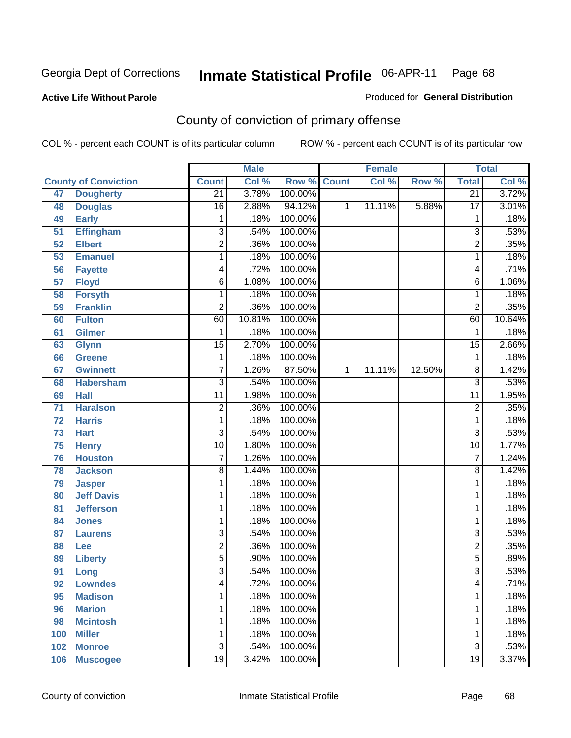Georgia Dept of Corrections **Inmate Statistical Profile** 06-APR-11 Page 68

**Active Life Without Parole**

Produced for **General Distribution**

## County of conviction of primary offense

COL % - percent each COUNT is of its particular column ROW % - percent each COUNT is of its particular row

| County of Conviction | | Male | | | Female | | | Total | |
|---|---|---|---|---|---|---|---|---|---|
| | | Count | Col % | Row % | Count | Col % | Row % | Total | Col % |
| 47 | Dougherty | 21 | 3.78% | 100.00% | | | | 21 | 3.72% |
| 48 | Douglas | 16 | 2.88% | 94.12% | 1 | 11.11% | 5.88% | 17 | 3.01% |
| 49 | Early | 1 | .18% | 100.00% | | | | 1 | .18% |
| 51 | Effingham | 3 | .54% | 100.00% | | | | 3 | .53% |
| 52 | Elbert | 2 | .36% | 100.00% | | | | 2 | .35% |
| 53 | Emanuel | 1 | .18% | 100.00% | | | | 1 | .18% |
| 56 | Fayette | 4 | .72% | 100.00% | | | | 4 | .71% |
| 57 | Floyd | 6 | 1.08% | 100.00% | | | | 6 | 1.06% |
| 58 | Forsyth | 1 | .18% | 100.00% | | | | 1 | .18% |
| 59 | Franklin | 2 | .36% | 100.00% | | | | 2 | .35% |
| 60 | Fulton | 60 | 10.81% | 100.00% | | | | 60 | 10.64% |
| 61 | Gilmer | 1 | .18% | 100.00% | | | | 1 | .18% |
| 63 | Glynn | 15 | 2.70% | 100.00% | | | | 15 | 2.66% |
| 66 | Greene | 1 | .18% | 100.00% | | | | 1 | .18% |
| 67 | Gwinnett | 7 | 1.26% | 87.50% | 1 | 11.11% | 12.50% | 8 | 1.42% |
| 68 | Habersham | 3 | .54% | 100.00% | | | | 3 | .53% |
| 69 | Hall | 11 | 1.98% | 100.00% | | | | 11 | 1.95% |
| 71 | Haralson | 2 | .36% | 100.00% | | | | 2 | .35% |
| 72 | Harris | 1 | .18% | 100.00% | | | | 1 | .18% |
| 73 | Hart | 3 | .54% | 100.00% | | | | 3 | .53% |
| 75 | Henry | 10 | 1.80% | 100.00% | | | | 10 | 1.77% |
| 76 | Houston | 7 | 1.26% | 100.00% | | | | 7 | 1.24% |
| 78 | Jackson | 8 | 1.44% | 100.00% | | | | 8 | 1.42% |
| 79 | Jasper | 1 | .18% | 100.00% | | | | 1 | .18% |
| 80 | Jeff Davis | 1 | .18% | 100.00% | | | | 1 | .18% |
| 81 | Jefferson | 1 | .18% | 100.00% | | | | 1 | .18% |
| 84 | Jones | 1 | .18% | 100.00% | | | | 1 | .18% |
| 87 | Laurens | 3 | .54% | 100.00% | | | | 3 | .53% |
| 88 | Lee | 2 | .36% | 100.00% | | | | 2 | .35% |
| 89 | Liberty | 5 | .90% | 100.00% | | | | 5 | .89% |
| 91 | Long | 3 | .54% | 100.00% | | | | 3 | .53% |
| 92 | Lowndes | 4 | .72% | 100.00% | | | | 4 | .71% |
| 95 | Madison | 1 | .18% | 100.00% | | | | 1 | .18% |
| 96 | Marion | 1 | .18% | 100.00% | | | | 1 | .18% |
| 98 | Mcintosh | 1 | .18% | 100.00% | | | | 1 | .18% |
| 100 | Miller | 1 | .18% | 100.00% | | | | 1 | .18% |
| 102 | Monroe | 3 | .54% | 100.00% | | | | 3 | .53% |
| 106 | Muscogee | 19 | 3.42% | 100.00% | | | | 19 | 3.37% |

County of conviction Inmate Statistical Profile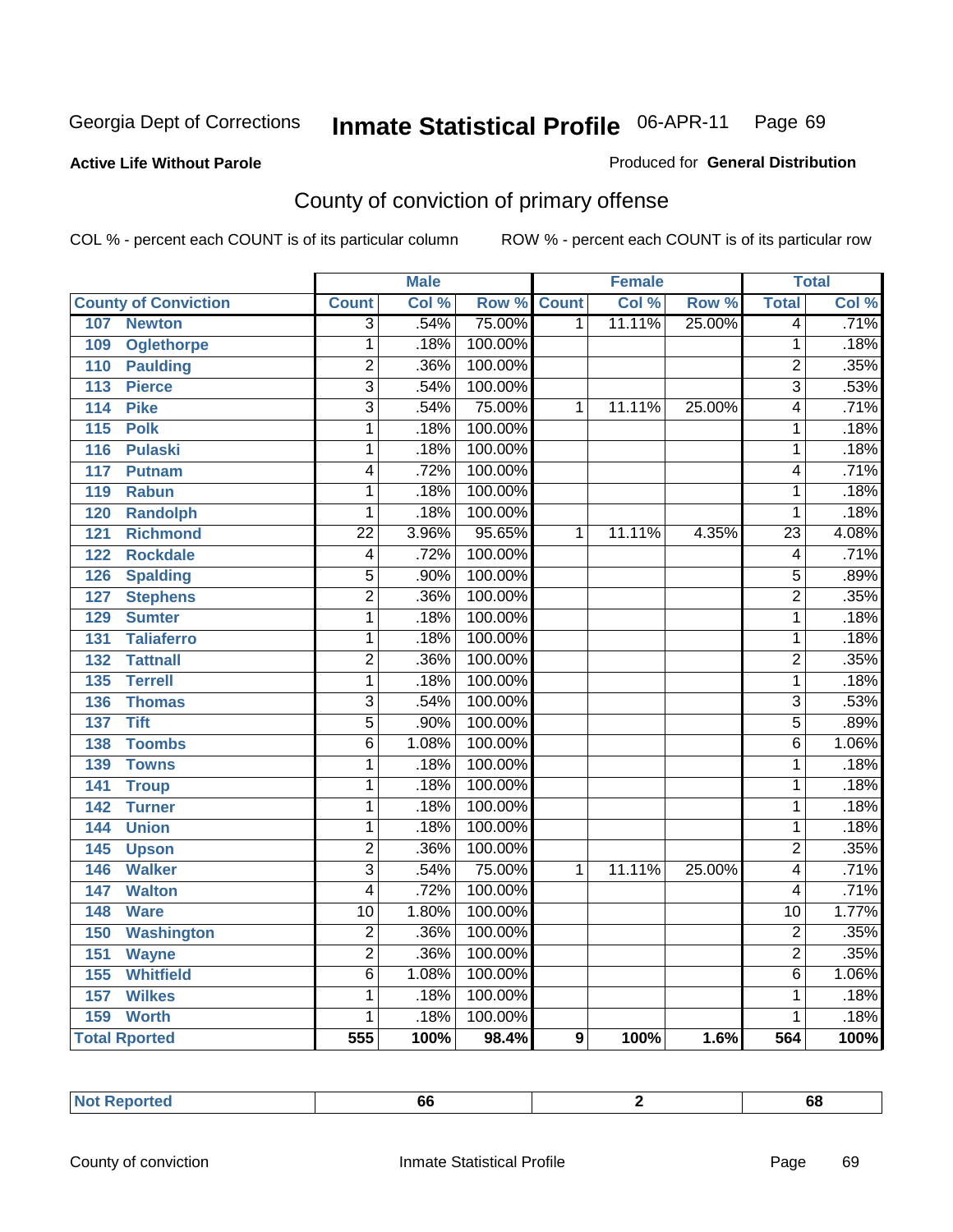Georgia Dept of Corrections **Inmate Statistical Profile** 06-APR-11

**Active Life Without Parole**

Produced for **General Distribution**

## County of conviction of primary offense

COL % - percent each COUNT is of its particular column     ROW % - percent each COUNT is of its particular row

| | Male | | | Female | | | Total | |
|---|---|---|---|---|---|---|---|---|
| **County of Conviction** | **Count** | **Col %** | **Row %** | **Count** | **Col %** | **Row %** | **Total** | **Col %** |
| 107 Newton | 3 | .54% | 75.00% | 1 | 11.11% | 25.00% | 4 | .71% |
| 109 Oglethorpe | 1 | .18% | 100.00% | | | | 1 | .18% |
| 110 Paulding | 2 | .36% | 100.00% | | | | 2 | .35% |
| 113 Pierce | 3 | .54% | 100.00% | | | | 3 | .53% |
| 114 Pike | 3 | .54% | 75.00% | 1 | 11.11% | 25.00% | 4 | .71% |
| 115 Polk | 1 | .18% | 100.00% | | | | 1 | .18% |
| 116 Pulaski | 1 | .18% | 100.00% | | | | 1 | .18% |
| 117 Putnam | 4 | .72% | 100.00% | | | | 4 | .71% |
| 119 Rabun | 1 | .18% | 100.00% | | | | 1 | .18% |
| 120 Randolph | 1 | .18% | 100.00% | | | | 1 | .18% |
| 121 Richmond | 22 | 3.96% | 95.65% | 1 | 11.11% | 4.35% | 23 | 4.08% |
| 122 Rockdale | 4 | .72% | 100.00% | | | | 4 | .71% |
| 126 Spalding | 5 | .90% | 100.00% | | | | 5 | .89% |
| 127 Stephens | 2 | .36% | 100.00% | | | | 2 | .35% |
| 129 Sumter | 1 | .18% | 100.00% | | | | 1 | .18% |
| 131 Taliaferro | 1 | .18% | 100.00% | | | | 1 | .18% |
| 132 Tattnall | 2 | .36% | 100.00% | | | | 2 | .35% |
| 135 Terrell | 1 | .18% | 100.00% | | | | 1 | .18% |
| 136 Thomas | 3 | .54% | 100.00% | | | | 3 | .53% |
| 137 Tift | 5 | .90% | 100.00% | | | | 5 | .89% |
| 138 Toombs | 6 | 1.08% | 100.00% | | | | 6 | 1.06% |
| 139 Towns | 1 | .18% | 100.00% | | | | 1 | .18% |
| 141 Troup | 1 | .18% | 100.00% | | | | 1 | .18% |
| 142 Turner | 1 | .18% | 100.00% | | | | 1 | .18% |
| 144 Union | 1 | .18% | 100.00% | | | | 1 | .18% |
| 145 Upson | 2 | .36% | 100.00% | | | | 2 | .35% |
| 146 Walker | 3 | .54% | 75.00% | 1 | 11.11% | 25.00% | 4 | .71% |
| 147 Walton | 4 | .72% | 100.00% | | | | 4 | .71% |
| 148 Ware | 10 | 1.80% | 100.00% | | | | 10 | 1.77% |
| 150 Washington | 2 | .36% | 100.00% | | | | 2 | .35% |
| 151 Wayne | 2 | .36% | 100.00% | | | | 2 | .35% |
| 155 Whitfield | 6 | 1.08% | 100.00% | | | | 6 | 1.06% |
| 157 Wilkes | 1 | .18% | 100.00% | | | | 1 | .18% |
| 159 Worth | 1 | .18% | 100.00% | | | | 1 | .18% |
| **Total Rported** | **555** | **100%** | **98.4%** | **9** | **100%** | **1.6%** | **564** | **100%** |

| Not Reported | 66 | 2 | 68 |
|---|---|---|---|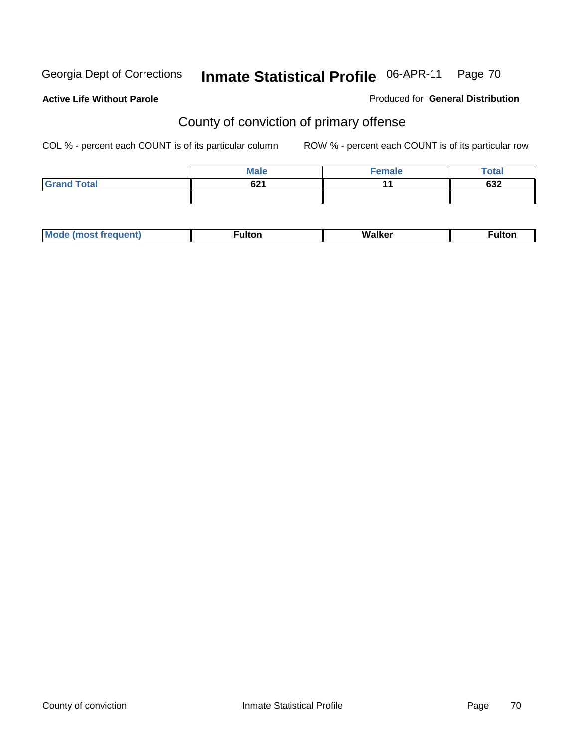Georgia Dept of Corrections **Inmate Statistical Profile** 06-APR-11

**Active Life Without Parole**

Produced for **General Distribution**

## County of conviction of primary offense

COL % - percent each COUNT is of its particular column

ROW % - percent each COUNT is of its particular row

| | Male | Female | Total |
|---|---|---|---|
| **Grand Total** | **621** | **11** | **632** |
| | | | |

| | | | |
|---|---|---|---|
| **Mode (most frequent)** | **Fulton** | **Walker** | **Fulton** |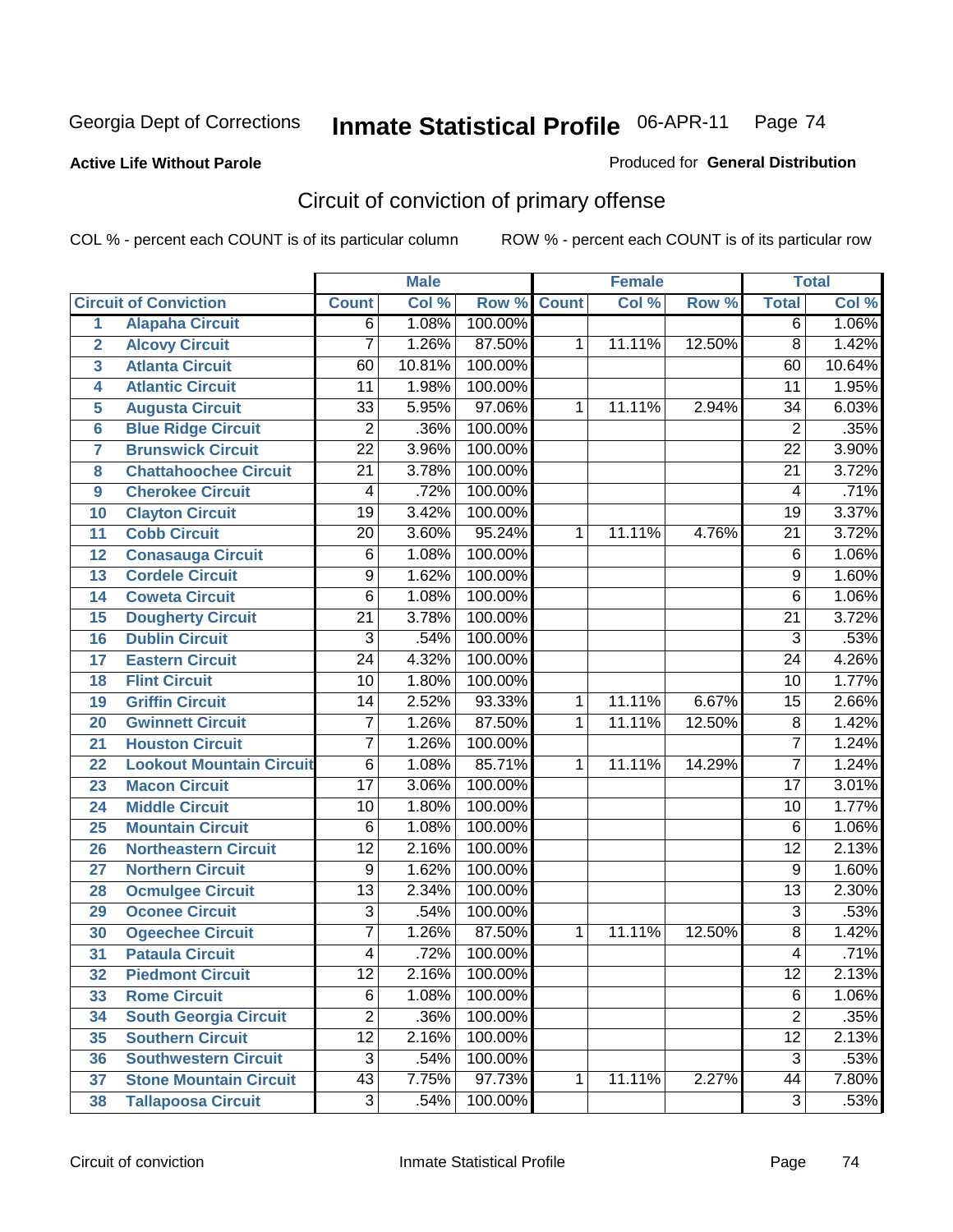Georgia Dept of Corrections **Inmate Statistical Profile** 06-APR-11

**Active Life Without Parole**

Produced for **General Distribution**

## Circuit of conviction of primary offense

COL % - percent each COUNT is of its particular column    ROW % - percent each COUNT is of its particular row

| | | Male | | | Female | | | Total | |
|---|---|---|---|---|---|---|---|---|---|
| **Circuit of Conviction** | | **Count** | **Col %** | **Row %** | **Count** | **Col %** | **Row %** | **Total** | **Col %** |
| 1 | Alapaha Circuit | 6 | 1.08% | 100.00% | | | | 6 | 1.06% |
| 2 | Alcovy Circuit | 7 | 1.26% | 87.50% | 1 | 11.11% | 12.50% | 8 | 1.42% |
| 3 | Atlanta Circuit | 60 | 10.81% | 100.00% | | | | 60 | 10.64% |
| 4 | Atlantic Circuit | 11 | 1.98% | 100.00% | | | | 11 | 1.95% |
| 5 | Augusta Circuit | 33 | 5.95% | 97.06% | 1 | 11.11% | 2.94% | 34 | 6.03% |
| 6 | Blue Ridge Circuit | 2 | .36% | 100.00% | | | | 2 | .35% |
| 7 | Brunswick Circuit | 22 | 3.96% | 100.00% | | | | 22 | 3.90% |
| 8 | Chattahoochee Circuit | 21 | 3.78% | 100.00% | | | | 21 | 3.72% |
| 9 | Cherokee Circuit | 4 | .72% | 100.00% | | | | 4 | .71% |
| 10 | Clayton Circuit | 19 | 3.42% | 100.00% | | | | 19 | 3.37% |
| 11 | Cobb Circuit | 20 | 3.60% | 95.24% | 1 | 11.11% | 4.76% | 21 | 3.72% |
| 12 | Conasauga Circuit | 6 | 1.08% | 100.00% | | | | 6 | 1.06% |
| 13 | Cordele Circuit | 9 | 1.62% | 100.00% | | | | 9 | 1.60% |
| 14 | Coweta Circuit | 6 | 1.08% | 100.00% | | | | 6 | 1.06% |
| 15 | Dougherty Circuit | 21 | 3.78% | 100.00% | | | | 21 | 3.72% |
| 16 | Dublin Circuit | 3 | .54% | 100.00% | | | | 3 | .53% |
| 17 | Eastern Circuit | 24 | 4.32% | 100.00% | | | | 24 | 4.26% |
| 18 | Flint Circuit | 10 | 1.80% | 100.00% | | | | 10 | 1.77% |
| 19 | Griffin Circuit | 14 | 2.52% | 93.33% | 1 | 11.11% | 6.67% | 15 | 2.66% |
| 20 | Gwinnett Circuit | 7 | 1.26% | 87.50% | 1 | 11.11% | 12.50% | 8 | 1.42% |
| 21 | Houston Circuit | 7 | 1.26% | 100.00% | | | | 7 | 1.24% |
| 22 | Lookout Mountain Circuit | 6 | 1.08% | 85.71% | 1 | 11.11% | 14.29% | 7 | 1.24% |
| 23 | Macon Circuit | 17 | 3.06% | 100.00% | | | | 17 | 3.01% |
| 24 | Middle Circuit | 10 | 1.80% | 100.00% | | | | 10 | 1.77% |
| 25 | Mountain Circuit | 6 | 1.08% | 100.00% | | | | 6 | 1.06% |
| 26 | Northeastern Circuit | 12 | 2.16% | 100.00% | | | | 12 | 2.13% |
| 27 | Northern Circuit | 9 | 1.62% | 100.00% | | | | 9 | 1.60% |
| 28 | Ocmulgee Circuit | 13 | 2.34% | 100.00% | | | | 13 | 2.30% |
| 29 | Oconee Circuit | 3 | .54% | 100.00% | | | | 3 | .53% |
| 30 | Ogeechee Circuit | 7 | 1.26% | 87.50% | 1 | 11.11% | 12.50% | 8 | 1.42% |
| 31 | Pataula Circuit | 4 | .72% | 100.00% | | | | 4 | .71% |
| 32 | Piedmont Circuit | 12 | 2.16% | 100.00% | | | | 12 | 2.13% |
| 33 | Rome Circuit | 6 | 1.08% | 100.00% | | | | 6 | 1.06% |
| 34 | South Georgia Circuit | 2 | .36% | 100.00% | | | | 2 | .35% |
| 35 | Southern Circuit | 12 | 2.16% | 100.00% | | | | 12 | 2.13% |
| 36 | Southwestern Circuit | 3 | .54% | 100.00% | | | | 3 | .53% |
| 37 | Stone Mountain Circuit | 43 | 7.75% | 97.73% | 1 | 11.11% | 2.27% | 44 | 7.80% |
| 38 | Tallapoosa Circuit | 3 | .54% | 100.00% | | | | 3 | .53% |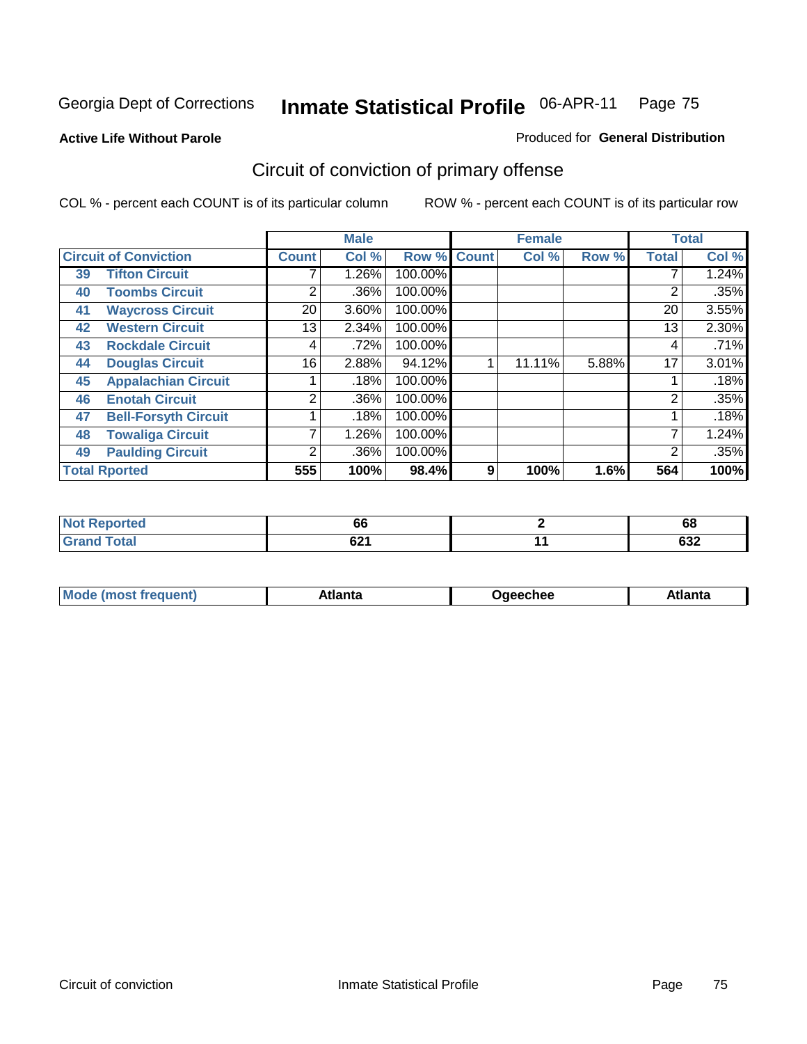Georgia Dept of Corrections **Inmate Statistical Profile** 06-APR-11 Page 75

**Active Life Without Parole**

Produced for **General Distribution**

## Circuit of conviction of primary offense

COL % - percent each COUNT is of its particular column ROW % - percent each COUNT is of its particular row

| Circuit of Conviction | | Male | | | Female | | | Total | |
|---|---|---|---|---|---|---|---|---|---|
| | | Count | Col % | Row % | Count | Col % | Row % | Total | Col % |
| 39 | Tifton Circuit | 7 | 1.26% | 100.00% | | | | 7 | 1.24% |
| 40 | Toombs Circuit | 2 | .36% | 100.00% | | | | 2 | .35% |
| 41 | Waycross Circuit | 20 | 3.60% | 100.00% | | | | 20 | 3.55% |
| 42 | Western Circuit | 13 | 2.34% | 100.00% | | | | 13 | 2.30% |
| 43 | Rockdale Circuit | 4 | .72% | 100.00% | | | | 4 | .71% |
| 44 | Douglas Circuit | 16 | 2.88% | 94.12% | 1 | 11.11% | 5.88% | 17 | 3.01% |
| 45 | Appalachian Circuit | 1 | .18% | 100.00% | | | | 1 | .18% |
| 46 | Enotah Circuit | 2 | .36% | 100.00% | | | | 2 | .35% |
| 47 | Bell-Forsyth Circuit | 1 | .18% | 100.00% | | | | 1 | .18% |
| 48 | Towaliga Circuit | 7 | 1.26% | 100.00% | | | | 7 | 1.24% |
| 49 | Paulding Circuit | 2 | .36% | 100.00% | | | | 2 | .35% |
| **Total Rported** | | **555** | **100%** | **98.4%** | **9** | **100%** | **1.6%** | **564** | **100%** |

| | Male | Female | Total |
|---|---|---|---|
| **Not Reported** | **66** | **2** | **68** |
| **Grand Total** | **621** | **11** | **632** |

| | Male | Female | Total |
|---|---|---|---|
| **Mode (most frequent)** | **Atlanta** | **Ogeechee** | **Atlanta** |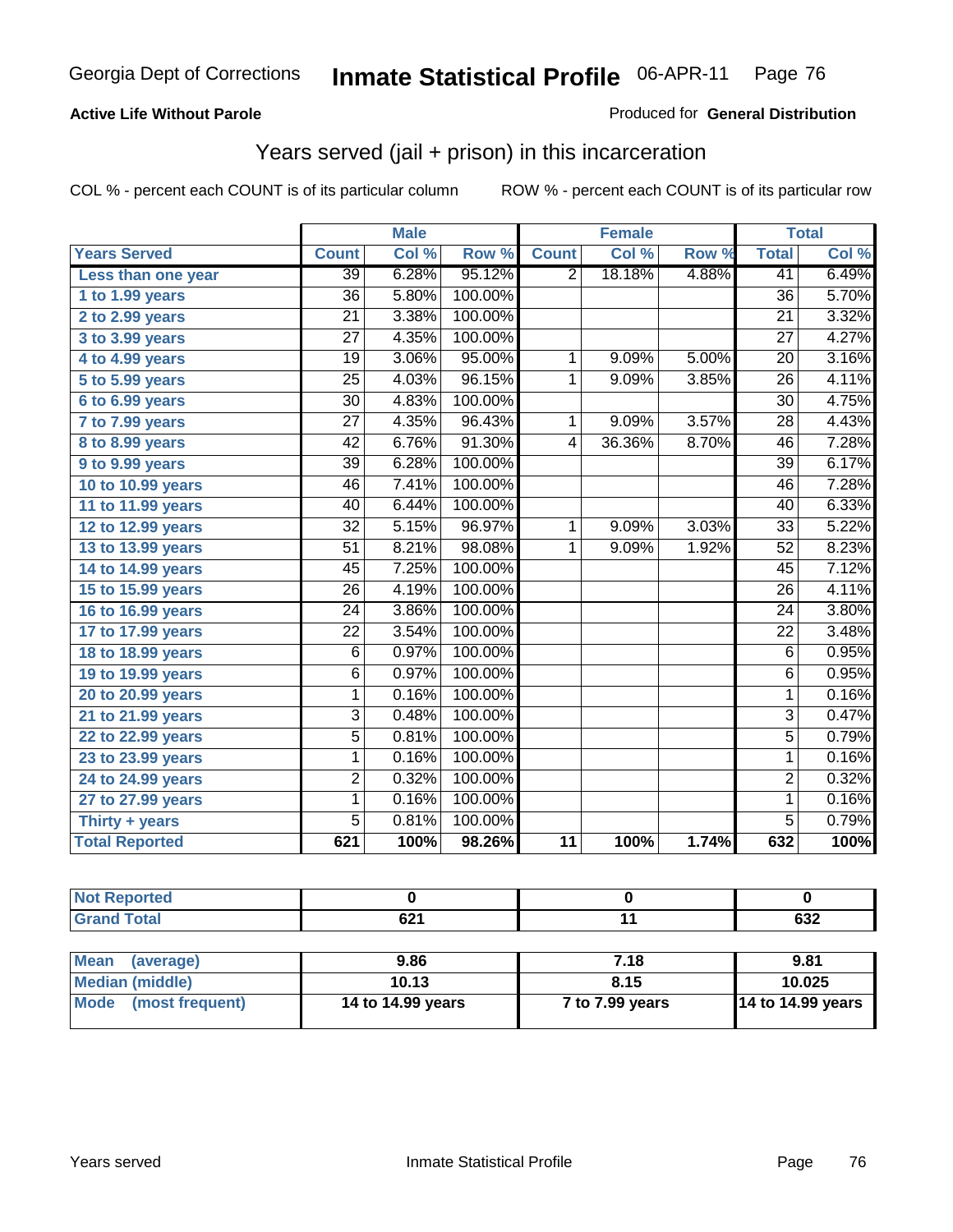Georgia Dept of Corrections **Inmate Statistical Profile** 06-APR-11

**Active Life Without Parole**

Produced for **General Distribution**

## Years served (jail + prison) in this incarceration

COL % - percent each COUNT is of its particular column ROW % - percent each COUNT is of its particular row

| Years Served | Male | | | Female | | | Total | |
|---|---|---|---|---|---|---|---|---|
| | Count | Col % | Row % | Count | Col % | Row % | Total | Col % |
| Less than one year | 39 | 6.28% | 95.12% | 2 | 18.18% | 4.88% | 41 | 6.49% |
| 1 to 1.99 years | 36 | 5.80% | 100.00% | | | | 36 | 5.70% |
| 2 to 2.99 years | 21 | 3.38% | 100.00% | | | | 21 | 3.32% |
| 3 to 3.99 years | 27 | 4.35% | 100.00% | | | | 27 | 4.27% |
| 4 to 4.99 years | 19 | 3.06% | 95.00% | 1 | 9.09% | 5.00% | 20 | 3.16% |
| 5 to 5.99 years | 25 | 4.03% | 96.15% | 1 | 9.09% | 3.85% | 26 | 4.11% |
| 6 to 6.99 years | 30 | 4.83% | 100.00% | | | | 30 | 4.75% |
| 7 to 7.99 years | 27 | 4.35% | 96.43% | 1 | 9.09% | 3.57% | 28 | 4.43% |
| 8 to 8.99 years | 42 | 6.76% | 91.30% | 4 | 36.36% | 8.70% | 46 | 7.28% |
| 9 to 9.99 years | 39 | 6.28% | 100.00% | | | | 39 | 6.17% |
| 10 to 10.99 years | 46 | 7.41% | 100.00% | | | | 46 | 7.28% |
| 11 to 11.99 years | 40 | 6.44% | 100.00% | | | | 40 | 6.33% |
| 12 to 12.99 years | 32 | 5.15% | 96.97% | 1 | 9.09% | 3.03% | 33 | 5.22% |
| 13 to 13.99 years | 51 | 8.21% | 98.08% | 1 | 9.09% | 1.92% | 52 | 8.23% |
| 14 to 14.99 years | 45 | 7.25% | 100.00% | | | | 45 | 7.12% |
| 15 to 15.99 years | 26 | 4.19% | 100.00% | | | | 26 | 4.11% |
| 16 to 16.99 years | 24 | 3.86% | 100.00% | | | | 24 | 3.80% |
| 17 to 17.99 years | 22 | 3.54% | 100.00% | | | | 22 | 3.48% |
| 18 to 18.99 years | 6 | 0.97% | 100.00% | | | | 6 | 0.95% |
| 19 to 19.99 years | 6 | 0.97% | 100.00% | | | | 6 | 0.95% |
| 20 to 20.99 years | 1 | 0.16% | 100.00% | | | | 1 | 0.16% |
| 21 to 21.99 years | 3 | 0.48% | 100.00% | | | | 3 | 0.47% |
| 22 to 22.99 years | 5 | 0.81% | 100.00% | | | | 5 | 0.79% |
| 23 to 23.99 years | 1 | 0.16% | 100.00% | | | | 1 | 0.16% |
| 24 to 24.99 years | 2 | 0.32% | 100.00% | | | | 2 | 0.32% |
| 27 to 27.99 years | 1 | 0.16% | 100.00% | | | | 1 | 0.16% |
| Thirty + years | 5 | 0.81% | 100.00% | | | | 5 | 0.79% |
| **Total Reported** | **621** | **100%** | **98.26%** | **11** | **100%** | **1.74%** | **632** | **100%** |

| | Male | Female | Total |
|---|---|---|---|
| Not Reported | 0 | 0 | 0 |
| Grand Total | 621 | 11 | 632 |

| | Male | Female | Total |
|---|---|---|---|
| Mean (average) | 9.86 | 7.18 | 9.81 |
| Median (middle) | 10.13 | 8.15 | 10.025 |
| Mode (most frequent) | 14 to 14.99 years | 7 to 7.99 years | 14 to 14.99 years |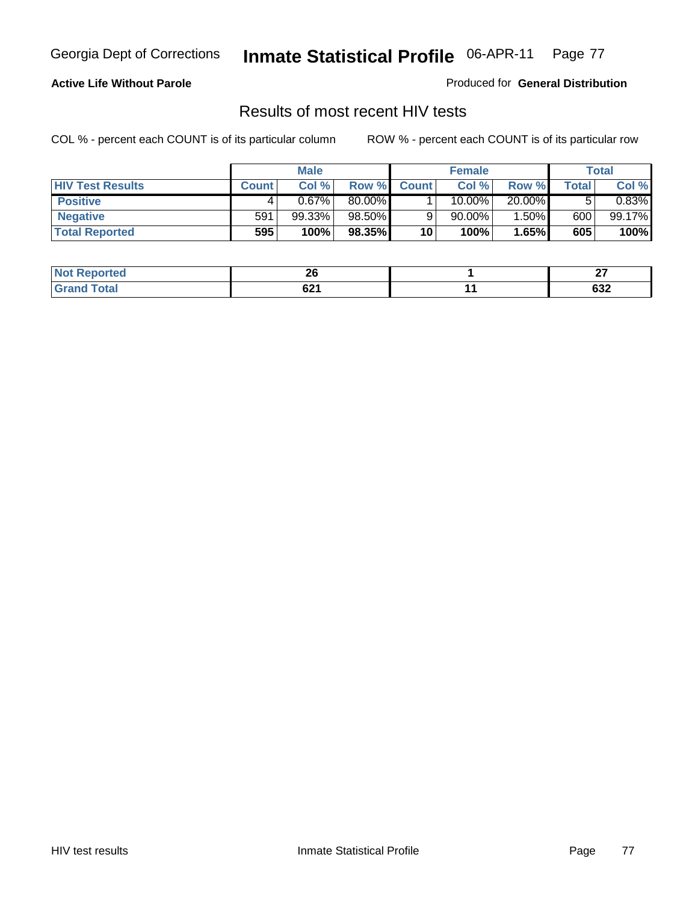**Active Life Without Parole**

Produced for **General Distribution**

## Results of most recent HIV tests

COL % - percent each COUNT is of its particular column

ROW % - percent each COUNT is of its particular row

| | Male | | | Female | | | Total | |
|---|---|---|---|---|---|---|---|---|
| **HIV Test Results** | **Count** | **Col %** | **Row %** | **Count** | **Col %** | **Row %** | **Total** | **Col %** |
| **Positive** | 4 | 0.67% | 80.00% | 1 | 10.00% | 20.00% | 5 | 0.83% |
| **Negative** | 591 | 99.33% | 98.50% | 9 | 90.00% | 1.50% | 600 | 99.17% |
| **Total Reported** | **595** | **100%** | **98.35%** | **10** | **100%** | **1.65%** | **605** | **100%** |

| | Male | Female | Total |
|---|---|---|---|
| **Not Reported** | **26** | **1** | **27** |
| **Grand Total** | **621** | **11** | **632** |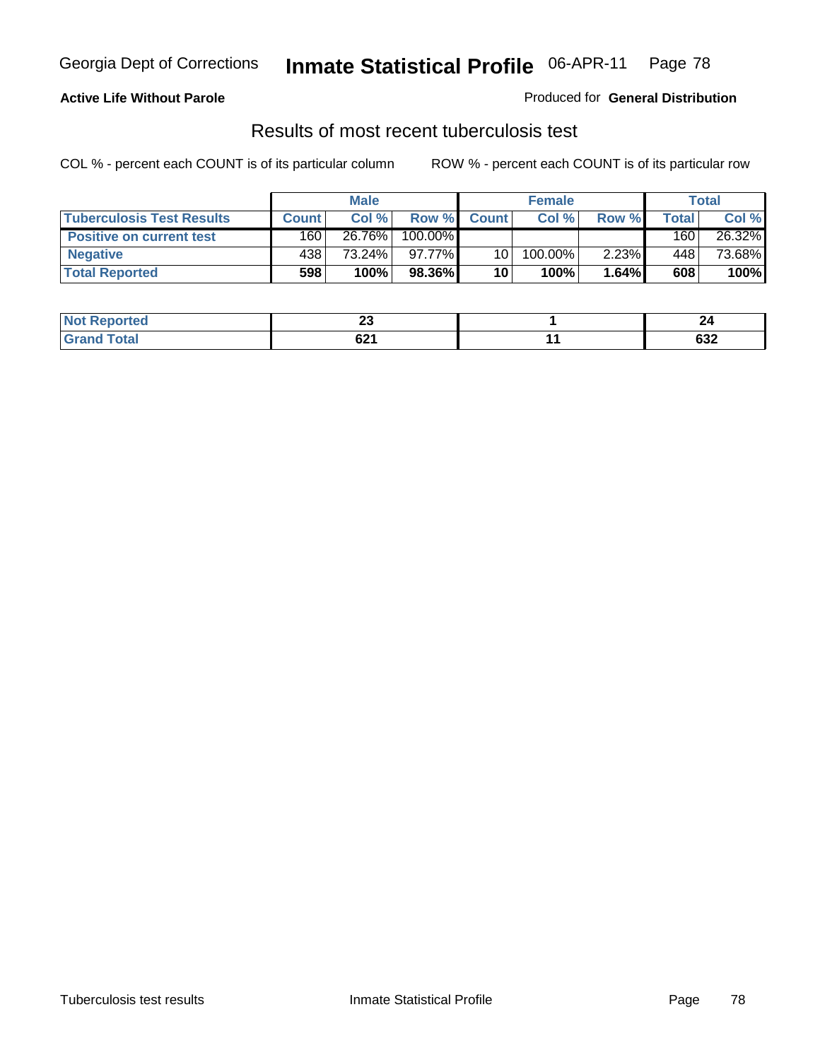**Active Life Without Parole**

Produced for **General Distribution**

## Results of most recent tuberculosis test

COL % - percent each COUNT is of its particular column

ROW % - percent each COUNT is of its particular row

| | Male | | | Female | | | Total | |
|---|---|---|---|---|---|---|---|---|
| **Tuberculosis Test Results** | **Count** | **Col %** | **Row %** | **Count** | **Col %** | **Row %** | **Total** | **Col %** |
| **Positive on current test** | 160 | 26.76% | 100.00% | | | | 160 | 26.32% |
| **Negative** | 438 | 73.24% | 97.77% | 10 | 100.00% | 2.23% | 448 | 73.68% |
| **Total Reported** | **598** | **100%** | **98.36%** | **10** | **100%** | **1.64%** | **608** | **100%** |

| | Male | Female | Total |
|---|---|---|---|
| **Not Reported** | **23** | **1** | **24** |
| **Grand Total** | **621** | **11** | **632** |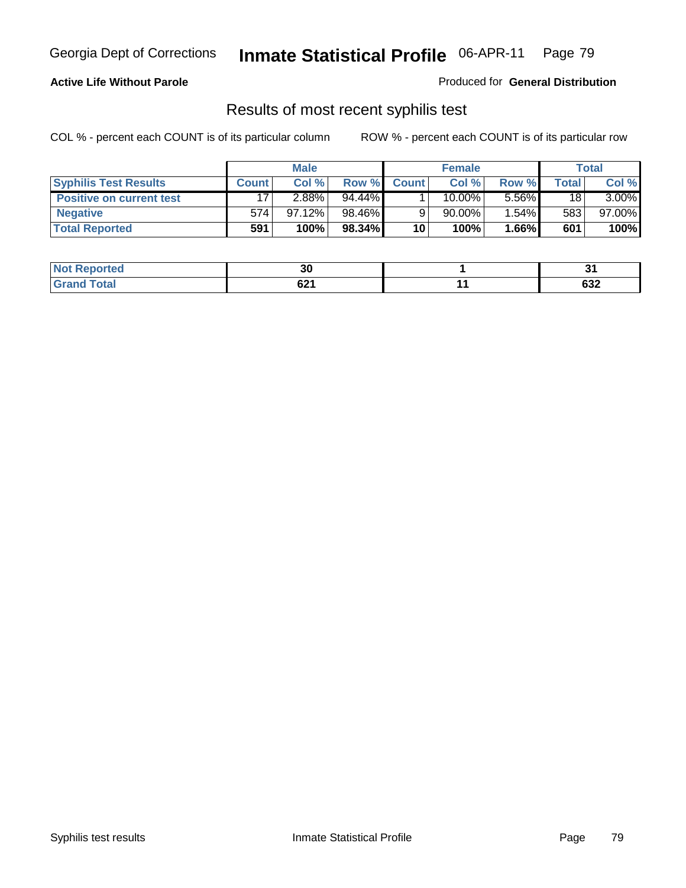Georgia Dept of Corrections **Inmate Statistical Profile** 06-APR-11

**Active Life Without Parole**

Produced for **General Distribution**

## Results of most recent syphilis test

COL % - percent each COUNT is of its particular column ROW % - percent each COUNT is of its particular row

| | Male | | | Female | | | Total | |
|---|---|---|---|---|---|---|---|---|
| **Syphilis Test Results** | **Count** | **Col %** | **Row %** | **Count** | **Col %** | **Row %** | **Total** | **Col %** |
| **Positive on current test** | 17 | 2.88% | 94.44% | 1 | 10.00% | 5.56% | 18 | 3.00% |
| **Negative** | 574 | 97.12% | 98.46% | 9 | 90.00% | 1.54% | 583 | 97.00% |
| **Total Reported** | **591** | **100%** | **98.34%** | **10** | **100%** | **1.66%** | **601** | **100%** |

| | Male | Female | Total |
|---|---|---|---|
| **Not Reported** | **30** | **1** | **31** |
| **Grand Total** | **621** | **11** | **632** |

Syphilis test results Inmate Statistical Profile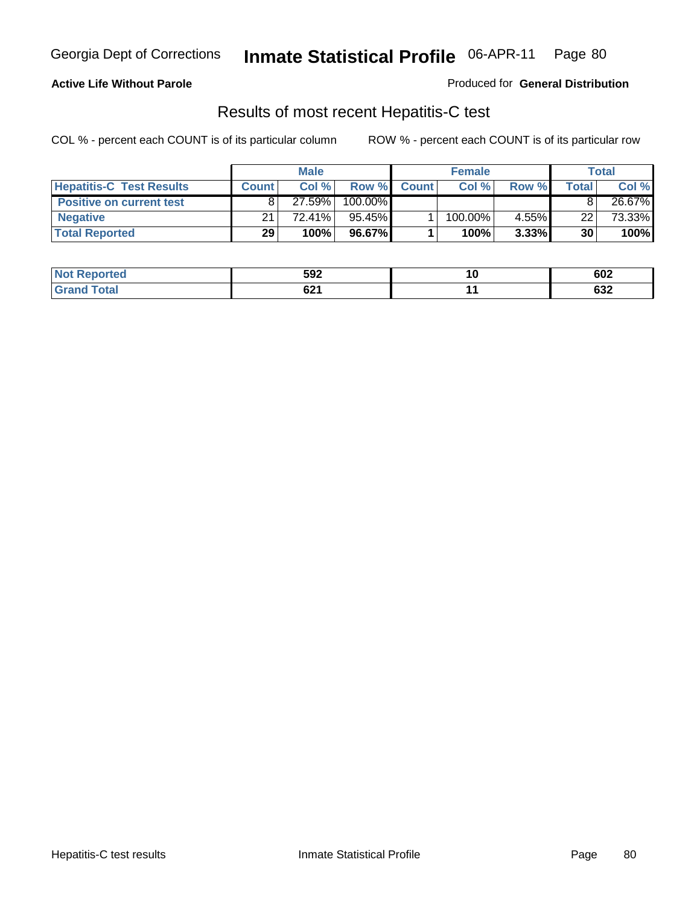Georgia Dept of Corrections **Inmate Statistical Profile** 06-APR-11

**Active Life Without Parole**

Produced for **General Distribution**

## Results of most recent Hepatitis-C test

COL % - percent each COUNT is of its particular column ROW % - percent each COUNT is of its particular row

| | Male | | | Female | | | Total | |
|---|---|---|---|---|---|---|---|---|
| **Hepatitis-C Test Results** | **Count** | **Col %** | **Row %** | **Count** | **Col %** | **Row %** | **Total** | **Col %** |
| **Positive on current test** | 8 | 27.59% | 100.00% | | | | 8 | 26.67% |
| **Negative** | 21 | 72.41% | 95.45% | 1 | 100.00% | 4.55% | 22 | 73.33% |
| **Total Reported** | **29** | **100%** | **96.67%** | **1** | **100%** | **3.33%** | **30** | **100%** |

| | Male | Female | Total |
|---|---|---|---|
| **Not Reported** | **592** | **10** | **602** |
| **Grand Total** | **621** | **11** | **632** |

Hepatitis-C test results Inmate Statistical Profile